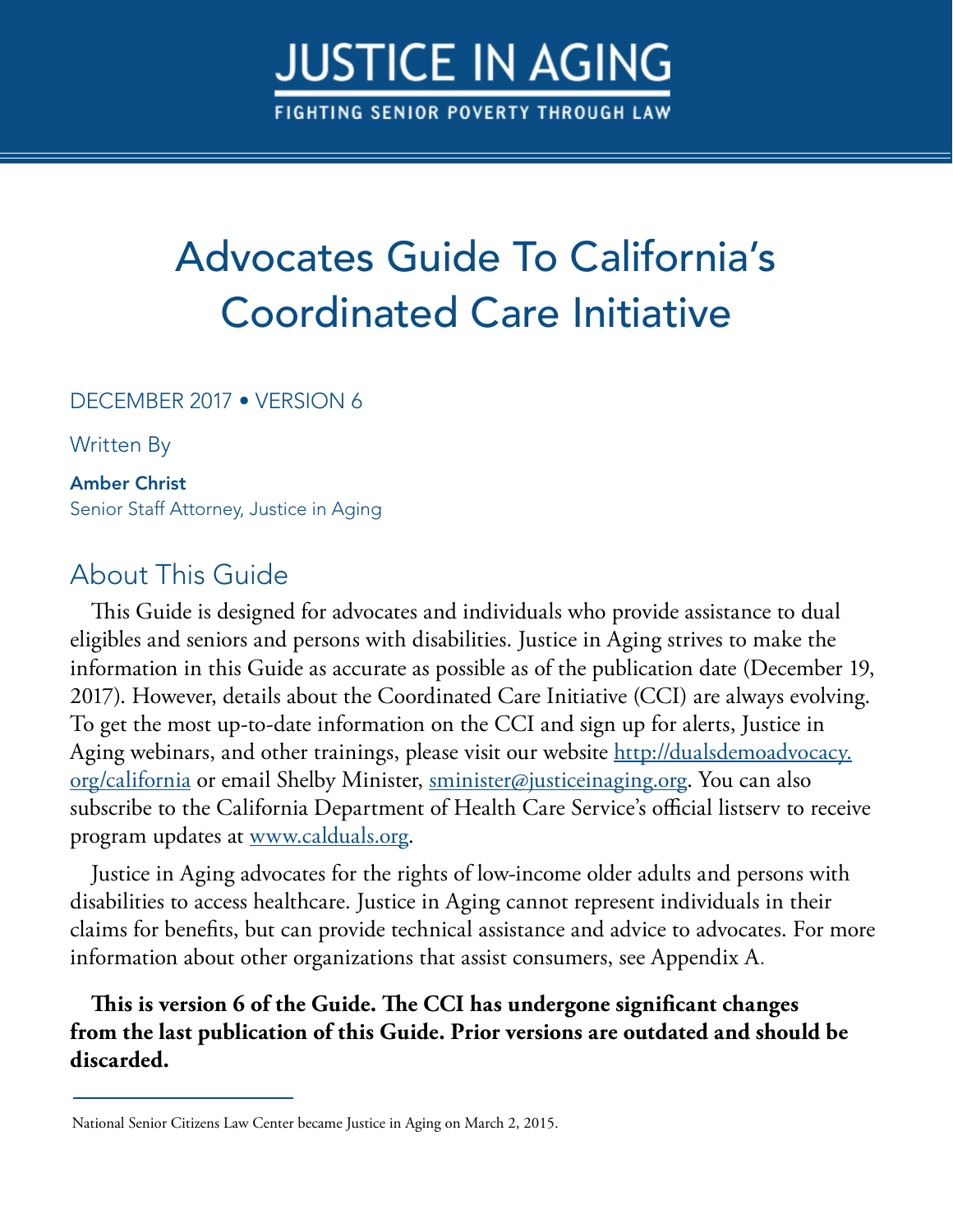# JUSTICE IN AGING

FIGHTING SENIOR POVERTY THROUGH LAW

# Advocates Guide To California's Coordinated Care Initiative

DECEMBER 2017 • VERSION 6

Written By

**Amber Christ**
Senior Staff Attorney, Justice in Aging

## About This Guide

This Guide is designed for advocates and individuals who provide assistance to dual eligibles and seniors and persons with disabilities. Justice in Aging strives to make the information in this Guide as accurate as possible as of the publication date (December 19, 2017). However, details about the Coordinated Care Initiative (CCI) are always evolving. To get the most up-to-date information on the CCI and sign up for alerts, Justice in Aging webinars, and other trainings, please visit our website [http://dualsdemoadvocacy.org/california](http://dualsdemoadvocacy.org/california) or email Shelby Minister, [sminister@justiceinaging.org](mailto:sminister@justiceinaging.org). You can also subscribe to the California Department of Health Care Service's official listserv to receive program updates at [www.calduals.org](http://www.calduals.org).

Justice in Aging advocates for the rights of low-income older adults and persons with disabilities to access healthcare. Justice in Aging cannot represent individuals in their claims for benefits, but can provide technical assistance and advice to advocates. For more information about other organizations that assist consumers, see Appendix A.

**This is version 6 of the Guide. The CCI has undergone significant changes from the last publication of this Guide. Prior versions are outdated and should be discarded.**

---

National Senior Citizens Law Center became Justice in Aging on March 2, 2015.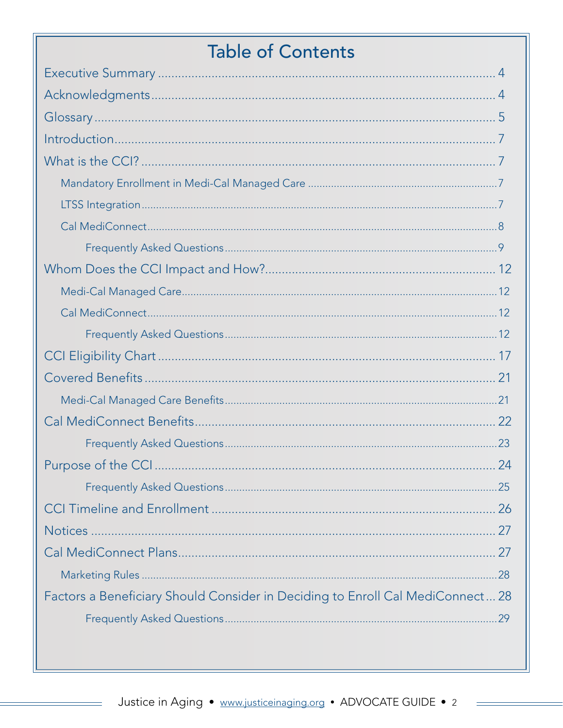# Table of Contents

Executive Summary .......... 4

Acknowledgments .......... 4

Glossary .......... 5

Introduction .......... 7

What is the CCI? .......... 7

- Mandatory Enrollment in Medi-Cal Managed Care .......... 7
- LTSS Integration .......... 7
- Cal MediConnect .......... 8
  - Frequently Asked Questions .......... 9

Whom Does the CCI Impact and How? .......... 12

- Medi-Cal Managed Care .......... 12
- Cal MediConnect .......... 12
  - Frequently Asked Questions .......... 12

CCI Eligibility Chart .......... 17

Covered Benefits .......... 21

- Medi-Cal Managed Care Benefits .......... 21

Cal MediConnect Benefits .......... 22

  - Frequently Asked Questions .......... 23

Purpose of the CCI .......... 24

  - Frequently Asked Questions .......... 25

CCI Timeline and Enrollment .......... 26

Notices .......... 27

Cal MediConnect Plans .......... 27

- Marketing Rules .......... 28

Factors a Beneficiary Should Consider in Deciding to Enroll Cal MediConnect .......... 28

  - Frequently Asked Questions .......... 29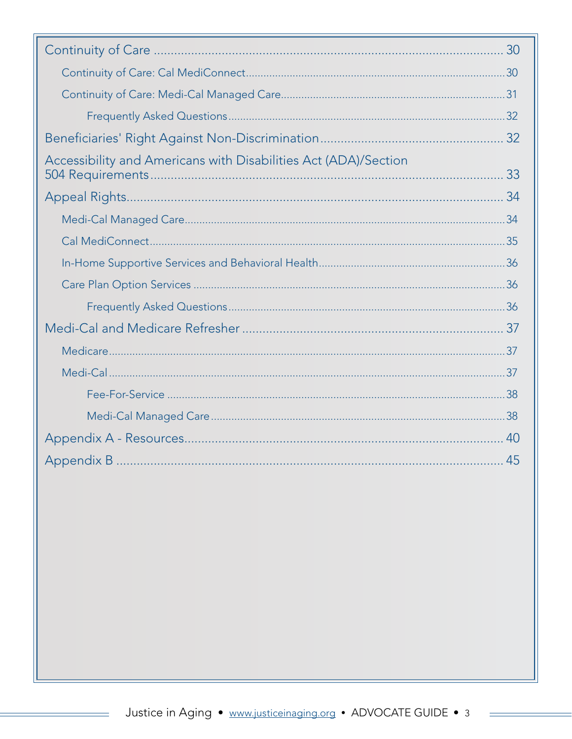- Continuity of Care ........................................................ 30
  - Continuity of Care: Cal MediConnect ........................................................ 30
  - Continuity of Care: Medi-Cal Managed Care ........................................................ 31
    - Frequently Asked Questions ........................................................ 32
- Beneficiaries' Right Against Non-Discrimination ........................................................ 32
- Accessibility and Americans with Disabilities Act (ADA)/Section 504 Requirements ........................................................ 33
- Appeal Rights ........................................................ 34
  - Medi-Cal Managed Care ........................................................ 34
  - Cal MediConnect ........................................................ 35
  - In-Home Supportive Services and Behavioral Health ........................................................ 36
  - Care Plan Option Services ........................................................ 36
    - Frequently Asked Questions ........................................................ 36
- Medi-Cal and Medicare Refresher ........................................................ 37
  - Medicare ........................................................ 37
  - Medi-Cal ........................................................ 37
    - Fee-For-Service ........................................................ 38
    - Medi-Cal Managed Care ........................................................ 38
- Appendix A - Resources ........................................................ 40
- Appendix B ........................................................ 45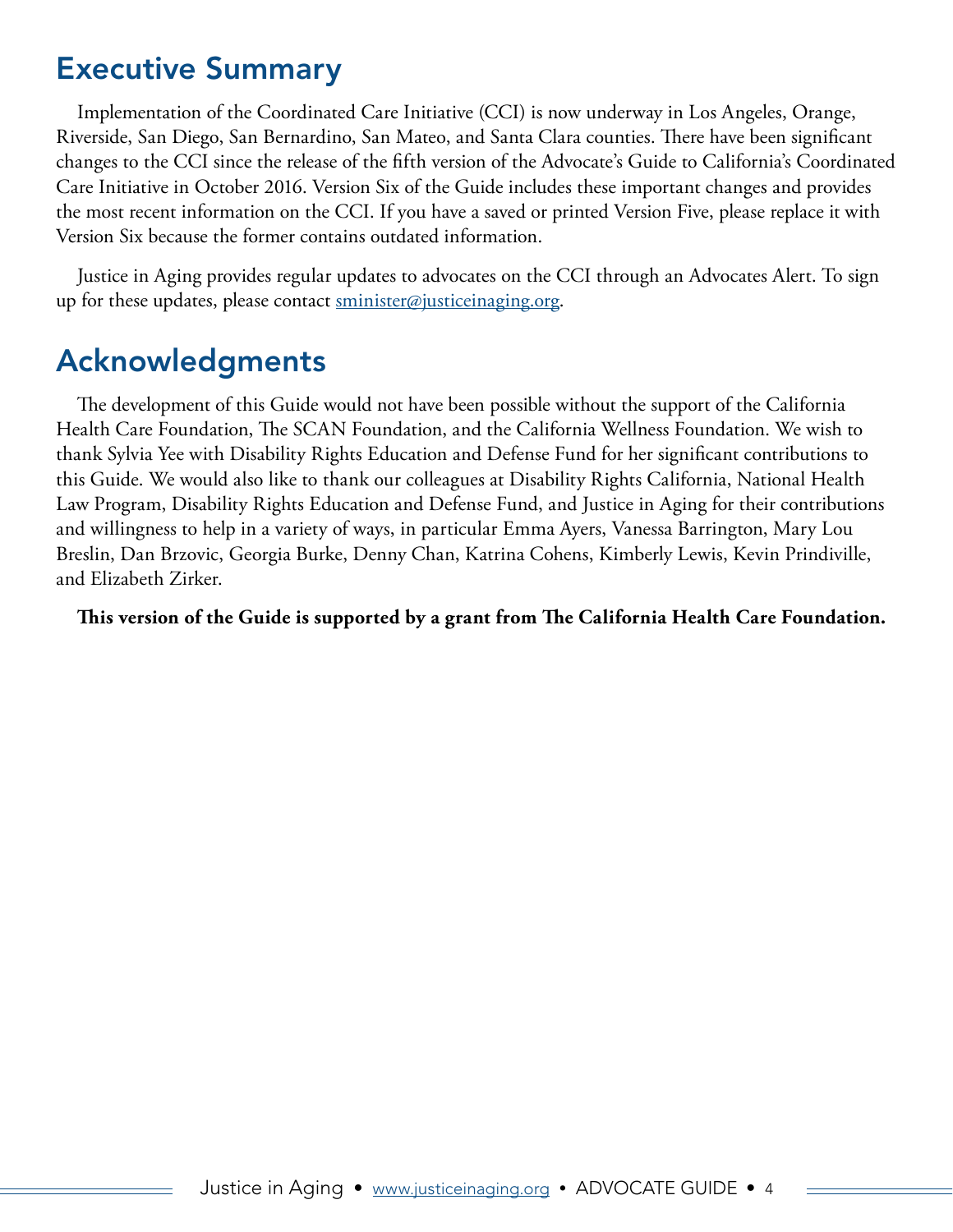## Executive Summary

Implementation of the Coordinated Care Initiative (CCI) is now underway in Los Angeles, Orange, Riverside, San Diego, San Bernardino, San Mateo, and Santa Clara counties. There have been significant changes to the CCI since the release of the fifth version of the Advocate's Guide to California's Coordinated Care Initiative in October 2016. Version Six of the Guide includes these important changes and provides the most recent information on the CCI. If you have a saved or printed Version Five, please replace it with Version Six because the former contains outdated information.

Justice in Aging provides regular updates to advocates on the CCI through an Advocates Alert. To sign up for these updates, please contact sminister@justiceinaging.org.

## Acknowledgments

The development of this Guide would not have been possible without the support of the California Health Care Foundation, The SCAN Foundation, and the California Wellness Foundation. We wish to thank Sylvia Yee with Disability Rights Education and Defense Fund for her significant contributions to this Guide. We would also like to thank our colleagues at Disability Rights California, National Health Law Program, Disability Rights Education and Defense Fund, and Justice in Aging for their contributions and willingness to help in a variety of ways, in particular Emma Ayers, Vanessa Barrington, Mary Lou Breslin, Dan Brzovic, Georgia Burke, Denny Chan, Katrina Cohens, Kimberly Lewis, Kevin Prindiville, and Elizabeth Zirker.

**This version of the Guide is supported by a grant from The California Health Care Foundation.**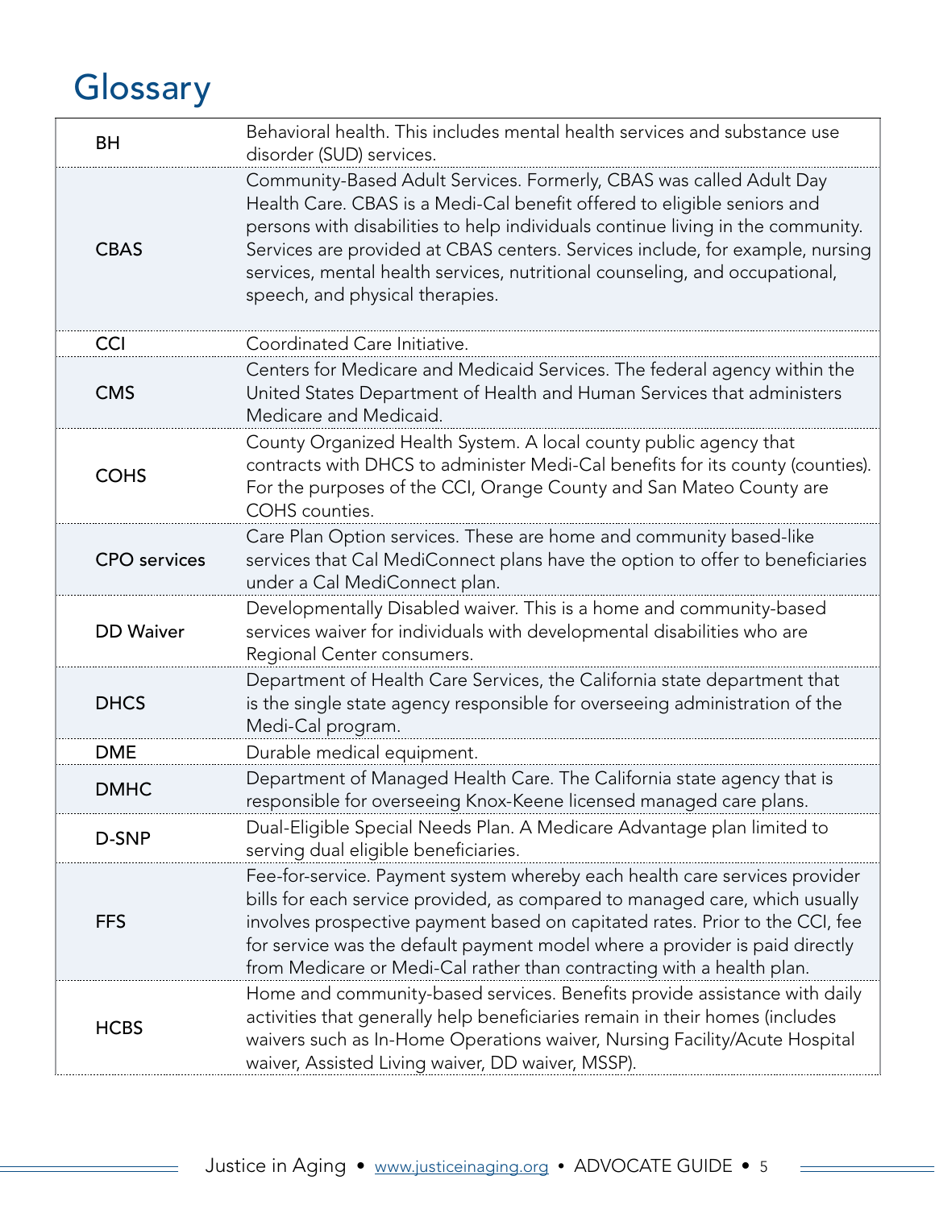# Glossary

| Term | Definition |
|---|---|
| BH | Behavioral health. This includes mental health services and substance use disorder (SUD) services. |
| CBAS | Community-Based Adult Services. Formerly, CBAS was called Adult Day Health Care. CBAS is a Medi-Cal benefit offered to eligible seniors and persons with disabilities to help individuals continue living in the community. Services are provided at CBAS centers. Services include, for example, nursing services, mental health services, nutritional counseling, and occupational, speech, and physical therapies. |
| CCI | Coordinated Care Initiative. |
| CMS | Centers for Medicare and Medicaid Services. The federal agency within the United States Department of Health and Human Services that administers Medicare and Medicaid. |
| COHS | County Organized Health System. A local county public agency that contracts with DHCS to administer Medi-Cal benefits for its county (counties). For the purposes of the CCI, Orange County and San Mateo County are COHS counties. |
| CPO services | Care Plan Option services. These are home and community based-like services that Cal MediConnect plans have the option to offer to beneficiaries under a Cal MediConnect plan. |
| DD Waiver | Developmentally Disabled waiver. This is a home and community-based services waiver for individuals with developmental disabilities who are Regional Center consumers. |
| DHCS | Department of Health Care Services, the California state department that is the single state agency responsible for overseeing administration of the Medi-Cal program. |
| DME | Durable medical equipment. |
| DMHC | Department of Managed Health Care. The California state agency that is responsible for overseeing Knox-Keene licensed managed care plans. |
| D-SNP | Dual-Eligible Special Needs Plan. A Medicare Advantage plan limited to serving dual eligible beneficiaries. |
| FFS | Fee-for-service. Payment system whereby each health care services provider bills for each service provided, as compared to managed care, which usually involves prospective payment based on capitated rates. Prior to the CCI, fee for service was the default payment model where a provider is paid directly from Medicare or Medi-Cal rather than contracting with a health plan. |
| HCBS | Home and community-based services. Benefits provide assistance with daily activities that generally help beneficiaries remain in their homes (includes waivers such as In-Home Operations waiver, Nursing Facility/Acute Hospital waiver, Assisted Living waiver, DD waiver, MSSP). |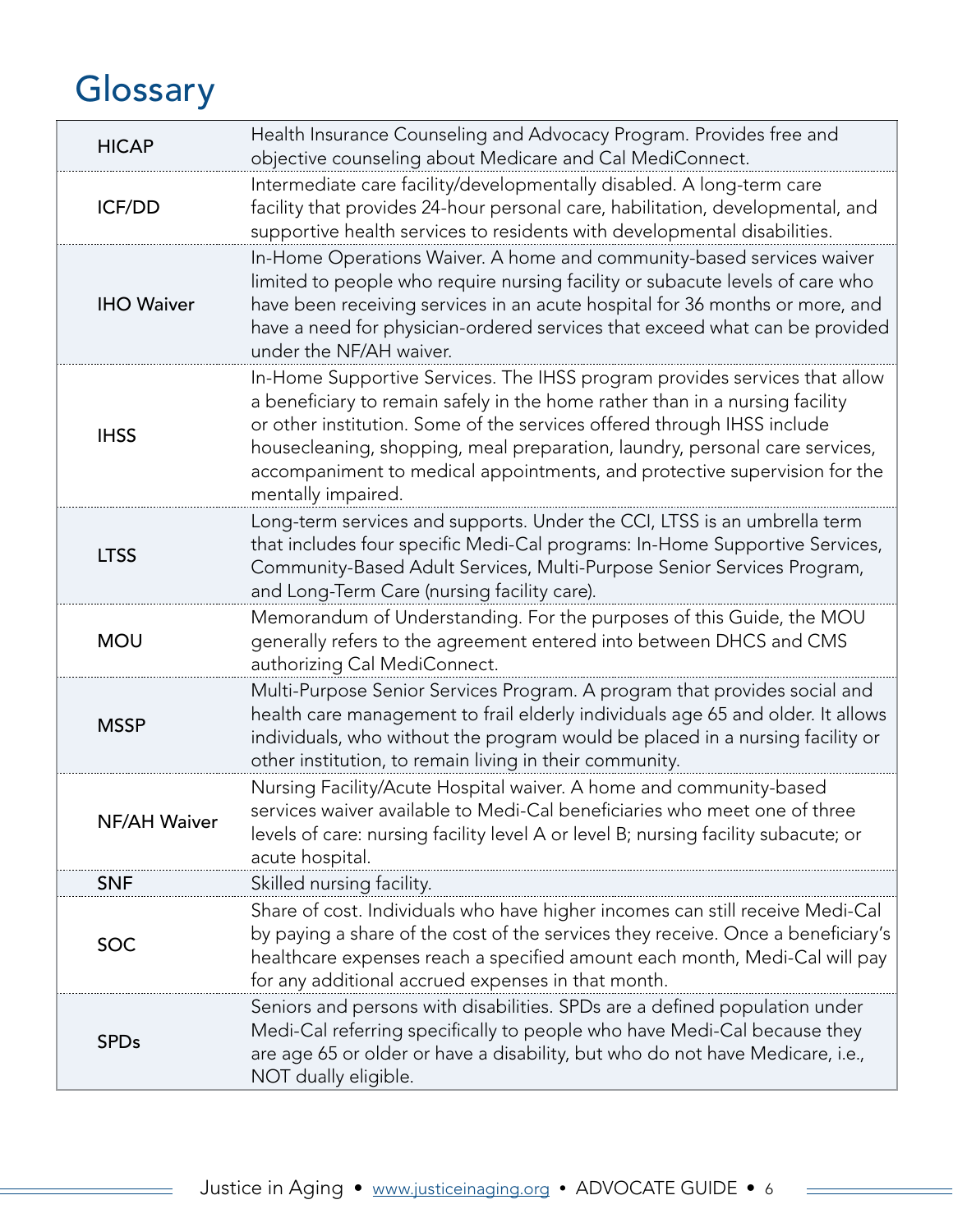# Glossary

| | |
|---|---|
| **HICAP** | Health Insurance Counseling and Advocacy Program. Provides free and objective counseling about Medicare and Cal MediConnect. |
| **ICF/DD** | Intermediate care facility/developmentally disabled. A long-term care facility that provides 24-hour personal care, habilitation, developmental, and supportive health services to residents with developmental disabilities. |
| **IHO Waiver** | In-Home Operations Waiver. A home and community-based services waiver limited to people who require nursing facility or subacute levels of care who have been receiving services in an acute hospital for 36 months or more, and have a need for physician-ordered services that exceed what can be provided under the NF/AH waiver. |
| **IHSS** | In-Home Supportive Services. The IHSS program provides services that allow a beneficiary to remain safely in the home rather than in a nursing facility or other institution. Some of the services offered through IHSS include housecleaning, shopping, meal preparation, laundry, personal care services, accompaniment to medical appointments, and protective supervision for the mentally impaired. |
| **LTSS** | Long-term services and supports. Under the CCI, LTSS is an umbrella term that includes four specific Medi-Cal programs: In-Home Supportive Services, Community-Based Adult Services, Multi-Purpose Senior Services Program, and Long-Term Care (nursing facility care). |
| **MOU** | Memorandum of Understanding. For the purposes of this Guide, the MOU generally refers to the agreement entered into between DHCS and CMS authorizing Cal MediConnect. |
| **MSSP** | Multi-Purpose Senior Services Program. A program that provides social and health care management to frail elderly individuals age 65 and older. It allows individuals, who without the program would be placed in a nursing facility or other institution, to remain living in their community. |
| **NF/AH Waiver** | Nursing Facility/Acute Hospital waiver. A home and community-based services waiver available to Medi-Cal beneficiaries who meet one of three levels of care: nursing facility level A or level B; nursing facility subacute; or acute hospital. |
| **SNF** | Skilled nursing facility. |
| **SOC** | Share of cost. Individuals who have higher incomes can still receive Medi-Cal by paying a share of the cost of the services they receive. Once a beneficiary's healthcare expenses reach a specified amount each month, Medi-Cal will pay for any additional accrued expenses in that month. |
| **SPDs** | Seniors and persons with disabilities. SPDs are a defined population under Medi-Cal referring specifically to people who have Medi-Cal because they are age 65 or older or have a disability, but who do not have Medicare, i.e., NOT dually eligible. |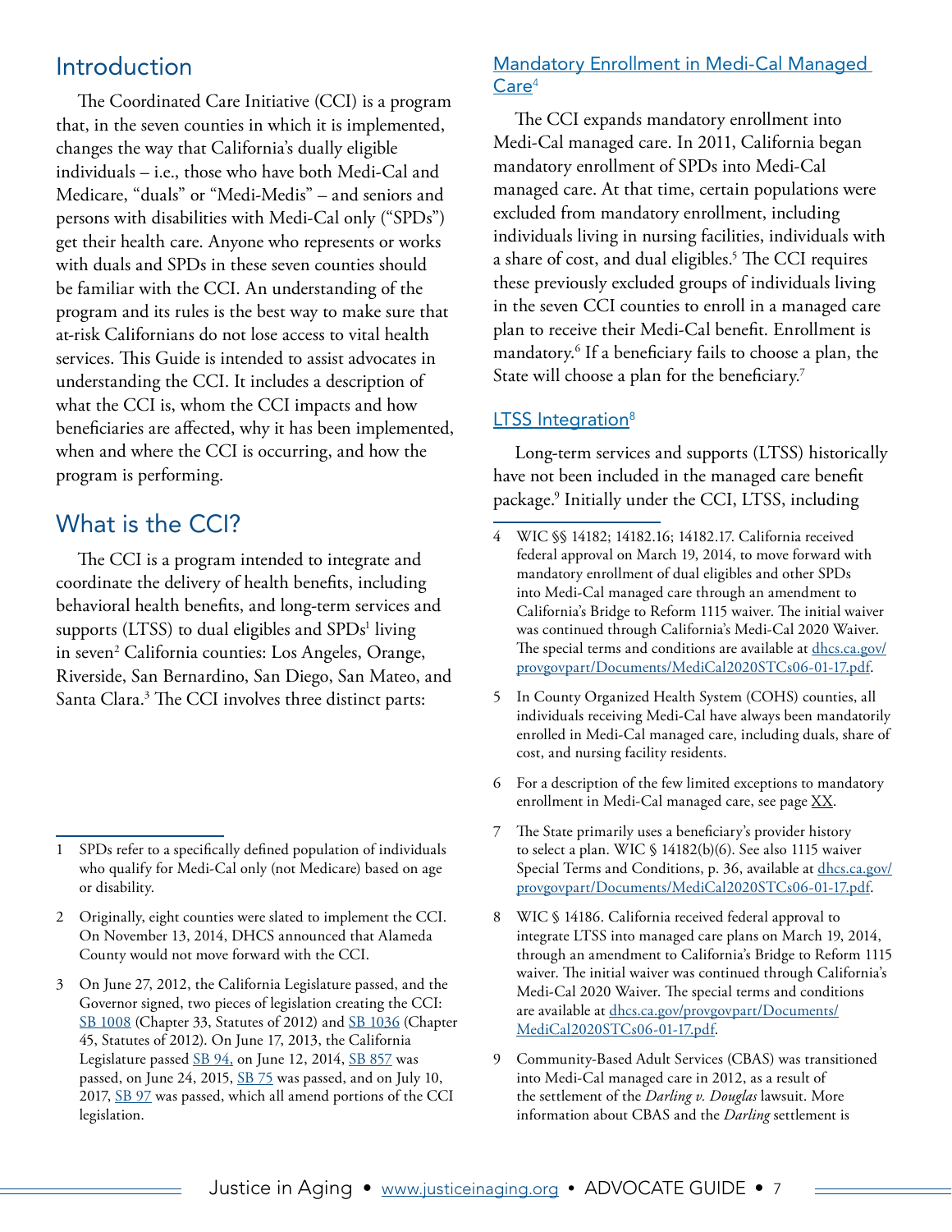## Introduction

The Coordinated Care Initiative (CCI) is a program that, in the seven counties in which it is implemented, changes the way that California's dually eligible individuals – i.e., those who have both Medi-Cal and Medicare, "duals" or "Medi-Medis" – and seniors and persons with disabilities with Medi-Cal only ("SPDs") get their health care. Anyone who represents or works with duals and SPDs in these seven counties should be familiar with the CCI. An understanding of the program and its rules is the best way to make sure that at-risk Californians do not lose access to vital health services. This Guide is intended to assist advocates in understanding the CCI. It includes a description of what the CCI is, whom the CCI impacts and how beneficiaries are affected, why it has been implemented, when and where the CCI is occurring, and how the program is performing.

## What is the CCI?

The CCI is a program intended to integrate and coordinate the delivery of health benefits, including behavioral health benefits, and long-term services and supports (LTSS) to dual eligibles and SPDs[1] living in seven[2] California counties: Los Angeles, Orange, Riverside, San Bernardino, San Diego, San Mateo, and Santa Clara.[3] The CCI involves three distinct parts:

### Mandatory Enrollment in Medi-Cal Managed Care[4]

The CCI expands mandatory enrollment into Medi-Cal managed care. In 2011, California began mandatory enrollment of SPDs into Medi-Cal managed care. At that time, certain populations were excluded from mandatory enrollment, including individuals living in nursing facilities, individuals with a share of cost, and dual eligibles.[5] The CCI requires these previously excluded groups of individuals living in the seven CCI counties to enroll in a managed care plan to receive their Medi-Cal benefit. Enrollment is mandatory.[6] If a beneficiary fails to choose a plan, the State will choose a plan for the beneficiary.[7]

### LTSS Integration[8]

Long-term services and supports (LTSS) historically have not been included in the managed care benefit package.[9] Initially under the CCI, LTSS, including

---

1 SPDs refer to a specifically defined population of individuals who qualify for Medi-Cal only (not Medicare) based on age or disability.

2 Originally, eight counties were slated to implement the CCI. On November 13, 2014, DHCS announced that Alameda County would not move forward with the CCI.

3 On June 27, 2012, the California Legislature passed, and the Governor signed, two pieces of legislation creating the CCI: SB 1008 (Chapter 33, Statutes of 2012) and SB 1036 (Chapter 45, Statutes of 2012). On June 17, 2013, the California Legislature passed SB 94, on June 12, 2014, SB 857 was passed, on June 24, 2015, SB 75 was passed, and on July 10, 2017, SB 97 was passed, which all amend portions of the CCI legislation.

4 WIC §§ 14182; 14182.16; 14182.17. California received federal approval on March 19, 2014, to move forward with mandatory enrollment of dual eligibles and other SPDs into Medi-Cal managed care through an amendment to California's Bridge to Reform 1115 waiver. The initial waiver was continued through California's Medi-Cal 2020 Waiver. The special terms and conditions are available at dhcs.ca.gov/provgovpart/Documents/MediCal2020STCs06-01-17.pdf.

5 In County Organized Health System (COHS) counties, all individuals receiving Medi-Cal have always been mandatorily enrolled in Medi-Cal managed care, including duals, share of cost, and nursing facility residents.

6 For a description of the few limited exceptions to mandatory enrollment in Medi-Cal managed care, see page XX.

7 The State primarily uses a beneficiary's provider history to select a plan. WIC § 14182(b)(6). See also 1115 waiver Special Terms and Conditions, p. 36, available at dhcs.ca.gov/provgovpart/Documents/MediCal2020STCs06-01-17.pdf.

8 WIC § 14186. California received federal approval to integrate LTSS into managed care plans on March 19, 2014, through an amendment to California's Bridge to Reform 1115 waiver. The initial waiver was continued through California's Medi-Cal 2020 Waiver. The special terms and conditions are available at dhcs.ca.gov/provgovpart/Documents/MediCal2020STCs06-01-17.pdf.

9 Community-Based Adult Services (CBAS) was transitioned into Medi-Cal managed care in 2012, as a result of the settlement of the *Darling v. Douglas* lawsuit. More information about CBAS and the *Darling* settlement is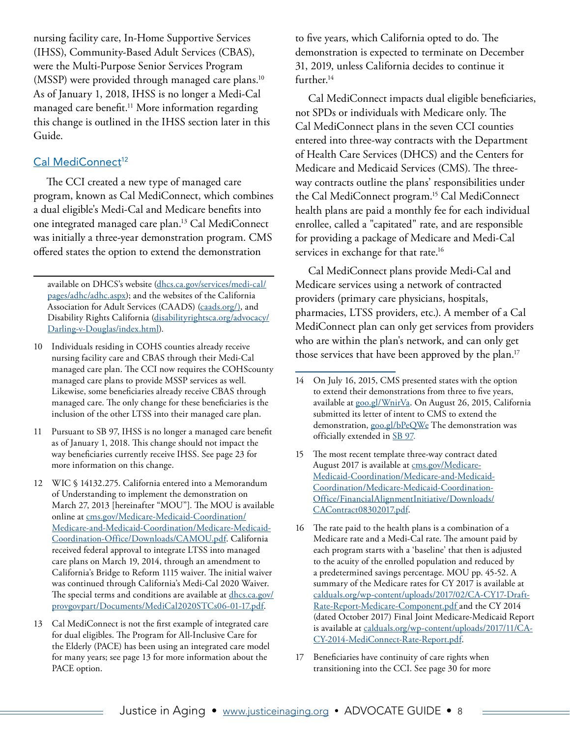nursing facility care, In-Home Supportive Services (IHSS), Community-Based Adult Services (CBAS), were the Multi-Purpose Senior Services Program (MSSP) were provided through managed care plans.[10] As of January 1, 2018, IHSS is no longer a Medi-Cal managed care benefit.[11] More information regarding this change is outlined in the IHSS section later in this Guide.

## Cal MediConnect[12]

The CCI created a new type of managed care program, known as Cal MediConnect, which combines a dual eligible's Medi-Cal and Medicare benefits into one integrated managed care plan.[13] Cal MediConnect was initially a three-year demonstration program. CMS offered states the option to extend the demonstration to five years, which California opted to do. The demonstration is expected to terminate on December 31, 2019, unless California decides to continue it further.[14]

Cal MediConnect impacts dual eligible beneficiaries, not SPDs or individuals with Medicare only. The Cal MediConnect plans in the seven CCI counties entered into three-way contracts with the Department of Health Care Services (DHCS) and the Centers for Medicare and Medicaid Services (CMS). The three-way contracts outline the plans' responsibilities under the Cal MediConnect program.[15] Cal MediConnect health plans are paid a monthly fee for each individual enrollee, called a "capitated" rate, and are responsible for providing a package of Medicare and Medi-Cal services in exchange for that rate.[16]

Cal MediConnect plans provide Medi-Cal and Medicare services using a network of contracted providers (primary care physicians, hospitals, pharmacies, LTSS providers, etc.). A member of a Cal MediConnect plan can only get services from providers who are within the plan's network, and can only get those services that have been approved by the plan.[17]

---

available on DHCS's website (dhcs.ca.gov/services/medi-cal/pages/adhc/adhc.aspx); and the websites of the California Association for Adult Services (CAADS) (caads.org/), and Disability Rights California (disabilityrightsca.org/advocacy/Darling-v-Douglas/index.html).

10 Individuals residing in COHS counties already receive nursing facility care and CBAS through their Medi-Cal managed care plan. The CCI now requires the COHScounty managed care plans to provide MSSP services as well. Likewise, some beneficiaries already receive CBAS through managed care. The only change for these beneficiaries is the inclusion of the other LTSS into their managed care plan.

11 Pursuant to SB 97, IHSS is no longer a managed care benefit as of January 1, 2018. This change should not impact the way beneficiaries currently receive IHSS. See page 23 for more information on this change.

12 WIC § 14132.275. California entered into a Memorandum of Understanding to implement the demonstration on March 27, 2013 [hereinafter "MOU"]. The MOU is available online at cms.gov/Medicare-Medicaid-Coordination/Medicare-and-Medicaid-Coordination/Medicare-Medicaid-Coordination-Office/Downloads/CAMOU.pdf. California received federal approval to integrate LTSS into managed care plans on March 19, 2014, through an amendment to California's Bridge to Reform 1115 waiver. The initial waiver was continued through California's Medi-Cal 2020 Waiver. The special terms and conditions are available at dhcs.ca.gov/provgovpart/Documents/MediCal2020STCs06-01-17.pdf.

13 Cal MediConnect is not the first example of integrated care for dual eligibles. The Program for All-Inclusive Care for the Elderly (PACE) has been using an integrated care model for many years; see page 13 for more information about the PACE option.

14 On July 16, 2015, CMS presented states with the option to extend their demonstrations from three to five years, available at goo.gl/WnirVa. On August 26, 2015, California submitted its letter of intent to CMS to extend the demonstration, goo.gl/bPeQWe The demonstration was officially extended in SB 97.

15 The most recent template three-way contract dated August 2017 is available at cms.gov/Medicare-Medicaid-Coordination/Medicare-and-Medicaid-Coordination/Medicare-Medicaid-Coordination-Office/FinancialAlignmentInitiative/Downloads/CAContract08302017.pdf.

16 The rate paid to the health plans is a combination of a Medicare rate and a Medi-Cal rate. The amount paid by each program starts with a 'baseline' that then is adjusted to the acuity of the enrolled population and reduced by a predetermined savings percentage. MOU pp. 45-52. A summary of the Medicare rates for CY 2017 is available at calduals.org/wp-content/uploads/2017/02/CA-CY17-Draft-Rate-Report-Medicare-Component.pdf and the CY 2014 (dated October 2017) Final Joint Medicare-Medicaid Report is available at calduals.org/wp-content/uploads/2017/11/CA-CY-2014-MediConnect-Rate-Report.pdf.

17 Beneficiaries have continuity of care rights when transitioning into the CCI. See page 30 for more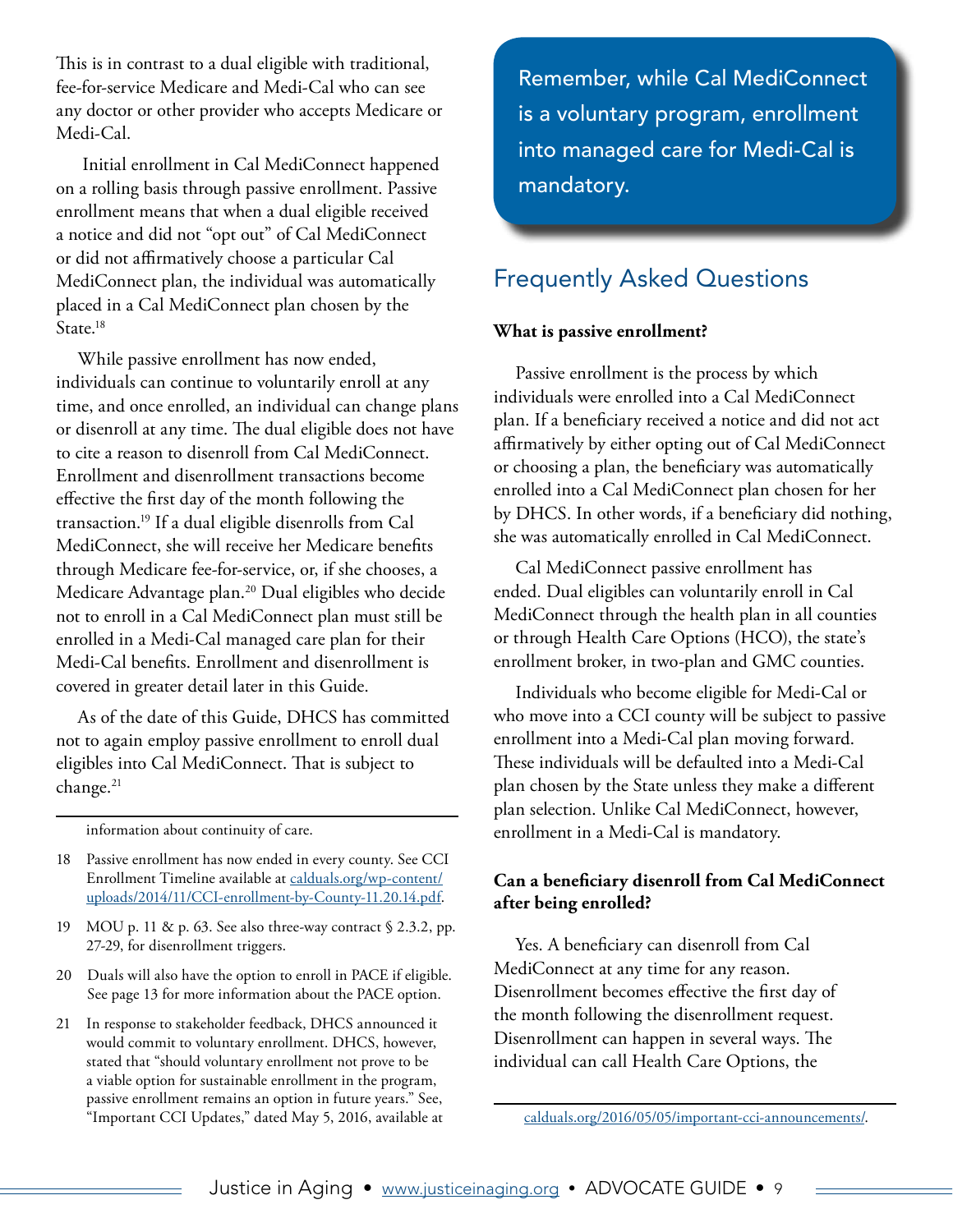This is in contrast to a dual eligible with traditional, fee-for-service Medicare and Medi-Cal who can see any doctor or other provider who accepts Medicare or Medi-Cal.

Initial enrollment in Cal MediConnect happened on a rolling basis through passive enrollment. Passive enrollment means that when a dual eligible received a notice and did not "opt out" of Cal MediConnect or did not affirmatively choose a particular Cal MediConnect plan, the individual was automatically placed in a Cal MediConnect plan chosen by the State.[18]

While passive enrollment has now ended, individuals can continue to voluntarily enroll at any time, and once enrolled, an individual can change plans or disenroll at any time. The dual eligible does not have to cite a reason to disenroll from Cal MediConnect. Enrollment and disenrollment transactions become effective the first day of the month following the transaction.[19] If a dual eligible disenrolls from Cal MediConnect, she will receive her Medicare benefits through Medicare fee-for-service, or, if she chooses, a Medicare Advantage plan.[20] Dual eligibles who decide not to enroll in a Cal MediConnect plan must still be enrolled in a Medi-Cal managed care plan for their Medi-Cal benefits. Enrollment and disenrollment is covered in greater detail later in this Guide.

As of the date of this Guide, DHCS has committed not to again employ passive enrollment to enroll dual eligibles into Cal MediConnect. That is subject to change.[21]

> Remember, while Cal MediConnect is a voluntary program, enrollment into managed care for Medi-Cal is mandatory.

## Frequently Asked Questions

**What is passive enrollment?**

Passive enrollment is the process by which individuals were enrolled into a Cal MediConnect plan. If a beneficiary received a notice and did not act affirmatively by either opting out of Cal MediConnect or choosing a plan, the beneficiary was automatically enrolled into a Cal MediConnect plan chosen for her by DHCS. In other words, if a beneficiary did nothing, she was automatically enrolled in Cal MediConnect.

Cal MediConnect passive enrollment has ended. Dual eligibles can voluntarily enroll in Cal MediConnect through the health plan in all counties or through Health Care Options (HCO), the state's enrollment broker, in two-plan and GMC counties.

Individuals who become eligible for Medi-Cal or who move into a CCI county will be subject to passive enrollment into a Medi-Cal plan moving forward. These individuals will be defaulted into a Medi-Cal plan chosen by the State unless they make a different plan selection. Unlike Cal MediConnect, however, enrollment in a Medi-Cal is mandatory.

**Can a beneficiary disenroll from Cal MediConnect after being enrolled?**

Yes. A beneficiary can disenroll from Cal MediConnect at any time for any reason. Disenrollment becomes effective the first day of the month following the disenrollment request. Disenrollment can happen in several ways. The individual can call Health Care Options, the

---

information about continuity of care.

18 Passive enrollment has now ended in every county. See CCI Enrollment Timeline available at calduals.org/wp-content/uploads/2014/11/CCI-enrollment-by-County-11.20.14.pdf.

19 MOU p. 11 & p. 63. See also three-way contract § 2.3.2, pp. 27-29, for disenrollment triggers.

20 Duals will also have the option to enroll in PACE if eligible. See page 13 for more information about the PACE option.

21 In response to stakeholder feedback, DHCS announced it would commit to voluntary enrollment. DHCS, however, stated that "should voluntary enrollment not prove to be a viable option for sustainable enrollment in the program, passive enrollment remains an option in future years." See, "Important CCI Updates," dated May 5, 2016, available at calduals.org/2016/05/05/important-cci-announcements/.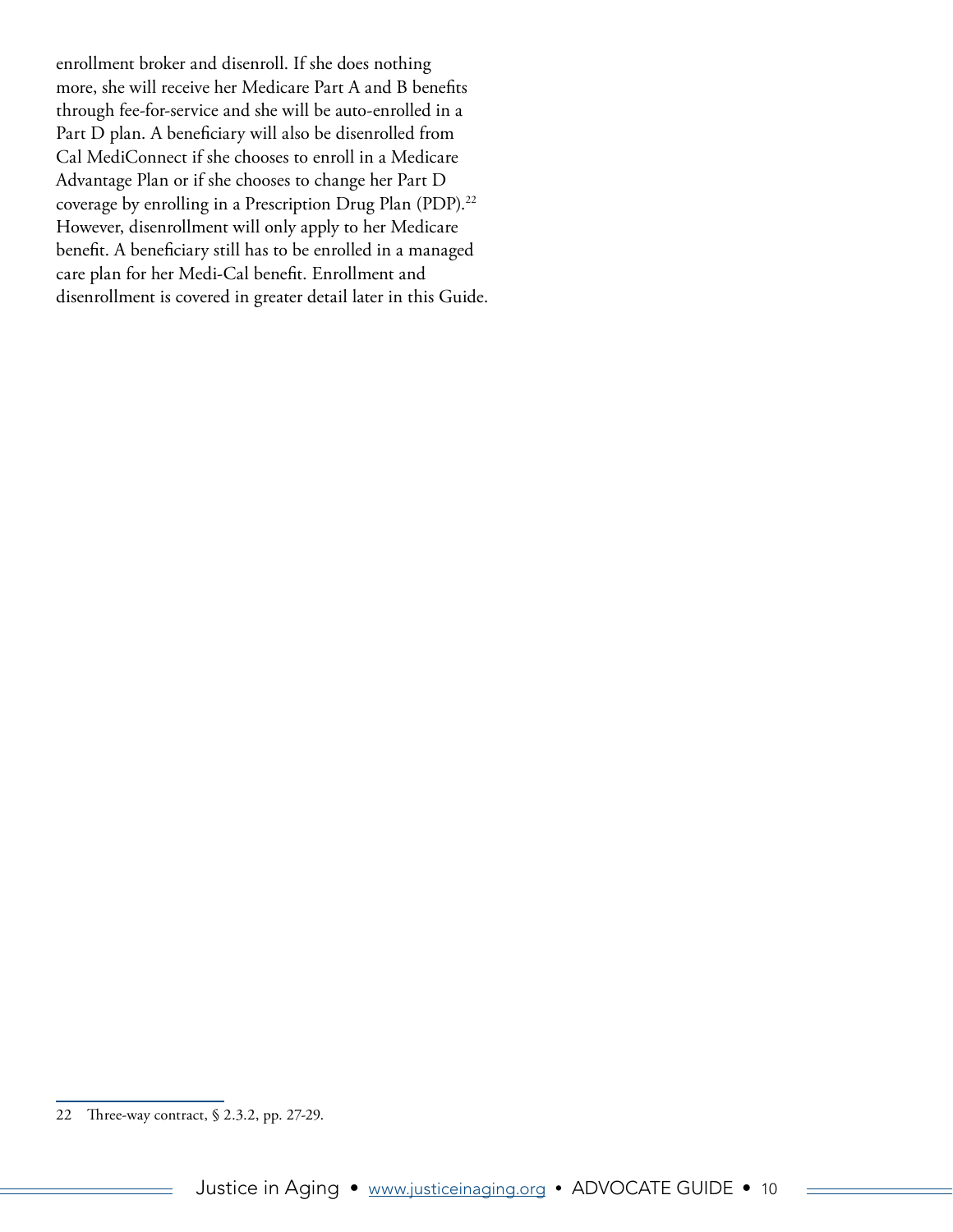enrollment broker and disenroll. If she does nothing more, she will receive her Medicare Part A and B benefits through fee-for-service and she will be auto-enrolled in a Part D plan. A beneficiary will also be disenrolled from Cal MediConnect if she chooses to enroll in a Medicare Advantage Plan or if she chooses to change her Part D coverage by enrolling in a Prescription Drug Plan (PDP).[22] However, disenrollment will only apply to her Medicare benefit. A beneficiary still has to be enrolled in a managed care plan for her Medi-Cal benefit. Enrollment and disenrollment is covered in greater detail later in this Guide.

---

22 Three-way contract, § 2.3.2, pp. 27-29.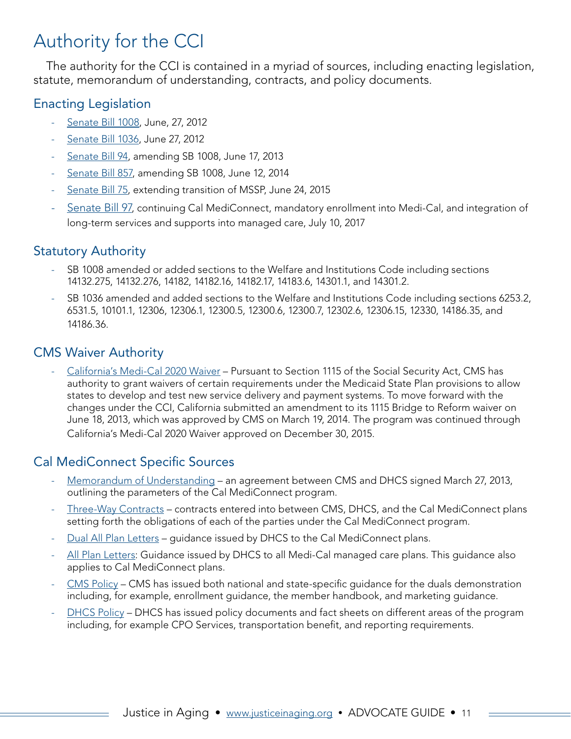# Authority for the CCI

The authority for the CCI is contained in a myriad of sources, including enacting legislation, statute, memorandum of understanding, contracts, and policy documents.

## Enacting Legislation

- Senate Bill 1008, June, 27, 2012
- Senate Bill 1036, June 27, 2012
- Senate Bill 94, amending SB 1008, June 17, 2013
- Senate Bill 857, amending SB 1008, June 12, 2014
- Senate Bill 75, extending transition of MSSP, June 24, 2015
- Senate Bill 97, continuing Cal MediConnect, mandatory enrollment into Medi-Cal, and integration of long-term services and supports into managed care, July 10, 2017

## Statutory Authority

- SB 1008 amended or added sections to the Welfare and Institutions Code including sections 14132.275, 14132.276, 14182, 14182.16, 14182.17, 14183.6, 14301.1, and 14301.2.
- SB 1036 amended and added sections to the Welfare and Institutions Code including sections 6253.2, 6531.5, 10101.1, 12306, 12306.1, 12300.5, 12300.6, 12300.7, 12302.6, 12306.15, 12330, 14186.35, and 14186.36.

## CMS Waiver Authority

- California's Medi-Cal 2020 Waiver – Pursuant to Section 1115 of the Social Security Act, CMS has authority to grant waivers of certain requirements under the Medicaid State Plan provisions to allow states to develop and test new service delivery and payment systems. To move forward with the changes under the CCI, California submitted an amendment to its 1115 Bridge to Reform waiver on June 18, 2013, which was approved by CMS on March 19, 2014. The program was continued through California's Medi-Cal 2020 Waiver approved on December 30, 2015.

## Cal MediConnect Specific Sources

- Memorandum of Understanding – an agreement between CMS and DHCS signed March 27, 2013, outlining the parameters of the Cal MediConnect program.
- Three-Way Contracts – contracts entered into between CMS, DHCS, and the Cal MediConnect plans setting forth the obligations of each of the parties under the Cal MediConnect program.
- Dual All Plan Letters – guidance issued by DHCS to the Cal MediConnect plans.
- All Plan Letters: Guidance issued by DHCS to all Medi-Cal managed care plans. This guidance also applies to Cal MediConnect plans.
- CMS Policy – CMS has issued both national and state-specific guidance for the duals demonstration including, for example, enrollment guidance, the member handbook, and marketing guidance.
- DHCS Policy – DHCS has issued policy documents and fact sheets on different areas of the program including, for example CPO Services, transportation benefit, and reporting requirements.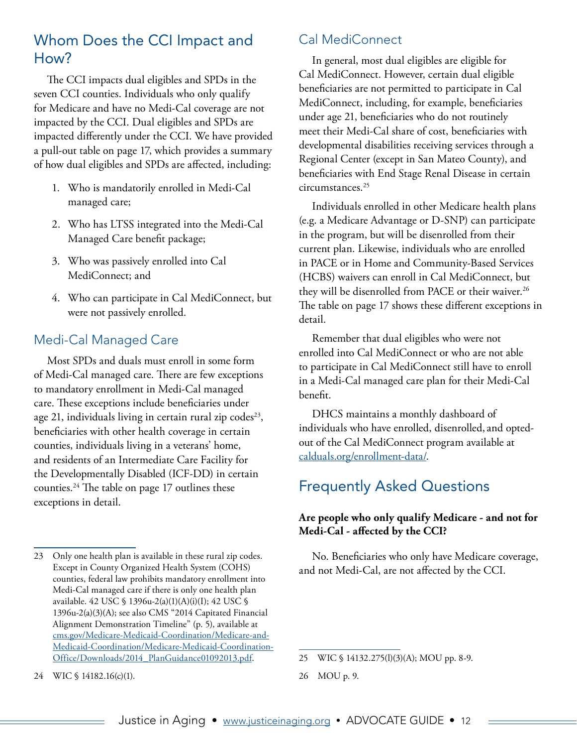## Whom Does the CCI Impact and How?

The CCI impacts dual eligibles and SPDs in the seven CCI counties. Individuals who only qualify for Medicare and have no Medi-Cal coverage are not impacted by the CCI. Dual eligibles and SPDs are impacted differently under the CCI. We have provided a pull-out table on page 17, which provides a summary of how dual eligibles and SPDs are affected, including:

1. Who is mandatorily enrolled in Medi-Cal managed care;
2. Who has LTSS integrated into the Medi-Cal Managed Care benefit package;
3. Who was passively enrolled into Cal MediConnect; and
4. Who can participate in Cal MediConnect, but were not passively enrolled.

### Medi-Cal Managed Care

Most SPDs and duals must enroll in some form of Medi-Cal managed care. There are few exceptions to mandatory enrollment in Medi-Cal managed care. These exceptions include beneficiaries under age 21, individuals living in certain rural zip codes[23], beneficiaries with other health coverage in certain counties, individuals living in a veterans' home, and residents of an Intermediate Care Facility for the Developmentally Disabled (ICF-DD) in certain counties.[24] The table on page 17 outlines these exceptions in detail.

### Cal MediConnect

In general, most dual eligibles are eligible for Cal MediConnect. However, certain dual eligible beneficiaries are not permitted to participate in Cal MediConnect, including, for example, beneficiaries under age 21, beneficiaries who do not routinely meet their Medi-Cal share of cost, beneficiaries with developmental disabilities receiving services through a Regional Center (except in San Mateo County), and beneficiaries with End Stage Renal Disease in certain circumstances.[25]

Individuals enrolled in other Medicare health plans (e.g. a Medicare Advantage or D-SNP) can participate in the program, but will be disenrolled from their current plan. Likewise, individuals who are enrolled in PACE or in Home and Community-Based Services (HCBS) waivers can enroll in Cal MediConnect, but they will be disenrolled from PACE or their waiver.[26] The table on page 17 shows these different exceptions in detail.

Remember that dual eligibles who were not enrolled into Cal MediConnect or who are not able to participate in Cal MediConnect still have to enroll in a Medi-Cal managed care plan for their Medi-Cal benefit.

DHCS maintains a monthly dashboard of individuals who have enrolled, disenrolled, and opted-out of the Cal MediConnect program available at calduals.org/enrollment-data/.

## Frequently Asked Questions

**Are people who only qualify Medicare - and not for Medi-Cal - affected by the CCI?**

No. Beneficiaries who only have Medicare coverage, and not Medi-Cal, are not affected by the CCI.

---

23 Only one health plan is available in these rural zip codes. Except in County Organized Health System (COHS) counties, federal law prohibits mandatory enrollment into Medi-Cal managed care if there is only one health plan available. 42 USC § 1396u-2(a)(1)(A)(i)(I); 42 USC § 1396u-2(a)(3)(A); see also CMS "2014 Capitated Financial Alignment Demonstration Timeline" (p. 5), available at cms.gov/Medicare-Medicaid-Coordination/Medicare-and-Medicaid-Coordination/Medicare-Medicaid-Coordination-Office/Downloads/2014_PlanGuidance01092013.pdf.

24 WIC § 14182.16(c)(1).

25 WIC § 14132.275(l)(3)(A); MOU pp. 8-9.

26 MOU p. 9.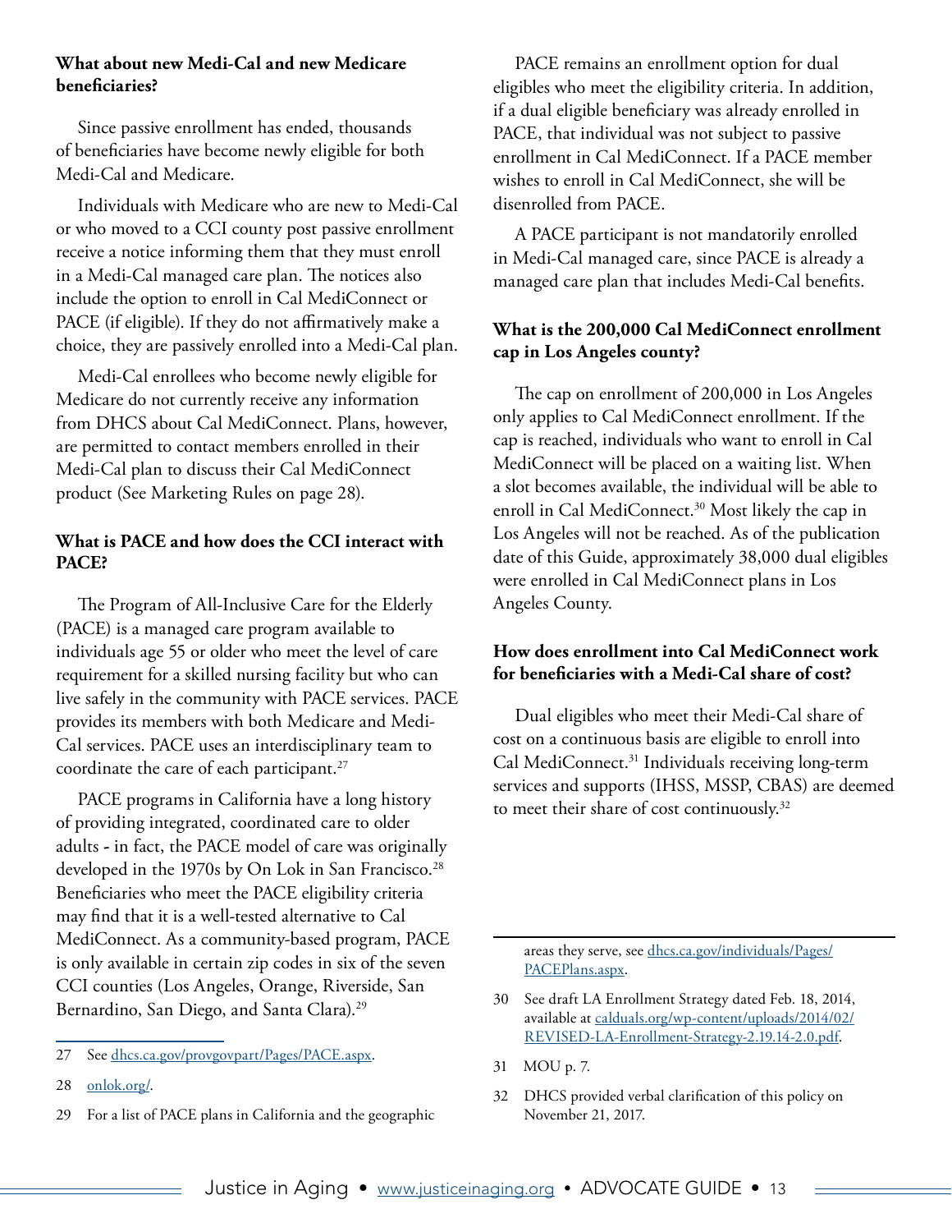**What about new Medi-Cal and new Medicare beneficiaries?**

Since passive enrollment has ended, thousands of beneficiaries have become newly eligible for both Medi-Cal and Medicare.

Individuals with Medicare who are new to Medi-Cal or who moved to a CCI county post passive enrollment receive a notice informing them that they must enroll in a Medi-Cal managed care plan. The notices also include the option to enroll in Cal MediConnect or PACE (if eligible). If they do not affirmatively make a choice, they are passively enrolled into a Medi-Cal plan.

Medi-Cal enrollees who become newly eligible for Medicare do not currently receive any information from DHCS about Cal MediConnect. Plans, however, are permitted to contact members enrolled in their Medi-Cal plan to discuss their Cal MediConnect product (See Marketing Rules on page 28).

**What is PACE and how does the CCI interact with PACE?**

The Program of All-Inclusive Care for the Elderly (PACE) is a managed care program available to individuals age 55 or older who meet the level of care requirement for a skilled nursing facility but who can live safely in the community with PACE services. PACE provides its members with both Medicare and Medi-Cal services. PACE uses an interdisciplinary team to coordinate the care of each participant.[27]

PACE programs in California have a long history of providing integrated, coordinated care to older adults - in fact, the PACE model of care was originally developed in the 1970s by On Lok in San Francisco.[28] Beneficiaries who meet the PACE eligibility criteria may find that it is a well-tested alternative to Cal MediConnect. As a community-based program, PACE is only available in certain zip codes in six of the seven CCI counties (Los Angeles, Orange, Riverside, San Bernardino, San Diego, and Santa Clara).[29]

PACE remains an enrollment option for dual eligibles who meet the eligibility criteria. In addition, if a dual eligible beneficiary was already enrolled in PACE, that individual was not subject to passive enrollment in Cal MediConnect. If a PACE member wishes to enroll in Cal MediConnect, she will be disenrolled from PACE.

A PACE participant is not mandatorily enrolled in Medi-Cal managed care, since PACE is already a managed care plan that includes Medi-Cal benefits.

**What is the 200,000 Cal MediConnect enrollment cap in Los Angeles county?**

The cap on enrollment of 200,000 in Los Angeles only applies to Cal MediConnect enrollment. If the cap is reached, individuals who want to enroll in Cal MediConnect will be placed on a waiting list. When a slot becomes available, the individual will be able to enroll in Cal MediConnect.[30] Most likely the cap in Los Angeles will not be reached. As of the publication date of this Guide, approximately 38,000 dual eligibles were enrolled in Cal MediConnect plans in Los Angeles County.

**How does enrollment into Cal MediConnect work for beneficiaries with a Medi-Cal share of cost?**

Dual eligibles who meet their Medi-Cal share of cost on a continuous basis are eligible to enroll into Cal MediConnect.[31] Individuals receiving long-term services and supports (IHSS, MSSP, CBAS) are deemed to meet their share of cost continuously.[32]

---

27 See dhcs.ca.gov/provgovpart/Pages/PACE.aspx.

28 onlok.org/.

29 For a list of PACE plans in California and the geographic areas they serve, see dhcs.ca.gov/individuals/Pages/PACEPlans.aspx.

30 See draft LA Enrollment Strategy dated Feb. 18, 2014, available at calduals.org/wp-content/uploads/2014/02/REVISED-LA-Enrollment-Strategy-2.19.14-2.0.pdf.

31 MOU p. 7.

32 DHCS provided verbal clarification of this policy on November 21, 2017.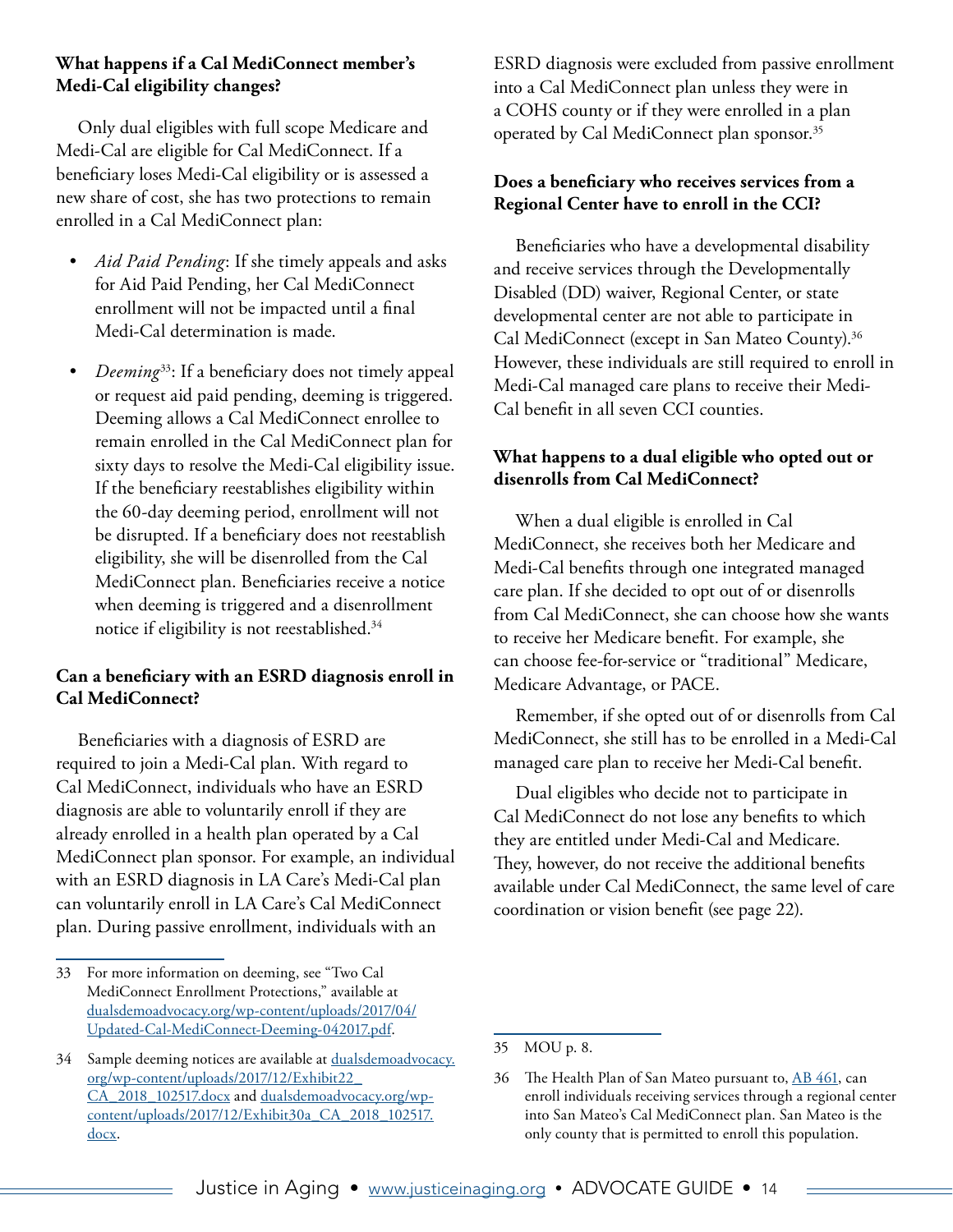**What happens if a Cal MediConnect member's Medi-Cal eligibility changes?**

Only dual eligibles with full scope Medicare and Medi-Cal are eligible for Cal MediConnect. If a beneficiary loses Medi-Cal eligibility or is assessed a new share of cost, she has two protections to remain enrolled in a Cal MediConnect plan:

- *Aid Paid Pending*: If she timely appeals and asks for Aid Paid Pending, her Cal MediConnect enrollment will not be impacted until a final Medi-Cal determination is made.
- *Deeming*[33]: If a beneficiary does not timely appeal or request aid paid pending, deeming is triggered. Deeming allows a Cal MediConnect enrollee to remain enrolled in the Cal MediConnect plan for sixty days to resolve the Medi-Cal eligibility issue. If the beneficiary reestablishes eligibility within the 60-day deeming period, enrollment will not be disrupted. If a beneficiary does not reestablish eligibility, she will be disenrolled from the Cal MediConnect plan. Beneficiaries receive a notice when deeming is triggered and a disenrollment notice if eligibility is not reestablished.[34]

**Can a beneficiary with an ESRD diagnosis enroll in Cal MediConnect?**

Beneficiaries with a diagnosis of ESRD are required to join a Medi-Cal plan. With regard to Cal MediConnect, individuals who have an ESRD diagnosis are able to voluntarily enroll if they are already enrolled in a health plan operated by a Cal MediConnect plan sponsor. For example, an individual with an ESRD diagnosis in LA Care's Medi-Cal plan can voluntarily enroll in LA Care's Cal MediConnect plan. During passive enrollment, individuals with an ESRD diagnosis were excluded from passive enrollment into a Cal MediConnect plan unless they were in a COHS county or if they were enrolled in a plan operated by Cal MediConnect plan sponsor.[35]

**Does a beneficiary who receives services from a Regional Center have to enroll in the CCI?**

Beneficiaries who have a developmental disability and receive services through the Developmentally Disabled (DD) waiver, Regional Center, or state developmental center are not able to participate in Cal MediConnect (except in San Mateo County).[36] However, these individuals are still required to enroll in Medi-Cal managed care plans to receive their Medi-Cal benefit in all seven CCI counties.

**What happens to a dual eligible who opted out or disenrolls from Cal MediConnect?**

When a dual eligible is enrolled in Cal MediConnect, she receives both her Medicare and Medi-Cal benefits through one integrated managed care plan. If she decided to opt out of or disenrolls from Cal MediConnect, she can choose how she wants to receive her Medicare benefit. For example, she can choose fee-for-service or "traditional" Medicare, Medicare Advantage, or PACE.

Remember, if she opted out of or disenrolls from Cal MediConnect, she still has to be enrolled in a Medi-Cal managed care plan to receive her Medi-Cal benefit.

Dual eligibles who decide not to participate in Cal MediConnect do not lose any benefits to which they are entitled under Medi-Cal and Medicare. They, however, do not receive the additional benefits available under Cal MediConnect, the same level of care coordination or vision benefit (see page 22).

---

33 For more information on deeming, see "Two Cal MediConnect Enrollment Protections," available at dualsdemoadvocacy.org/wp-content/uploads/2017/04/Updated-Cal-MediConnect-Deeming-042017.pdf.

34 Sample deeming notices are available at dualsdemoadvocacy.org/wp-content/uploads/2017/12/Exhibit22_CA_2018_102517.docx and dualsdemoadvocacy.org/wp-content/uploads/2017/12/Exhibit30a_CA_2018_102517.docx.

35 MOU p. 8.

36 The Health Plan of San Mateo pursuant to, AB 461, can enroll individuals receiving services through a regional center into San Mateo's Cal MediConnect plan. San Mateo is the only county that is permitted to enroll this population.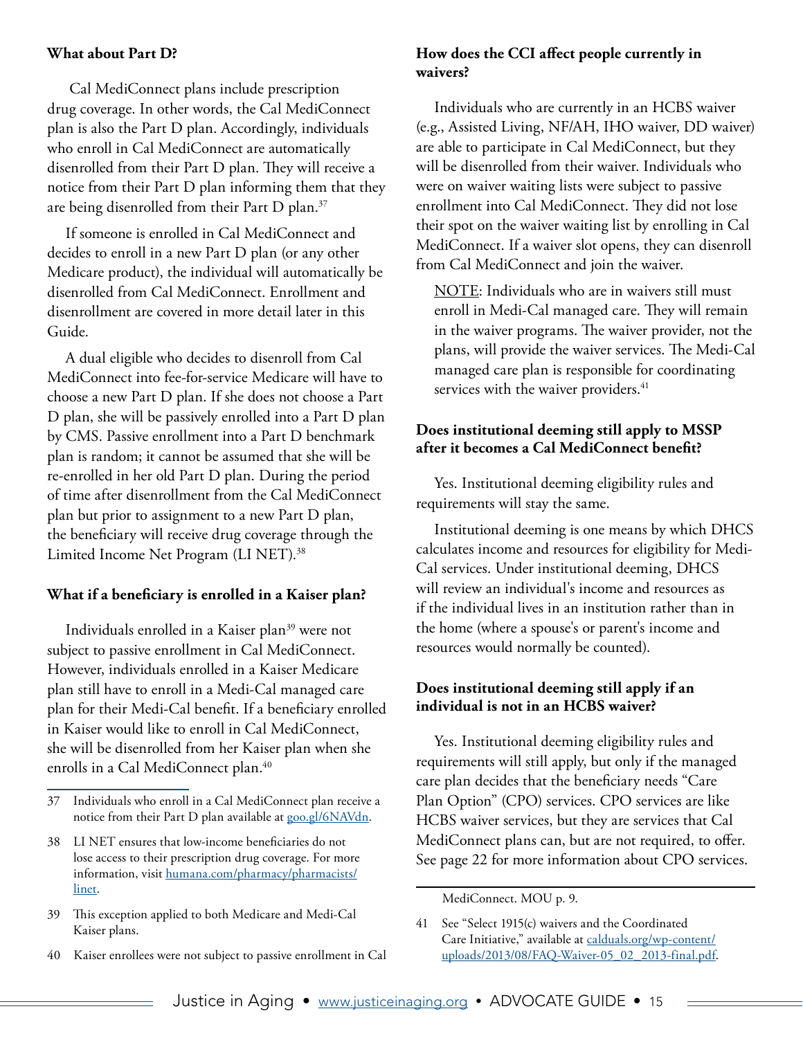### What about Part D?

Cal MediConnect plans include prescription drug coverage. In other words, the Cal MediConnect plan is also the Part D plan. Accordingly, individuals who enroll in Cal MediConnect are automatically disenrolled from their Part D plan. They will receive a notice from their Part D plan informing them that they are being disenrolled from their Part D plan.[37]

If someone is enrolled in Cal MediConnect and decides to enroll in a new Part D plan (or any other Medicare product), the individual will automatically be disenrolled from Cal MediConnect. Enrollment and disenrollment are covered in more detail later in this Guide.

A dual eligible who decides to disenroll from Cal MediConnect into fee-for-service Medicare will have to choose a new Part D plan. If she does not choose a Part D plan, she will be passively enrolled into a Part D plan by CMS. Passive enrollment into a Part D benchmark plan is random; it cannot be assumed that she will be re-enrolled in her old Part D plan. During the period of time after disenrollment from the Cal MediConnect plan but prior to assignment to a new Part D plan, the beneficiary will receive drug coverage through the Limited Income Net Program (LI NET).[38]

### What if a beneficiary is enrolled in a Kaiser plan?

Individuals enrolled in a Kaiser plan[39] were not subject to passive enrollment in Cal MediConnect. However, individuals enrolled in a Kaiser Medicare plan still have to enroll in a Medi-Cal managed care plan for their Medi-Cal benefit. If a beneficiary enrolled in Kaiser would like to enroll in Cal MediConnect, she will be disenrolled from her Kaiser plan when she enrolls in a Cal MediConnect plan.[40]

### How does the CCI affect people currently in waivers?

Individuals who are currently in an HCBS waiver (e.g., Assisted Living, NF/AH, IHO waiver, DD waiver) are able to participate in Cal MediConnect, but they will be disenrolled from their waiver. Individuals who were on waiver waiting lists were subject to passive enrollment into Cal MediConnect. They did not lose their spot on the waiver waiting list by enrolling in Cal MediConnect. If a waiver slot opens, they can disenroll from Cal MediConnect and join the waiver.

NOTE: Individuals who are in waivers still must enroll in Medi-Cal managed care. They will remain in the waiver programs. The waiver provider, not the plans, will provide the waiver services. The Medi-Cal managed care plan is responsible for coordinating services with the waiver providers.[41]

### Does institutional deeming still apply to MSSP after it becomes a Cal MediConnect benefit?

Yes. Institutional deeming eligibility rules and requirements will stay the same.

Institutional deeming is one means by which DHCS calculates income and resources for eligibility for Medi-Cal services. Under institutional deeming, DHCS will review an individual's income and resources as if the individual lives in an institution rather than in the home (where a spouse's or parent's income and resources would normally be counted).

### Does institutional deeming still apply if an individual is not in an HCBS waiver?

Yes. Institutional deeming eligibility rules and requirements will still apply, but only if the managed care plan decides that the beneficiary needs "Care Plan Option" (CPO) services. CPO services are like HCBS waiver services, but they are services that Cal MediConnect plans can, but are not required, to offer. See page 22 for more information about CPO services.

---

37 Individuals who enroll in a Cal MediConnect plan receive a notice from their Part D plan available at goo.gl/6NAVdn.

38 LI NET ensures that low-income beneficiaries do not lose access to their prescription drug coverage. For more information, visit humana.com/pharmacy/pharmacists/linet.

39 This exception applied to both Medicare and Medi-Cal Kaiser plans.

40 Kaiser enrollees were not subject to passive enrollment in Cal MediConnect. MOU p. 9.

41 See "Select 1915(c) waivers and the Coordinated Care Initiative," available at calduals.org/wp-content/uploads/2013/08/FAQ-Waiver-05_02_2013-final.pdf.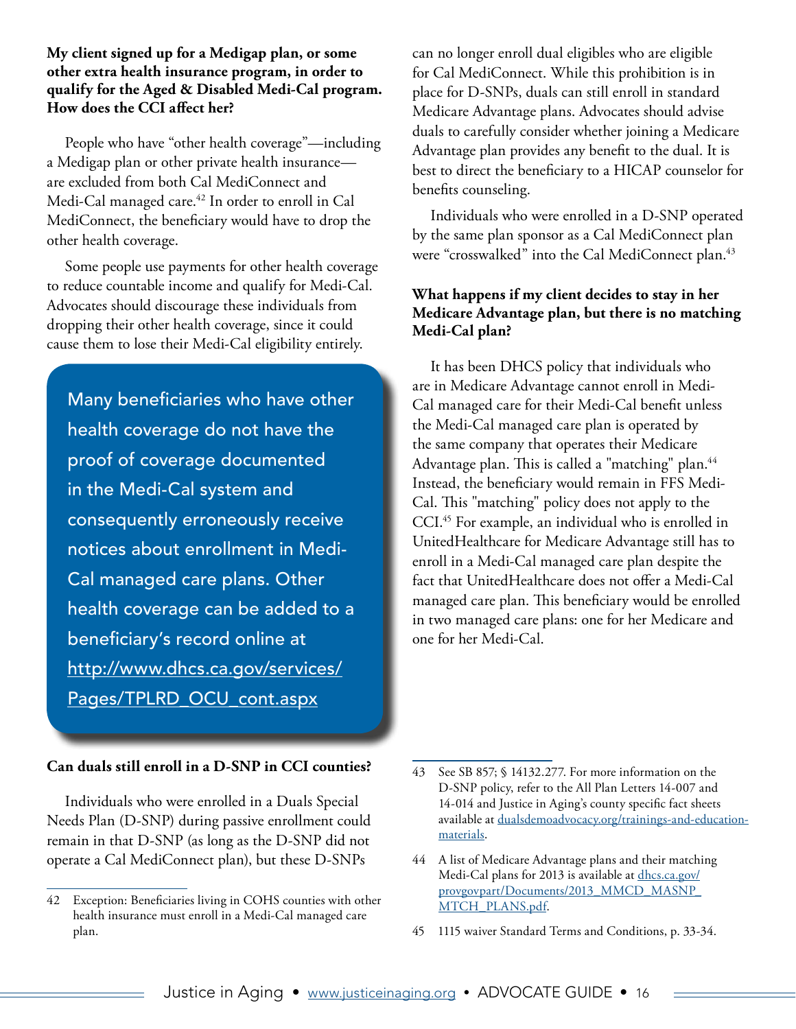**My client signed up for a Medigap plan, or some other extra health insurance program, in order to qualify for the Aged & Disabled Medi-Cal program. How does the CCI affect her?**

People who have "other health coverage"—including a Medigap plan or other private health insurance—are excluded from both Cal MediConnect and Medi-Cal managed care.[42] In order to enroll in Cal MediConnect, the beneficiary would have to drop the other health coverage.

Some people use payments for other health coverage to reduce countable income and qualify for Medi-Cal. Advocates should discourage these individuals from dropping their other health coverage, since it could cause them to lose their Medi-Cal eligibility entirely.

> Many beneficiaries who have other health coverage do not have the proof of coverage documented in the Medi-Cal system and consequently erroneously receive notices about enrollment in Medi-Cal managed care plans. Other health coverage can be added to a beneficiary's record online at http://www.dhcs.ca.gov/services/Pages/TPLRD_OCU_cont.aspx

**Can duals still enroll in a D-SNP in CCI counties?**

Individuals who were enrolled in a Duals Special Needs Plan (D-SNP) during passive enrollment could remain in that D-SNP (as long as the D-SNP did not operate a Cal MediConnect plan), but these D-SNPs can no longer enroll dual eligibles who are eligible for Cal MediConnect. While this prohibition is in place for D-SNPs, duals can still enroll in standard Medicare Advantage plans. Advocates should advise duals to carefully consider whether joining a Medicare Advantage plan provides any benefit to the dual. It is best to direct the beneficiary to a HICAP counselor for benefits counseling.

Individuals who were enrolled in a D-SNP operated by the same plan sponsor as a Cal MediConnect plan were "crosswalked" into the Cal MediConnect plan.[43]

**What happens if my client decides to stay in her Medicare Advantage plan, but there is no matching Medi-Cal plan?**

It has been DHCS policy that individuals who are in Medicare Advantage cannot enroll in Medi-Cal managed care for their Medi-Cal benefit unless the Medi-Cal managed care plan is operated by the same company that operates their Medicare Advantage plan. This is called a "matching" plan.[44] Instead, the beneficiary would remain in FFS Medi-Cal. This "matching" policy does not apply to the CCI.[45] For example, an individual who is enrolled in UnitedHealthcare for Medicare Advantage still has to enroll in a Medi-Cal managed care plan despite the fact that UnitedHealthcare does not offer a Medi-Cal managed care plan. This beneficiary would be enrolled in two managed care plans: one for her Medicare and one for her Medi-Cal.

---

42 Exception: Beneficiaries living in COHS counties with other health insurance must enroll in a Medi-Cal managed care plan.

43 See SB 857; § 14132.277. For more information on the D-SNP policy, refer to the All Plan Letters 14-007 and 14-014 and Justice in Aging's county specific fact sheets available at dualsdemoadvocacy.org/trainings-and-education-materials.

44 A list of Medicare Advantage plans and their matching Medi-Cal plans for 2013 is available at dhcs.ca.gov/provgovpart/Documents/2013_MMCD_MASNP_MTCH_PLANS.pdf.

45 1115 waiver Standard Terms and Conditions, p. 33-34.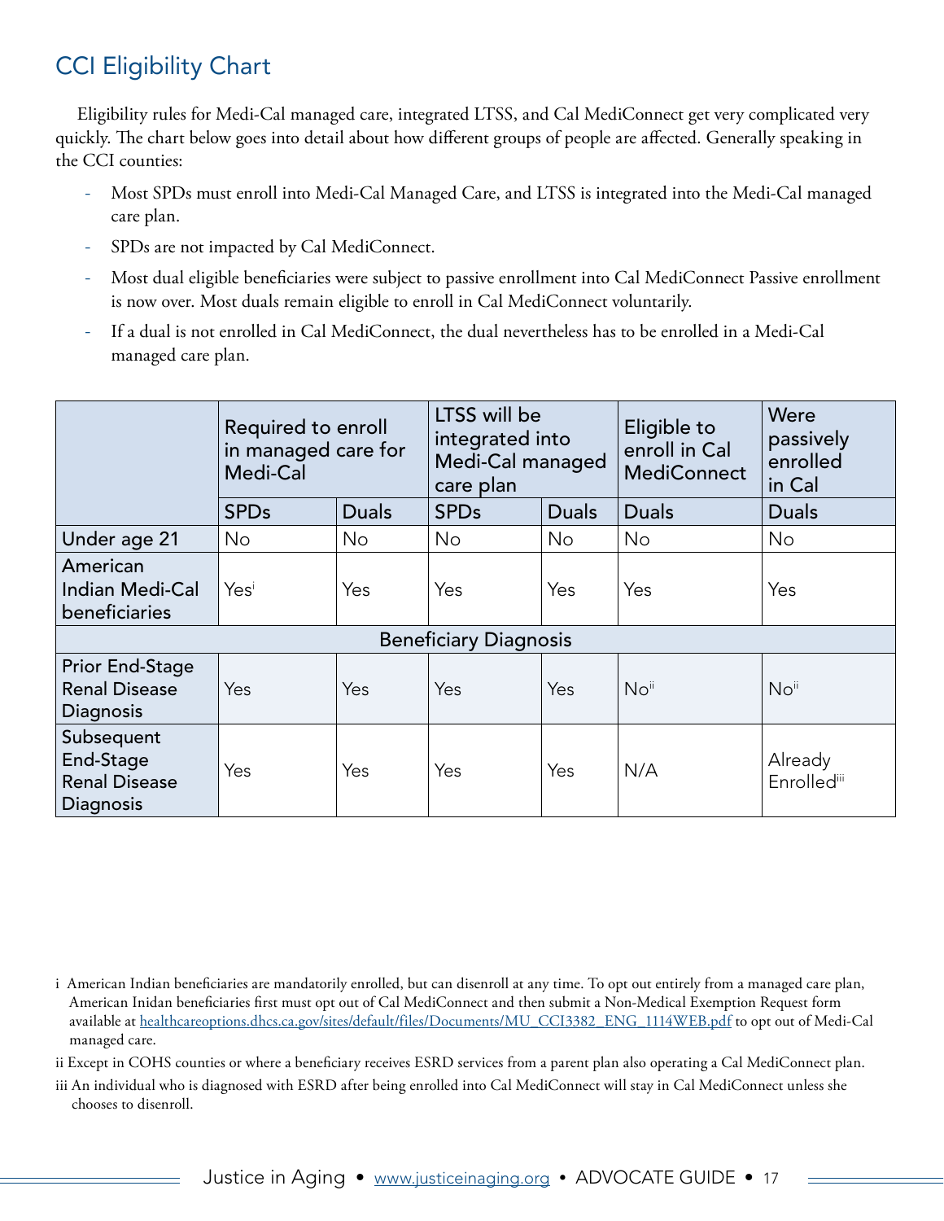## CCI Eligibility Chart

Eligibility rules for Medi-Cal managed care, integrated LTSS, and Cal MediConnect get very complicated very quickly. The chart below goes into detail about how different groups of people are affected. Generally speaking in the CCI counties:

- Most SPDs must enroll into Medi-Cal Managed Care, and LTSS is integrated into the Medi-Cal managed care plan.
- SPDs are not impacted by Cal MediConnect.
- Most dual eligible beneficiaries were subject to passive enrollment into Cal MediConnect Passive enrollment is now over. Most duals remain eligible to enroll in Cal MediConnect voluntarily.
- If a dual is not enrolled in Cal MediConnect, the dual nevertheless has to be enrolled in a Medi-Cal managed care plan.

| | Required to enroll in managed care for Medi-Cal | | LTSS will be integrated into Medi-Cal managed care plan | | Eligible to enroll in Cal MediConnect | Were passively enrolled in Cal |
|---|---|---|---|---|---|---|
| | SPDs | Duals | SPDs | Duals | Duals | Duals |
| Under age 21 | No | No | No | No | No | No |
| American Indian Medi-Cal beneficiaries | Yes[i] | Yes | Yes | Yes | Yes | Yes |
| **Beneficiary Diagnosis** | | | | | | |
| Prior End-Stage Renal Disease Diagnosis | Yes | Yes | Yes | Yes | No[ii] | No[ii] |
| Subsequent End-Stage Renal Disease Diagnosis | Yes | Yes | Yes | Yes | N/A | Already Enrolled[iii] |

i American Indian beneficiaries are mandatorily enrolled, but can disenroll at any time. To opt out entirely from a managed care plan, American Inidan beneficiaries first must opt out of Cal MediConnect and then submit a Non-Medical Exemption Request form available at healthcareoptions.dhcs.ca.gov/sites/default/files/Documents/MU_CCI3382_ENG_1114WEB.pdf to opt out of Medi-Cal managed care.

ii Except in COHS counties or where a beneficiary receives ESRD services from a parent plan also operating a Cal MediConnect plan.

iii An individual who is diagnosed with ESRD after being enrolled into Cal MediConnect will stay in Cal MediConnect unless she chooses to disenroll.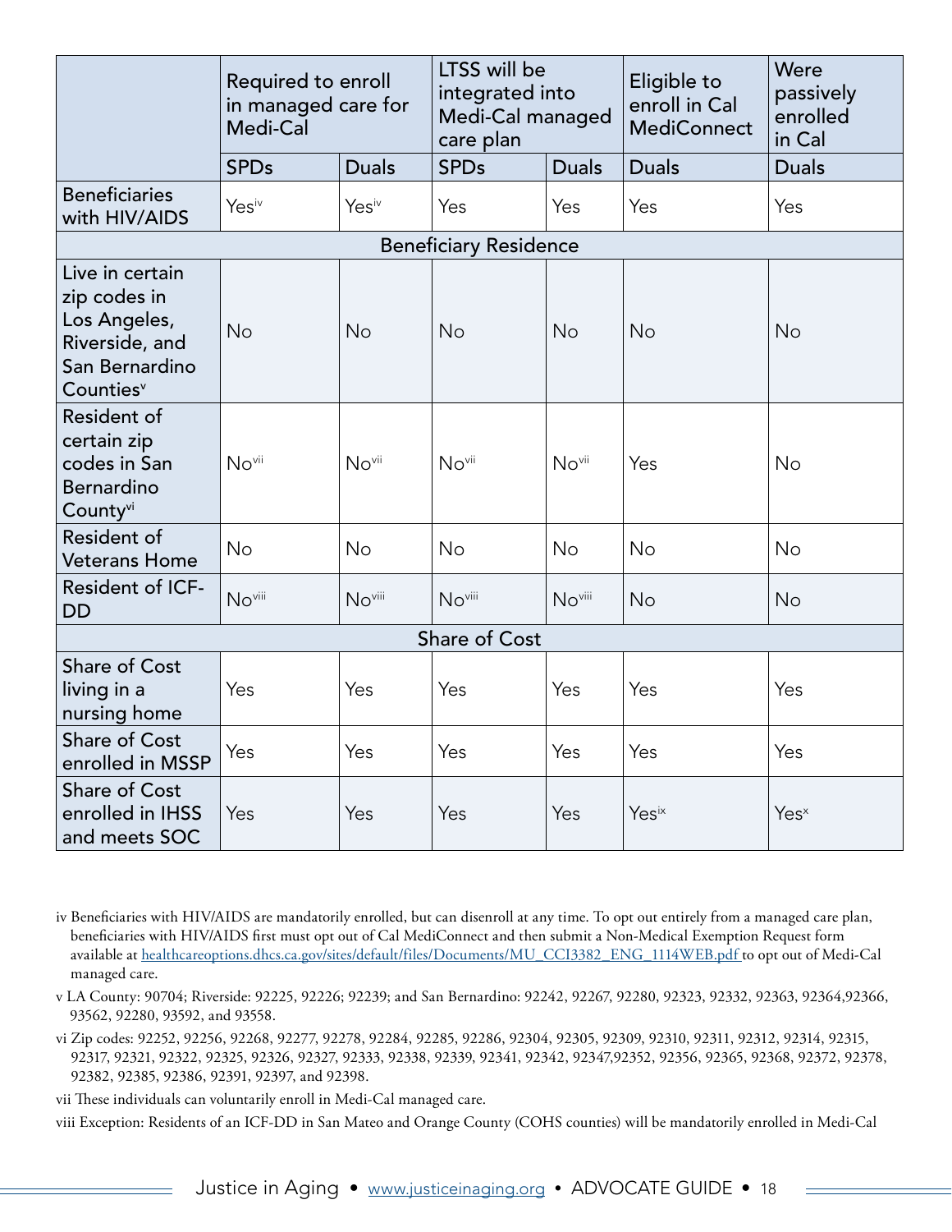| | Required to enroll in managed care for Medi-Cal | | LTSS will be integrated into Medi-Cal managed care plan | | Eligible to enroll in Cal MediConnect | Were passively enrolled in Cal |
|---|---|---|---|---|---|---|
| | SPDs | Duals | SPDs | Duals | Duals | Duals |
| Beneficiaries with HIV/AIDS | Yes[iv] | Yes[iv] | Yes | Yes | Yes | Yes |
| **Beneficiary Residence** | | | | | | |
| Live in certain zip codes in Los Angeles, Riverside, and San Bernardino Counties[v] | No | No | No | No | No | No |
| Resident of certain zip codes in San Bernardino County[vi] | No[vii] | No[vii] | No[vii] | No[vii] | Yes | No |
| Resident of Veterans Home | No | No | No | No | No | No |
| Resident of ICF-DD | No[viii] | No[viii] | No[viii] | No[viii] | No | No |
| **Share of Cost** | | | | | | |
| Share of Cost living in a nursing home | Yes | Yes | Yes | Yes | Yes | Yes |
| Share of Cost enrolled in MSSP | Yes | Yes | Yes | Yes | Yes | Yes |
| Share of Cost enrolled in IHSS and meets SOC | Yes | Yes | Yes | Yes | Yes[ix] | Yes[x] |

iv Beneficiaries with HIV/AIDS are mandatorily enrolled, but can disenroll at any time. To opt out entirely from a managed care plan, beneficiaries with HIV/AIDS first must opt out of Cal MediConnect and then submit a Non-Medical Exemption Request form available at healthcareoptions.dhcs.ca.gov/sites/default/files/Documents/MU_CCI3382_ENG_1114WEB.pdf to opt out of Medi-Cal managed care.

v LA County: 90704; Riverside: 92225, 92226; 92239; and San Bernardino: 92242, 92267, 92280, 92323, 92332, 92363, 92364,92366, 93562, 92280, 93592, and 93558.

vi Zip codes: 92252, 92256, 92268, 92277, 92278, 92284, 92285, 92286, 92304, 92305, 92309, 92310, 92311, 92312, 92314, 92315, 92317, 92321, 92322, 92325, 92326, 92327, 92333, 92338, 92339, 92341, 92342, 92347,92352, 92356, 92365, 92368, 92372, 92378, 92382, 92385, 92386, 92391, 92397, and 92398.

vii These individuals can voluntarily enroll in Medi-Cal managed care.

viii Exception: Residents of an ICF-DD in San Mateo and Orange County (COHS counties) will be mandatorily enrolled in Medi-Cal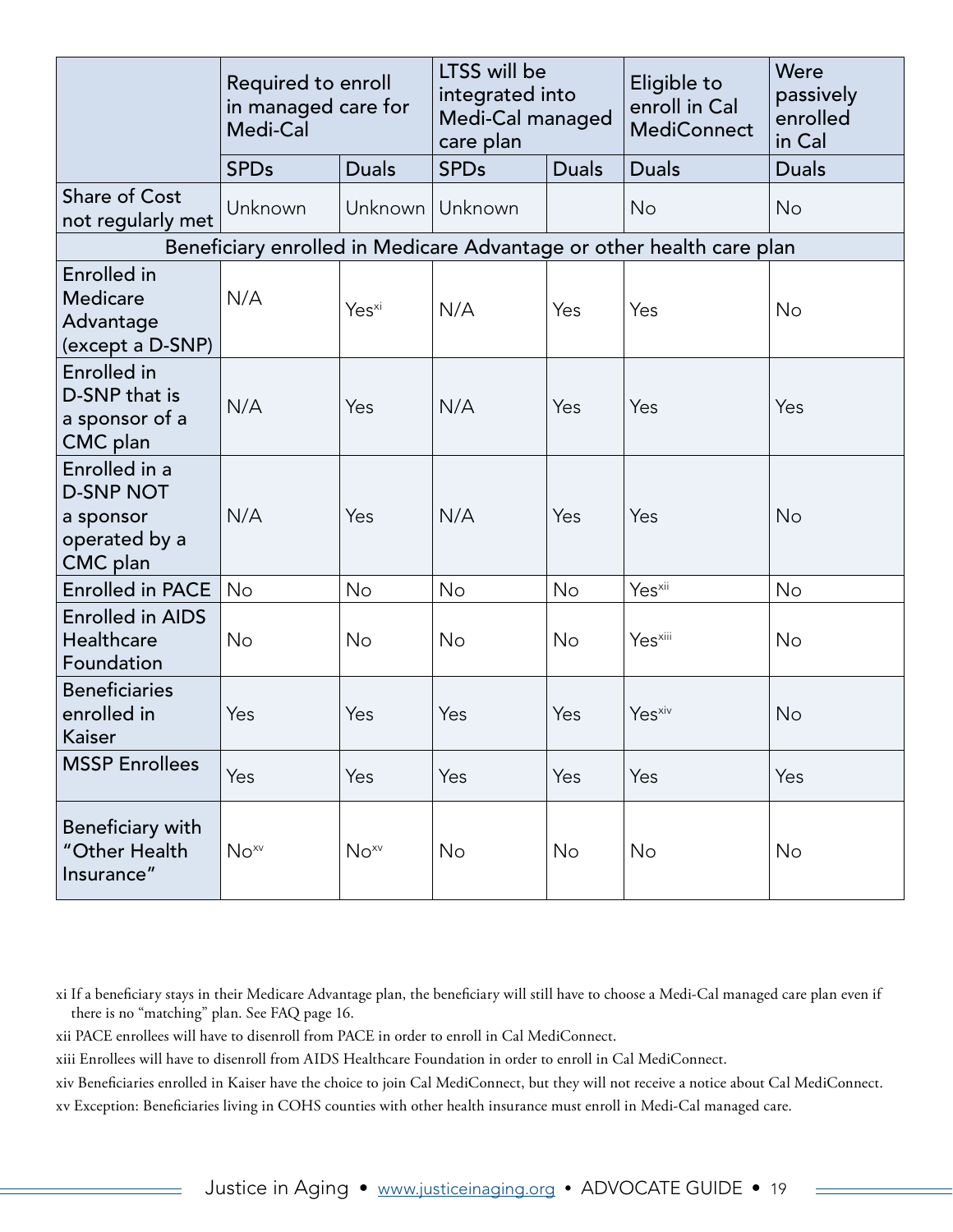| | Required to enroll in managed care for Medi-Cal | | LTSS will be integrated into Medi-Cal managed care plan | | Eligible to enroll in Cal MediConnect | Were passively enrolled in Cal |
|---|---|---|---|---|---|---|
| | SPDs | Duals | SPDs | Duals | Duals | Duals |
| Share of Cost not regularly met | Unknown | Unknown | Unknown | | No | No |
| Beneficiary enrolled in Medicare Advantage or other health care plan | | | | | | |
| Enrolled in Medicare Advantage (except a D-SNP) | N/A | Yes[xi] | N/A | Yes | Yes | No |
| Enrolled in D-SNP that is a sponsor of a CMC plan | N/A | Yes | N/A | Yes | Yes | Yes |
| Enrolled in a D-SNP NOT a sponsor operated by a CMC plan | N/A | Yes | N/A | Yes | Yes | No |
| Enrolled in PACE | No | No | No | No | Yes[xii] | No |
| Enrolled in AIDS Healthcare Foundation | No | No | No | No | Yes[xiii] | No |
| Beneficiaries enrolled in Kaiser | Yes | Yes | Yes | Yes | Yes[xiv] | No |
| MSSP Enrollees | Yes | Yes | Yes | Yes | Yes | Yes |
| Beneficiary with "Other Health Insurance" | No[xv] | No[xv] | No | No | No | No |

xi If a beneficiary stays in their Medicare Advantage plan, the beneficiary will still have to choose a Medi-Cal managed care plan even if there is no "matching" plan. See FAQ page 16.

xii PACE enrollees will have to disenroll from PACE in order to enroll in Cal MediConnect.

xiii Enrollees will have to disenroll from AIDS Healthcare Foundation in order to enroll in Cal MediConnect.

xiv Beneficiaries enrolled in Kaiser have the choice to join Cal MediConnect, but they will not receive a notice about Cal MediConnect.

xv Exception: Beneficiaries living in COHS counties with other health insurance must enroll in Medi-Cal managed care.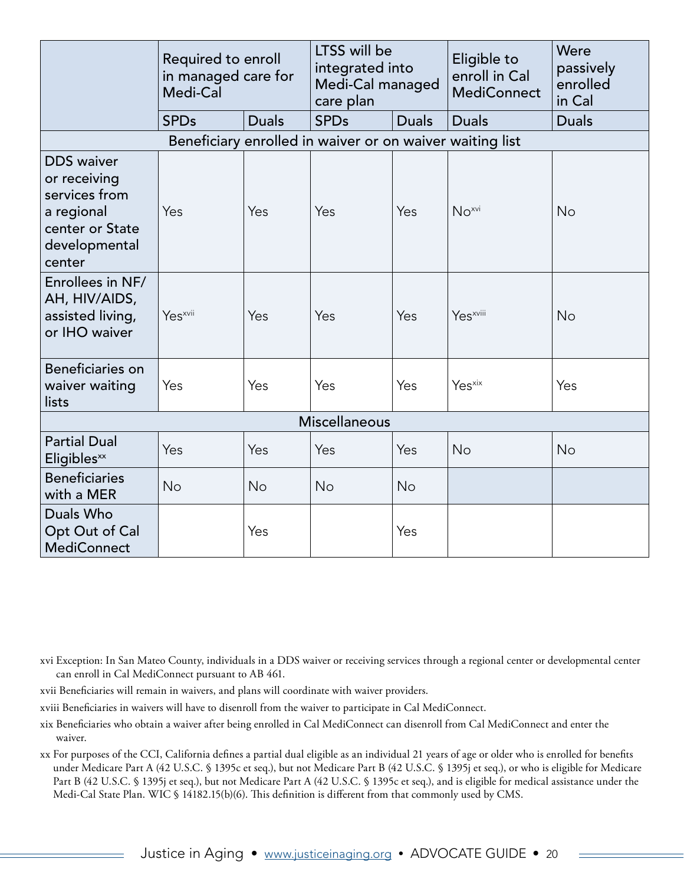| | Required to enroll in managed care for Medi-Cal | | LTSS will be integrated into Medi-Cal managed care plan | | Eligible to enroll in Cal MediConnect | Were passively enrolled in Cal |
|---|---|---|---|---|---|---|
| | SPDs | Duals | SPDs | Duals | Duals | Duals |
| **Beneficiary enrolled in waiver or on waiver waiting list** | | | | | | |
| DDS waiver or receiving services from a regional center or State developmental center | Yes | Yes | Yes | Yes | No[xvi] | No |
| Enrollees in NF/AH, HIV/AIDS, assisted living, or IHO waiver | Yes[xvii] | Yes | Yes | Yes | Yes[xviii] | No |
| Beneficiaries on waiver waiting lists | Yes | Yes | Yes | Yes | Yes[xix] | Yes |
| **Miscellaneous** | | | | | | |
| Partial Dual Eligibles[xx] | Yes | Yes | Yes | Yes | No | No |
| Beneficiaries with a MER | No | No | No | No | | |
| Duals Who Opt Out of Cal MediConnect | | Yes | | Yes | | |

xvi Exception: In San Mateo County, individuals in a DDS waiver or receiving services through a regional center or developmental center can enroll in Cal MediConnect pursuant to AB 461.

xvii Beneficiaries will remain in waivers, and plans will coordinate with waiver providers.

xviii Beneficiaries in waivers will have to disenroll from the waiver to participate in Cal MediConnect.

xix Beneficiaries who obtain a waiver after being enrolled in Cal MediConnect can disenroll from Cal MediConnect and enter the waiver.

xx For purposes of the CCI, California defines a partial dual eligible as an individual 21 years of age or older who is enrolled for benefits under Medicare Part A (42 U.S.C. § 1395c et seq.), but not Medicare Part B (42 U.S.C. § 1395j et seq.), or who is eligible for Medicare Part B (42 U.S.C. § 1395j et seq.), but not Medicare Part A (42 U.S.C. § 1395c et seq.), and is eligible for medical assistance under the Medi-Cal State Plan. WIC § 14182.15(b)(6). This definition is different from that commonly used by CMS.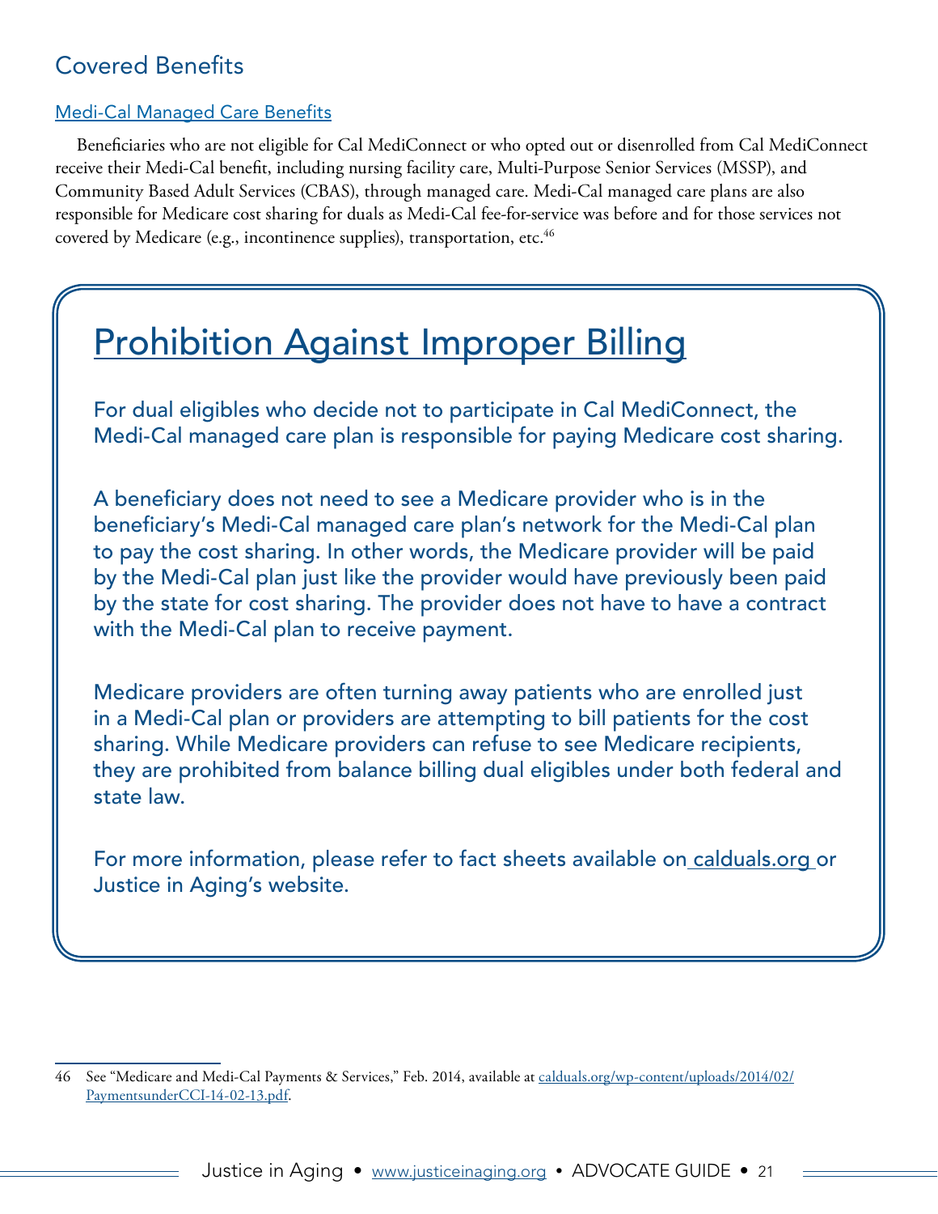## Covered Benefits

### Medi-Cal Managed Care Benefits

Beneficiaries who are not eligible for Cal MediConnect or who opted out or disenrolled from Cal MediConnect receive their Medi-Cal benefit, including nursing facility care, Multi-Purpose Senior Services (MSSP), and Community Based Adult Services (CBAS), through managed care. Medi-Cal managed care plans are also responsible for Medicare cost sharing for duals as Medi-Cal fee-for-service was before and for those services not covered by Medicare (e.g., incontinence supplies), transportation, etc.[46]

### Prohibition Against Improper Billing

For dual eligibles who decide not to participate in Cal MediConnect, the Medi-Cal managed care plan is responsible for paying Medicare cost sharing.

A beneficiary does not need to see a Medicare provider who is in the beneficiary's Medi-Cal managed care plan's network for the Medi-Cal plan to pay the cost sharing. In other words, the Medicare provider will be paid by the Medi-Cal plan just like the provider would have previously been paid by the state for cost sharing. The provider does not have to have a contract with the Medi-Cal plan to receive payment.

Medicare providers are often turning away patients who are enrolled just in a Medi-Cal plan or providers are attempting to bill patients for the cost sharing. While Medicare providers can refuse to see Medicare recipients, they are prohibited from balance billing dual eligibles under both federal and state law.

For more information, please refer to fact sheets available on calduals.org or Justice in Aging's website.

---

46 See "Medicare and Medi-Cal Payments & Services," Feb. 2014, available at calduals.org/wp-content/uploads/2014/02/PaymentsunderCCI-14-02-13.pdf.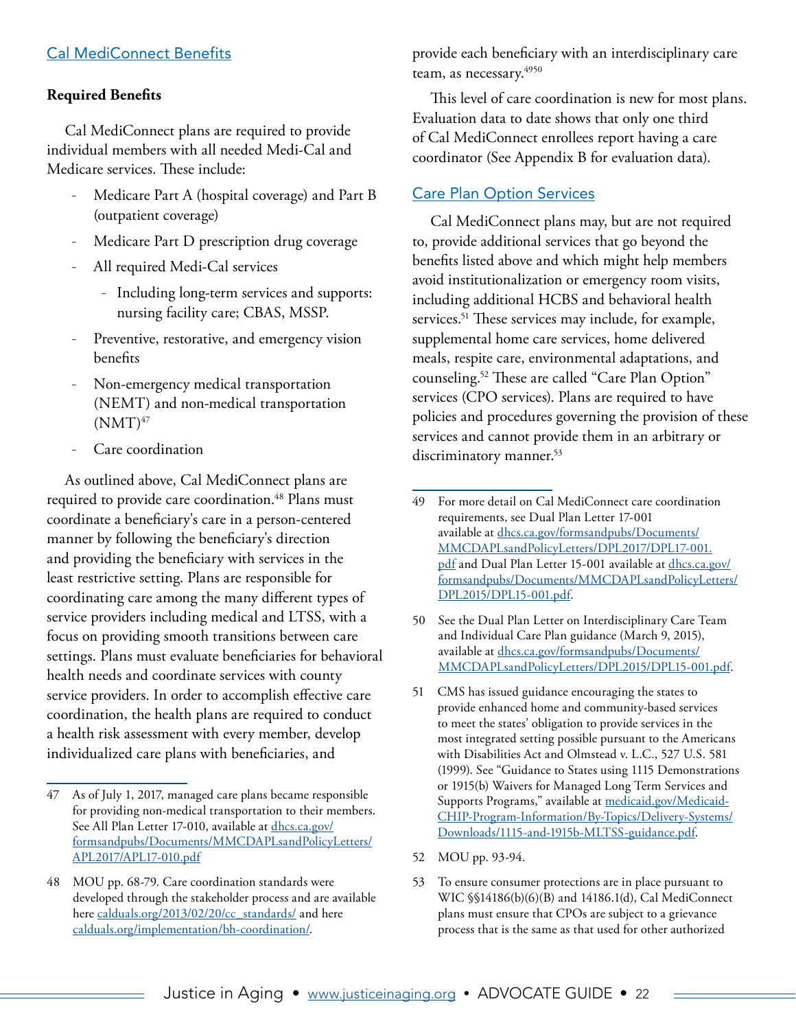## Cal MediConnect Benefits

**Required Benefits**

Cal MediConnect plans are required to provide individual members with all needed Medi-Cal and Medicare services. These include:

- Medicare Part A (hospital coverage) and Part B (outpatient coverage)
- Medicare Part D prescription drug coverage
- All required Medi-Cal services
  - Including long-term services and supports: nursing facility care; CBAS, MSSP.
- Preventive, restorative, and emergency vision benefits
- Non-emergency medical transportation (NEMT) and non-medical transportation (NMT)[47]
- Care coordination

As outlined above, Cal MediConnect plans are required to provide care coordination.[48] Plans must coordinate a beneficiary's care in a person-centered manner by following the beneficiary's direction and providing the beneficiary with services in the least restrictive setting. Plans are responsible for coordinating care among the many different types of service providers including medical and LTSS, with a focus on providing smooth transitions between care settings. Plans must evaluate beneficiaries for behavioral health needs and coordinate services with county service providers. In order to accomplish effective care coordination, the health plans are required to conduct a health risk assessment with every member, develop individualized care plans with beneficiaries, and provide each beneficiary with an interdisciplinary care team, as necessary.[49,50]

This level of care coordination is new for most plans. Evaluation data to date shows that only one third of Cal MediConnect enrollees report having a care coordinator (See Appendix B for evaluation data).

## Care Plan Option Services

Cal MediConnect plans may, but are not required to, provide additional services that go beyond the benefits listed above and which might help members avoid institutionalization or emergency room visits, including additional HCBS and behavioral health services.[51] These services may include, for example, supplemental home care services, home delivered meals, respite care, environmental adaptations, and counseling.[52] These are called "Care Plan Option" services (CPO services). Plans are required to have policies and procedures governing the provision of these services and cannot provide them in an arbitrary or discriminatory manner.[53]

---

47 As of July 1, 2017, managed care plans became responsible for providing non-medical transportation to their members. See All Plan Letter 17-010, available at dhcs.ca.gov/formsandpubs/Documents/MMCDAPLsandPolicyLetters/APL2017/APL17-010.pdf

48 MOU pp. 68-79. Care coordination standards were developed through the stakeholder process and are available here calduals.org/2013/02/20/cc_standards/ and here calduals.org/implementation/bh-coordination/.

49 For more detail on Cal MediConnect care coordination requirements, see Dual Plan Letter 17-001 available at dhcs.ca.gov/formsandpubs/Documents/MMCDAPLsandPolicyLetters/DPL2017/DPL17-001.pdf and Dual Plan Letter 15-001 available at dhcs.ca.gov/formsandpubs/Documents/MMCDAPLsandPolicyLetters/DPL2015/DPL15-001.pdf.

50 See the Dual Plan Letter on Interdisciplinary Care Team and Individual Care Plan guidance (March 9, 2015), available at dhcs.ca.gov/formsandpubs/Documents/MMCDAPLsandPolicyLetters/DPL2015/DPL15-001.pdf.

51 CMS has issued guidance encouraging the states to provide enhanced home and community-based services to meet the states' obligation to provide services in the most integrated setting possible pursuant to the Americans with Disabilities Act and Olmstead v. L.C., 527 U.S. 581 (1999). See "Guidance to States using 1115 Demonstrations or 1915(b) Waivers for Managed Long Term Services and Supports Programs," available at medicaid.gov/Medicaid-CHIP-Program-Information/By-Topics/Delivery-Systems/Downloads/1115-and-1915b-MLTSS-guidance.pdf.

52 MOU pp. 93-94.

53 To ensure consumer protections are in place pursuant to WIC §§14186(b)(6)(B) and 14186.1(d), Cal MediConnect plans must ensure that CPOs are subject to a grievance process that is the same as that used for other authorized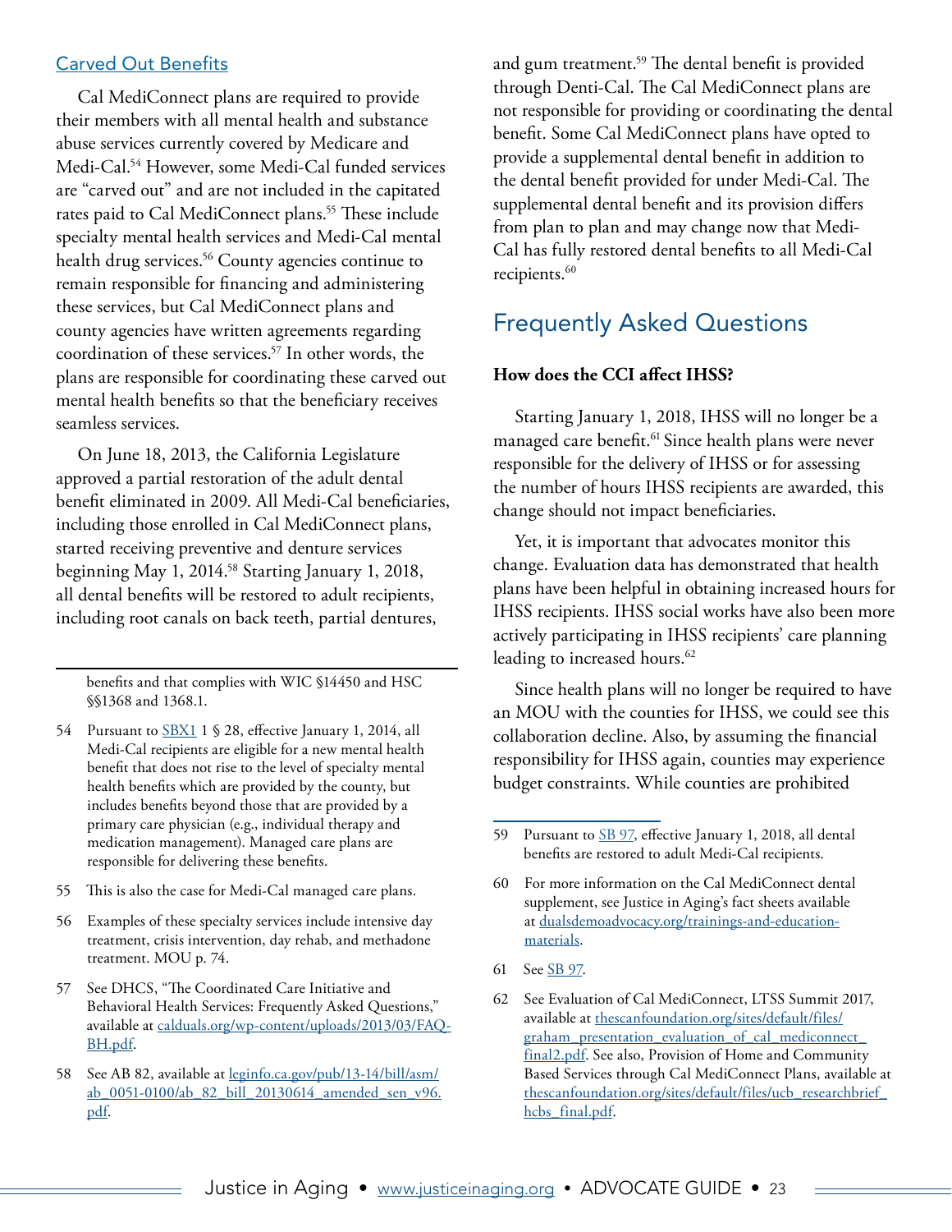### Carved Out Benefits

Cal MediConnect plans are required to provide their members with all mental health and substance abuse services currently covered by Medicare and Medi-Cal.[54] However, some Medi-Cal funded services are "carved out" and are not included in the capitated rates paid to Cal MediConnect plans.[55] These include specialty mental health services and Medi-Cal mental health drug services.[56] County agencies continue to remain responsible for financing and administering these services, but Cal MediConnect plans and county agencies have written agreements regarding coordination of these services.[57] In other words, the plans are responsible for coordinating these carved out mental health benefits so that the beneficiary receives seamless services.

On June 18, 2013, the California Legislature approved a partial restoration of the adult dental benefit eliminated in 2009. All Medi-Cal beneficiaries, including those enrolled in Cal MediConnect plans, started receiving preventive and denture services beginning May 1, 2014.[58] Starting January 1, 2018, all dental benefits will be restored to adult recipients, including root canals on back teeth, partial dentures, and gum treatment.[59] The dental benefit is provided through Denti-Cal. The Cal MediConnect plans are not responsible for providing or coordinating the dental benefit. Some Cal MediConnect plans have opted to provide a supplemental dental benefit in addition to the dental benefit provided for under Medi-Cal. The supplemental dental benefit and its provision differs from plan to plan and may change now that Medi-Cal has fully restored dental benefits to all Medi-Cal recipients.[60]

## Frequently Asked Questions

**How does the CCI affect IHSS?**

Starting January 1, 2018, IHSS will no longer be a managed care benefit.[61] Since health plans were never responsible for the delivery of IHSS or for assessing the number of hours IHSS recipients are awarded, this change should not impact beneficiaries.

Yet, it is important that advocates monitor this change. Evaluation data has demonstrated that health plans have been helpful in obtaining increased hours for IHSS recipients. IHSS social works have also been more actively participating in IHSS recipients' care planning leading to increased hours.[62]

Since health plans will no longer be required to have an MOU with the counties for IHSS, we could see this collaboration decline. Also, by assuming the financial responsibility for IHSS again, counties may experience budget constraints. While counties are prohibited

---

benefits and that complies with WIC §14450 and HSC §§1368 and 1368.1.

54 Pursuant to SBX1 1 § 28, effective January 1, 2014, all Medi-Cal recipients are eligible for a new mental health benefit that does not rise to the level of specialty mental health benefits which are provided by the county, but includes benefits beyond those that are provided by a primary care physician (e.g., individual therapy and medication management). Managed care plans are responsible for delivering these benefits.

55 This is also the case for Medi-Cal managed care plans.

56 Examples of these specialty services include intensive day treatment, crisis intervention, day rehab, and methadone treatment. MOU p. 74.

57 See DHCS, "The Coordinated Care Initiative and Behavioral Health Services: Frequently Asked Questions," available at calduals.org/wp-content/uploads/2013/03/FAQ-BH.pdf.

58 See AB 82, available at leginfo.ca.gov/pub/13-14/bill/asm/ab_0051-0100/ab_82_bill_20130614_amended_sen_v96.pdf.

59 Pursuant to SB 97, effective January 1, 2018, all dental benefits are restored to adult Medi-Cal recipients.

60 For more information on the Cal MediConnect dental supplement, see Justice in Aging's fact sheets available at dualsdemoadvocacy.org/trainings-and-education-materials.

61 See SB 97.

62 See Evaluation of Cal MediConnect, LTSS Summit 2017, available at thescanfoundation.org/sites/default/files/graham_presentation_evaluation_of_cal_mediconnect_final2.pdf. See also, Provision of Home and Community Based Services through Cal MediConnect Plans, available at thescanfoundation.org/sites/default/files/ucb_researchbrief_hcbs_final.pdf.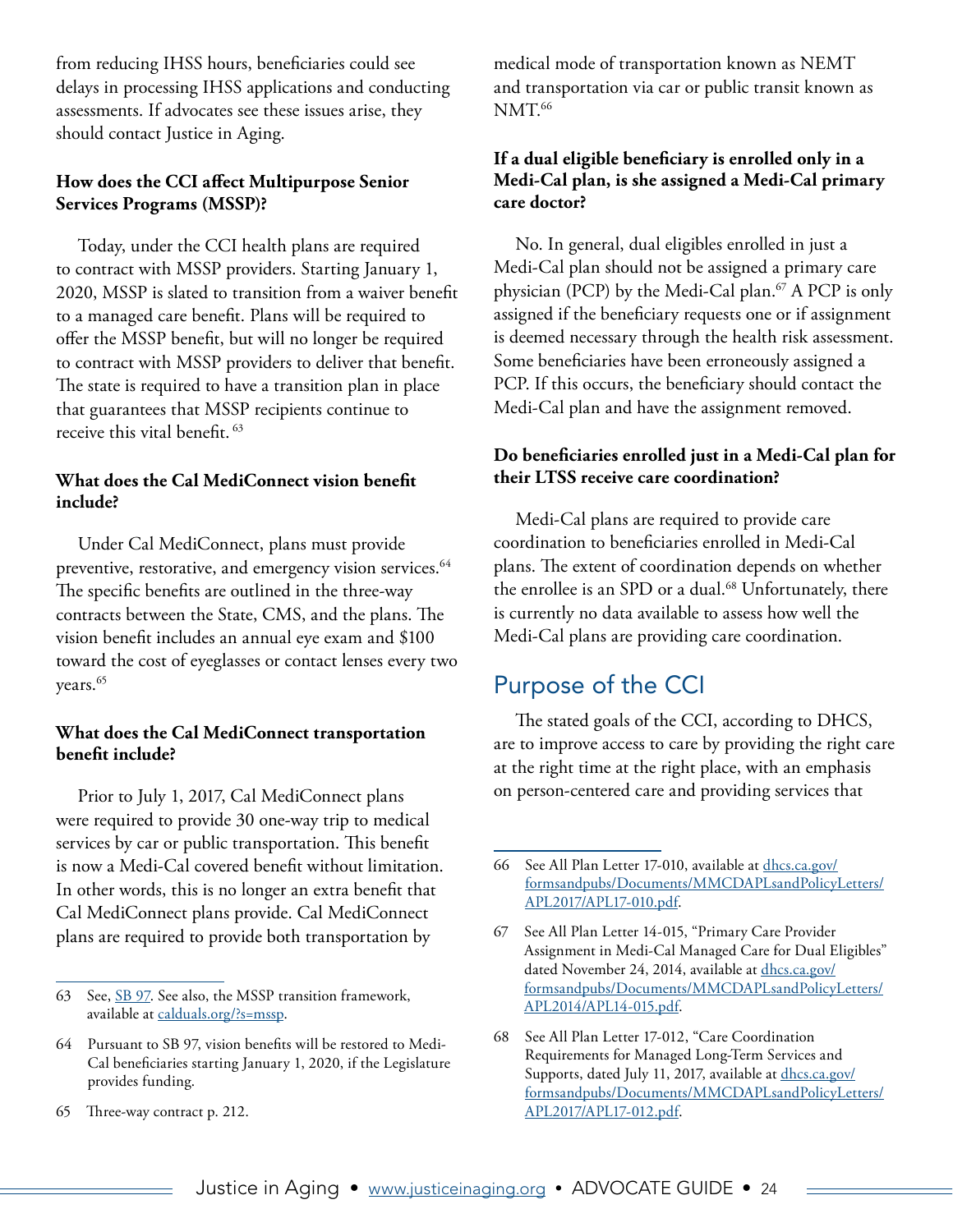from reducing IHSS hours, beneficiaries could see delays in processing IHSS applications and conducting assessments. If advocates see these issues arise, they should contact Justice in Aging.

**How does the CCI affect Multipurpose Senior Services Programs (MSSP)?**

Today, under the CCI health plans are required to contract with MSSP providers. Starting January 1, 2020, MSSP is slated to transition from a waiver benefit to a managed care benefit. Plans will be required to offer the MSSP benefit, but will no longer be required to contract with MSSP providers to deliver that benefit. The state is required to have a transition plan in place that guarantees that MSSP recipients continue to receive this vital benefit.[63]

**What does the Cal MediConnect vision benefit include?**

Under Cal MediConnect, plans must provide preventive, restorative, and emergency vision services.[64] The specific benefits are outlined in the three-way contracts between the State, CMS, and the plans. The vision benefit includes an annual eye exam and $100 toward the cost of eyeglasses or contact lenses every two years.[65]

**What does the Cal MediConnect transportation benefit include?**

Prior to July 1, 2017, Cal MediConnect plans were required to provide 30 one-way trip to medical services by car or public transportation. This benefit is now a Medi-Cal covered benefit without limitation. In other words, this is no longer an extra benefit that Cal MediConnect plans provide. Cal MediConnect plans are required to provide both transportation by medical mode of transportation known as NEMT and transportation via car or public transit known as NMT.[66]

**If a dual eligible beneficiary is enrolled only in a Medi-Cal plan, is she assigned a Medi-Cal primary care doctor?**

No. In general, dual eligibles enrolled in just a Medi-Cal plan should not be assigned a primary care physician (PCP) by the Medi-Cal plan.[67] A PCP is only assigned if the beneficiary requests one or if assignment is deemed necessary through the health risk assessment. Some beneficiaries have been erroneously assigned a PCP. If this occurs, the beneficiary should contact the Medi-Cal plan and have the assignment removed.

**Do beneficiaries enrolled just in a Medi-Cal plan for their LTSS receive care coordination?**

Medi-Cal plans are required to provide care coordination to beneficiaries enrolled in Medi-Cal plans. The extent of coordination depends on whether the enrollee is an SPD or a dual.[68] Unfortunately, there is currently no data available to assess how well the Medi-Cal plans are providing care coordination.

## Purpose of the CCI

The stated goals of the CCI, according to DHCS, are to improve access to care by providing the right care at the right time at the right place, with an emphasis on person-centered care and providing services that

---

63 See, [SB 97](). See also, the MSSP transition framework, available at [calduals.org/?s=mssp]().

64 Pursuant to SB 97, vision benefits will be restored to Medi-Cal beneficiaries starting January 1, 2020, if the Legislature provides funding.

65 Three-way contract p. 212.

66 See All Plan Letter 17-010, available at [dhcs.ca.gov/formsandpubs/Documents/MMCDAPLsandPolicyLetters/APL2017/APL17-010.pdf]().

67 See All Plan Letter 14-015, "Primary Care Provider Assignment in Medi-Cal Managed Care for Dual Eligibles" dated November 24, 2014, available at [dhcs.ca.gov/formsandpubs/Documents/MMCDAPLsandPolicyLetters/APL2014/APL14-015.pdf]().

68 See All Plan Letter 17-012, "Care Coordination Requirements for Managed Long-Term Services and Supports, dated July 11, 2017, available at [dhcs.ca.gov/formsandpubs/Documents/MMCDAPLsandPolicyLetters/APL2017/APL17-012.pdf]().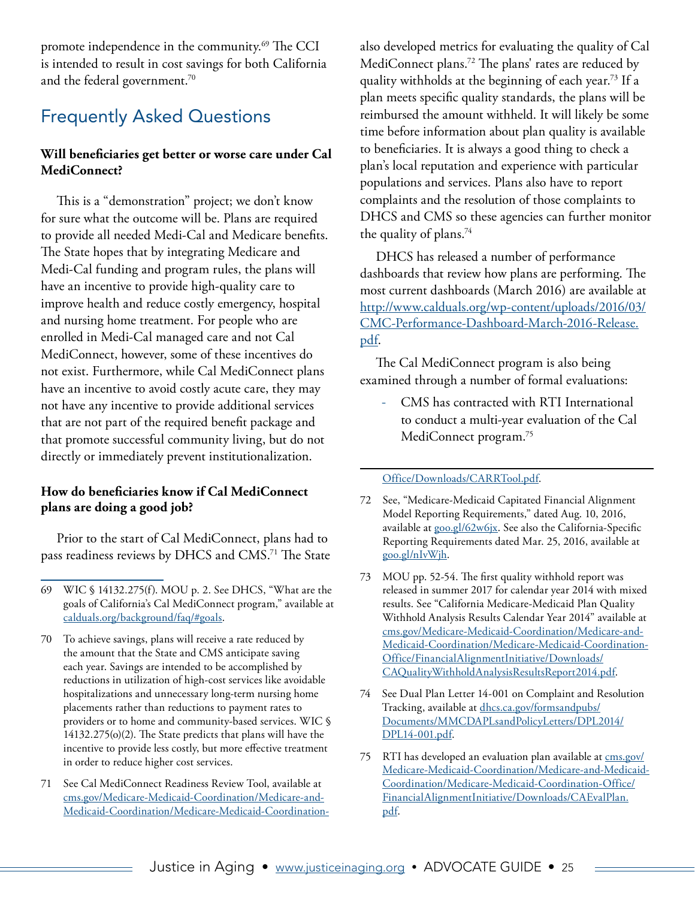promote independence in the community.[69] The CCI is intended to result in cost savings for both California and the federal government.[70]

## Frequently Asked Questions

**Will beneficiaries get better or worse care under Cal MediConnect?**

This is a "demonstration" project; we don't know for sure what the outcome will be. Plans are required to provide all needed Medi-Cal and Medicare benefits. The State hopes that by integrating Medicare and Medi-Cal funding and program rules, the plans will have an incentive to provide high-quality care to improve health and reduce costly emergency, hospital and nursing home treatment. For people who are enrolled in Medi-Cal managed care and not Cal MediConnect, however, some of these incentives do not exist. Furthermore, while Cal MediConnect plans have an incentive to avoid costly acute care, they may not have any incentive to provide additional services that are not part of the required benefit package and that promote successful community living, but do not directly or immediately prevent institutionalization.

**How do beneficiaries know if Cal MediConnect plans are doing a good job?**

Prior to the start of Cal MediConnect, plans had to pass readiness reviews by DHCS and CMS.[71] The State also developed metrics for evaluating the quality of Cal MediConnect plans.[72] The plans' rates are reduced by quality withholds at the beginning of each year.[73] If a plan meets specific quality standards, the plans will be reimbursed the amount withheld. It will likely be some time before information about plan quality is available to beneficiaries. It is always a good thing to check a plan's local reputation and experience with particular populations and services. Plans also have to report complaints and the resolution of those complaints to DHCS and CMS so these agencies can further monitor the quality of plans.[74]

DHCS has released a number of performance dashboards that review how plans are performing. The most current dashboards (March 2016) are available at http://www.calduals.org/wp-content/uploads/2016/03/CMC-Performance-Dashboard-March-2016-Release.pdf.

The Cal MediConnect program is also being examined through a number of formal evaluations:

- CMS has contracted with RTI International to conduct a multi-year evaluation of the Cal MediConnect program.[75]

---

69 WIC § 14132.275(f). MOU p. 2. See DHCS, "What are the goals of California's Cal MediConnect program," available at calduals.org/background/faq/#goals.

70 To achieve savings, plans will receive a rate reduced by the amount that the State and CMS anticipate saving each year. Savings are intended to be accomplished by reductions in utilization of high-cost services like avoidable hospitalizations and unnecessary long-term nursing home placements rather than reductions to payment rates to providers or to home and community-based services. WIC § 14132.275(o)(2). The State predicts that plans will have the incentive to provide less costly, but more effective treatment in order to reduce higher cost services.

71 See Cal MediConnect Readiness Review Tool, available at cms.gov/Medicare-Medicaid-Coordination/Medicare-and-Medicaid-Coordination/Medicare-Medicaid-Coordination-Office/Downloads/CARRTool.pdf.

72 See, "Medicare-Medicaid Capitated Financial Alignment Model Reporting Requirements," dated Aug. 10, 2016, available at goo.gl/62w6jx. See also the California-Specific Reporting Requirements dated Mar. 25, 2016, available at goo.gl/nIvWjh.

73 MOU pp. 52-54. The first quality withhold report was released in summer 2017 for calendar year 2014 with mixed results. See "California Medicare-Medicaid Plan Quality Withhold Analysis Results Calendar Year 2014" available at cms.gov/Medicare-Medicaid-Coordination/Medicare-and-Medicaid-Coordination/Medicare-Medicaid-Coordination-Office/FinancialAlignmentInitiative/Downloads/CAQualityWithholdAnalysisResultsReport2014.pdf.

74 See Dual Plan Letter 14-001 on Complaint and Resolution Tracking, available at dhcs.ca.gov/formsandpubs/Documents/MMCDAPLsandPolicyLetters/DPL2014/DPL14-001.pdf.

75 RTI has developed an evaluation plan available at cms.gov/Medicare-Medicaid-Coordination/Medicare-and-Medicaid-Coordination/Medicare-Medicaid-Coordination-Office/FinancialAlignmentInitiative/Downloads/CAEvalPlan.pdf.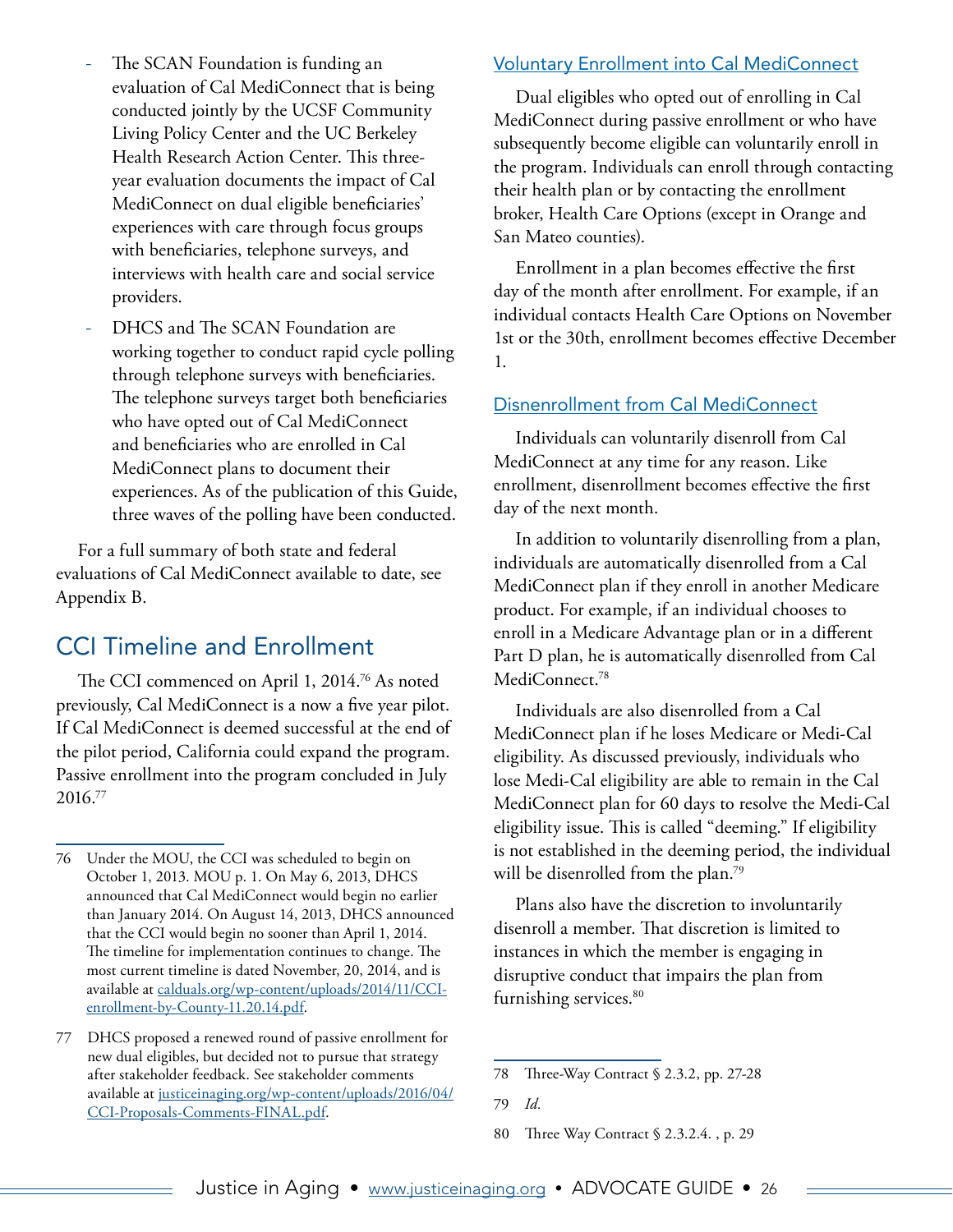- The SCAN Foundation is funding an evaluation of Cal MediConnect that is being conducted jointly by the UCSF Community Living Policy Center and the UC Berkeley Health Research Action Center. This three-year evaluation documents the impact of Cal MediConnect on dual eligible beneficiaries' experiences with care through focus groups with beneficiaries, telephone surveys, and interviews with health care and social service providers.
- DHCS and The SCAN Foundation are working together to conduct rapid cycle polling through telephone surveys with beneficiaries. The telephone surveys target both beneficiaries who have opted out of Cal MediConnect and beneficiaries who are enrolled in Cal MediConnect plans to document their experiences. As of the publication of this Guide, three waves of the polling have been conducted.

For a full summary of both state and federal evaluations of Cal MediConnect available to date, see Appendix B.

## CCI Timeline and Enrollment

The CCI commenced on April 1, 2014.[76] As noted previously, Cal MediConnect is a now a five year pilot. If Cal MediConnect is deemed successful at the end of the pilot period, California could expand the program. Passive enrollment into the program concluded in July 2016.[77]

### Voluntary Enrollment into Cal MediConnect

Dual eligibles who opted out of enrolling in Cal MediConnect during passive enrollment or who have subsequently become eligible can voluntarily enroll in the program. Individuals can enroll through contacting their health plan or by contacting the enrollment broker, Health Care Options (except in Orange and San Mateo counties).

Enrollment in a plan becomes effective the first day of the month after enrollment. For example, if an individual contacts Health Care Options on November 1st or the 30th, enrollment becomes effective December 1.

### Disnenrollment from Cal MediConnect

Individuals can voluntarily disenroll from Cal MediConnect at any time for any reason. Like enrollment, disenrollment becomes effective the first day of the next month.

In addition to voluntarily disenrolling from a plan, individuals are automatically disenrolled from a Cal MediConnect plan if they enroll in another Medicare product. For example, if an individual chooses to enroll in a Medicare Advantage plan or in a different Part D plan, he is automatically disenrolled from Cal MediConnect.[78]

Individuals are also disenrolled from a Cal MediConnect plan if he loses Medicare or Medi-Cal eligibility. As discussed previously, individuals who lose Medi-Cal eligibility are able to remain in the Cal MediConnect plan for 60 days to resolve the Medi-Cal eligibility issue. This is called "deeming." If eligibility is not established in the deeming period, the individual will be disenrolled from the plan.[79]

Plans also have the discretion to involuntarily disenroll a member. That discretion is limited to instances in which the member is engaging in disruptive conduct that impairs the plan from furnishing services.[80]

---

76 Under the MOU, the CCI was scheduled to begin on October 1, 2013. MOU p. 1. On May 6, 2013, DHCS announced that Cal MediConnect would begin no earlier than January 2014. On August 14, 2013, DHCS announced that the CCI would begin no sooner than April 1, 2014. The timeline for implementation continues to change. The most current timeline is dated November, 20, 2014, and is available at calduals.org/wp-content/uploads/2014/11/CCI-enrollment-by-County-11.20.14.pdf.

77 DHCS proposed a renewed round of passive enrollment for new dual eligibles, but decided not to pursue that strategy after stakeholder feedback. See stakeholder comments available at justiceinaging.org/wp-content/uploads/2016/04/CCI-Proposals-Comments-FINAL.pdf.

78 Three-Way Contract § 2.3.2, pp. 27-28

79 *Id.*

80 Three Way Contract § 2.3.2.4. , p. 29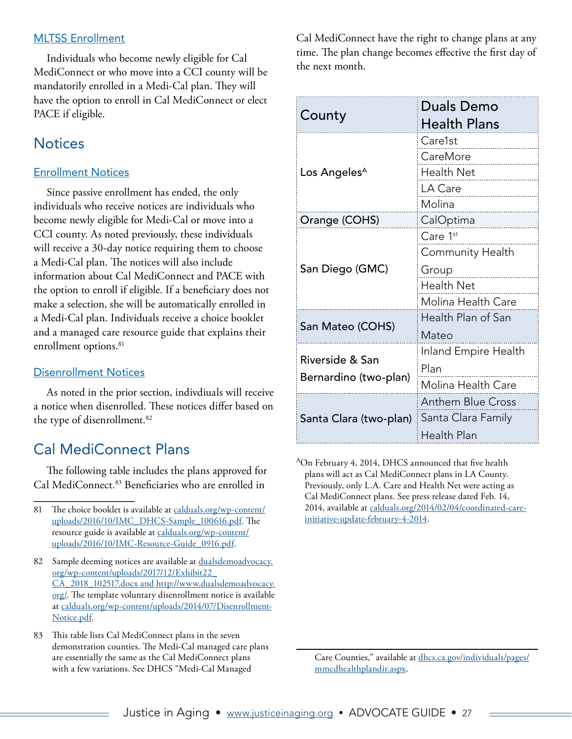### MLTSS Enrollment

Individuals who become newly eligible for Cal MediConnect or who move into a CCI county will be mandatorily enrolled in a Medi-Cal plan. They will have the option to enroll in Cal MediConnect or elect PACE if eligible.

## Notices

### Enrollment Notices

Since passive enrollment has ended, the only individuals who receive notices are individuals who become newly eligible for Medi-Cal or move into a CCI county. As noted previously, these individuals will receive a 30-day notice requiring them to choose a Medi-Cal plan. The notices will also include information about Cal MediConnect and PACE with the option to enroll if eligible. If a beneficiary does not make a selection, she will be automatically enrolled in a Medi-Cal plan. Individuals receive a choice booklet and a managed care resource guide that explains their enrollment options.[81]

### Disenrollment Notices

As noted in the prior section, indivdiuals will receive a notice when disenrolled. These notices differ based on the type of disenrollment.[82]

## Cal MediConnect Plans

The following table includes the plans approved for Cal MediConnect.[83] Beneficiaries who are enrolled in Cal MediConnect have the right to change plans at any time. The plan change becomes effective the first day of the next month.

| County | Duals Demo Health Plans |
|---|---|
| Los Angeles[A] | Care1st |
| | CareMore |
| | Health Net |
| | LA Care |
| | Molina |
| Orange (COHS) | CalOptima |
| San Diego (GMC) | Care 1st |
| | Community Health Group |
| | Health Net |
| | Molina Health Care |
| San Mateo (COHS) | Health Plan of San Mateo |
| Riverside & San Bernardino (two-plan) | Inland Empire Health Plan |
| | Molina Health Care |
| Santa Clara (two-plan) | Anthem Blue Cross |
| | Santa Clara Family Health Plan |

[A]On February 4, 2014, DHCS announced that five health plans will act as Cal MediConnect plans in LA County. Previously, only L.A. Care and Health Net were acting as Cal MediConnect plans. See press release dated Feb. 14, 2014, available at calduals.org/2014/02/04/coordinated-care-initiative-update-february-4-2014.

---

81 The choice booklet is available at calduals.org/wp-content/uploads/2016/10/IMC_DHCS-Sample_100616.pdf. The resource guide is available at calduals.org/wp-content/uploads/2016/10/IMC-Resource-Guide_0916.pdf.

82 Sample deeming notices are available at dualsdemoadvocacy.org/wp-content/uploads/2017/12/Exhibit22_CA_2018_102517.docx and http://www.dualsdemoadvocacy.org/. The template voluntary disenrollment notice is available at calduals.org/wp-content/uploads/2014/07/Disenrollment-Notice.pdf.

83 This table lists Cal MediConnect plans in the seven demonstration counties. The Medi-Cal managed care plans are essentially the same as the Cal MediConnect plans with a few variations. See DHCS "Medi-Cal Managed Care Counties," available at dhcs.ca.gov/individuals/pages/mmcdhealthplandir.aspx.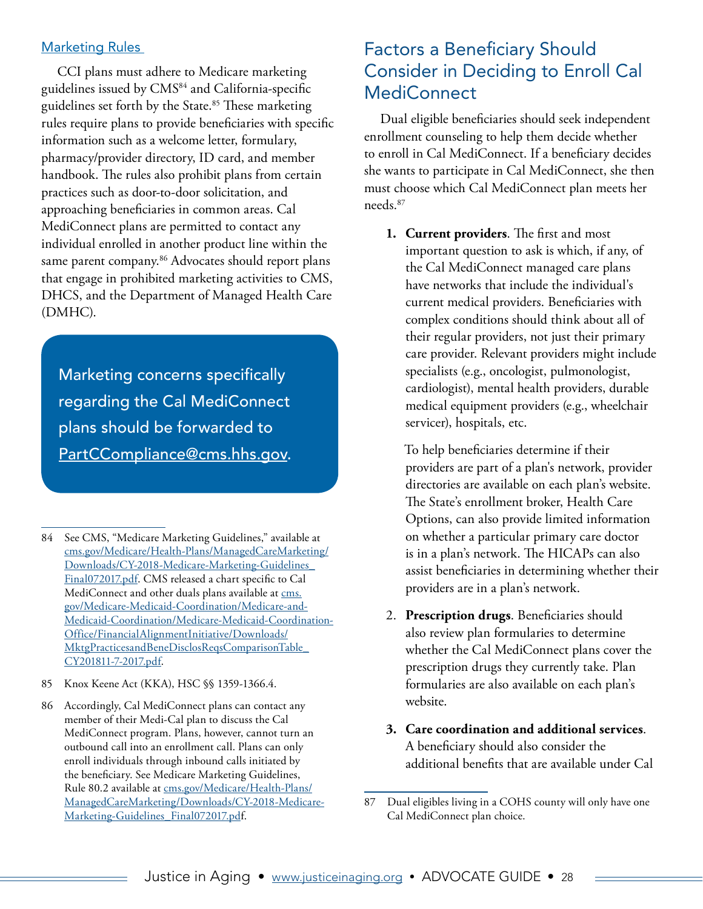### Marketing Rules

CCI plans must adhere to Medicare marketing guidelines issued by CMS[84] and California-specific guidelines set forth by the State.[85] These marketing rules require plans to provide beneficiaries with specific information such as a welcome letter, formulary, pharmacy/provider directory, ID card, and member handbook. The rules also prohibit plans from certain practices such as door-to-door solicitation, and approaching beneficiaries in common areas. Cal MediConnect plans are permitted to contact any individual enrolled in another product line within the same parent company.[86] Advocates should report plans that engage in prohibited marketing activities to CMS, DHCS, and the Department of Managed Health Care (DMHC).

> Marketing concerns specifically regarding the Cal MediConnect plans should be forwarded to PartCCompliance@cms.hhs.gov.

## Factors a Beneficiary Should Consider in Deciding to Enroll Cal MediConnect

Dual eligible beneficiaries should seek independent enrollment counseling to help them decide whether to enroll in Cal MediConnect. If a beneficiary decides she wants to participate in Cal MediConnect, she then must choose which Cal MediConnect plan meets her needs.[87]

1. **Current providers**. The first and most important question to ask is which, if any, of the Cal MediConnect managed care plans have networks that include the individual's current medical providers. Beneficiaries with complex conditions should think about all of their regular providers, not just their primary care provider. Relevant providers might include specialists (e.g., oncologist, pulmonologist, cardiologist), mental health providers, durable medical equipment providers (e.g., wheelchair servicer), hospitals, etc.

   To help beneficiaries determine if their providers are part of a plan's network, provider directories are available on each plan's website. The State's enrollment broker, Health Care Options, can also provide limited information on whether a particular primary care doctor is in a plan's network. The HICAPs can also assist beneficiaries in determining whether their providers are in a plan's network.

2. **Prescription drugs**. Beneficiaries should also review plan formularies to determine whether the Cal MediConnect plans cover the prescription drugs they currently take. Plan formularies are also available on each plan's website.

3. **Care coordination and additional services**. A beneficiary should also consider the additional benefits that are available under Cal

---

84 See CMS, "Medicare Marketing Guidelines," available at cms.gov/Medicare/Health-Plans/ManagedCareMarketing/Downloads/CY-2018-Medicare-Marketing-Guidelines_Final072017.pdf. CMS released a chart specific to Cal MediConnect and other duals plans available at cms.gov/Medicare-Medicaid-Coordination/Medicare-and-Medicaid-Coordination/Medicare-Medicaid-Coordination-Office/FinancialAlignmentInitiative/Downloads/MktgPracticesandBeneDisclosReqsComparisonTable_CY201811-7-2017.pdf.

85 Knox Keene Act (KKA), HSC §§ 1359-1366.4.

86 Accordingly, Cal MediConnect plans can contact any member of their Medi-Cal plan to discuss the Cal MediConnect program. Plans, however, cannot turn an outbound call into an enrollment call. Plans can only enroll individuals through inbound calls initiated by the beneficiary. See Medicare Marketing Guidelines, Rule 80.2 available at cms.gov/Medicare/Health-Plans/ManagedCareMarketing/Downloads/CY-2018-Medicare-Marketing-Guidelines_Final072017.pdf.

87 Dual eligibles living in a COHS county will only have one Cal MediConnect plan choice.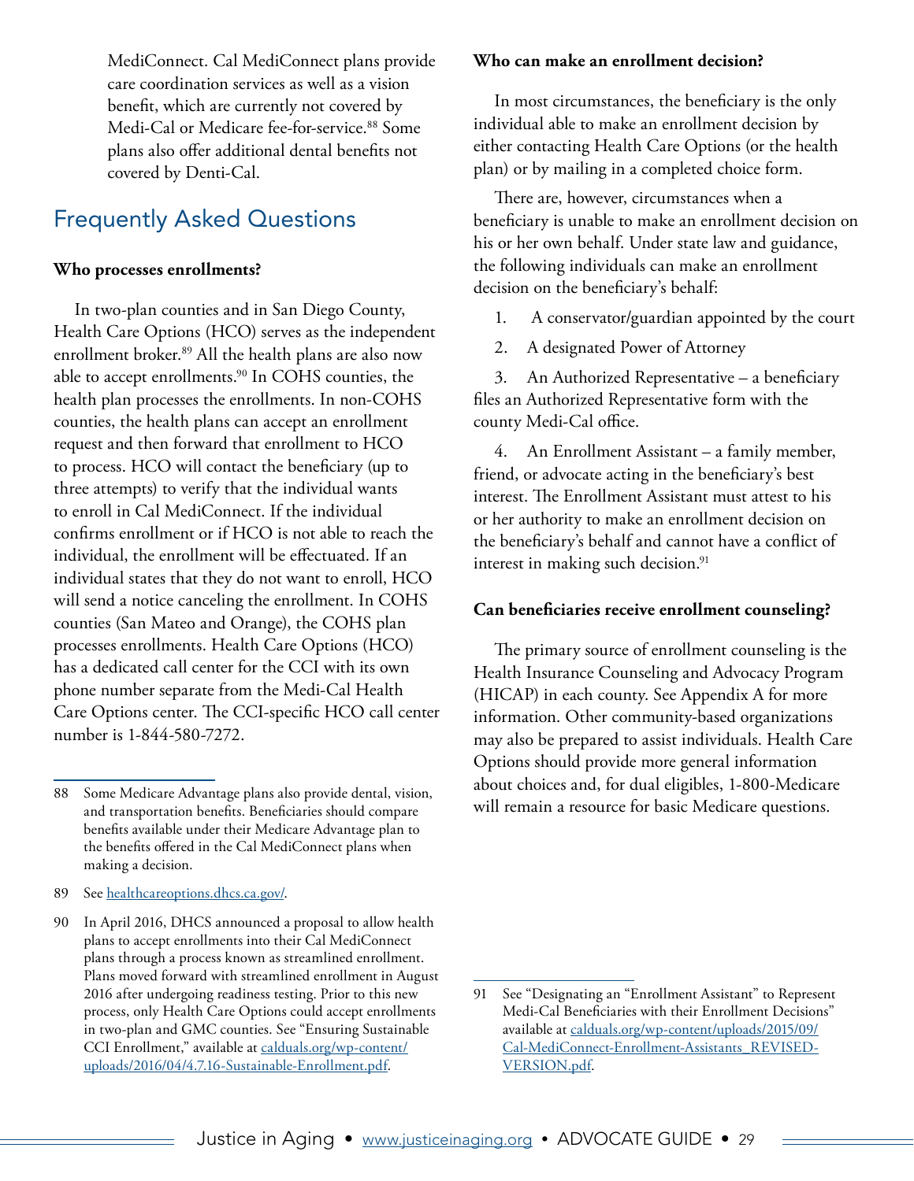MediConnect. Cal MediConnect plans provide care coordination services as well as a vision benefit, which are currently not covered by Medi-Cal or Medicare fee-for-service.[88] Some plans also offer additional dental benefits not covered by Denti-Cal.

## Frequently Asked Questions

**Who processes enrollments?**

In two-plan counties and in San Diego County, Health Care Options (HCO) serves as the independent enrollment broker.[89] All the health plans are also now able to accept enrollments.[90] In COHS counties, the health plan processes the enrollments. In non-COHS counties, the health plans can accept an enrollment request and then forward that enrollment to HCO to process. HCO will contact the beneficiary (up to three attempts) to verify that the individual wants to enroll in Cal MediConnect. If the individual confirms enrollment or if HCO is not able to reach the individual, the enrollment will be effectuated. If an individual states that they do not want to enroll, HCO will send a notice canceling the enrollment. In COHS counties (San Mateo and Orange), the COHS plan processes enrollments. Health Care Options (HCO) has a dedicated call center for the CCI with its own phone number separate from the Medi-Cal Health Care Options center. The CCI-specific HCO call center number is 1-844-580-7272.

**Who can make an enrollment decision?**

In most circumstances, the beneficiary is the only individual able to make an enrollment decision by either contacting Health Care Options (or the health plan) or by mailing in a completed choice form.

There are, however, circumstances when a beneficiary is unable to make an enrollment decision on his or her own behalf. Under state law and guidance, the following individuals can make an enrollment decision on the beneficiary's behalf:

1. A conservator/guardian appointed by the court
2. A designated Power of Attorney
3. An Authorized Representative – a beneficiary files an Authorized Representative form with the county Medi-Cal office.
4. An Enrollment Assistant – a family member, friend, or advocate acting in the beneficiary's best interest. The Enrollment Assistant must attest to his or her authority to make an enrollment decision on the beneficiary's behalf and cannot have a conflict of interest in making such decision.[91]

**Can beneficiaries receive enrollment counseling?**

The primary source of enrollment counseling is the Health Insurance Counseling and Advocacy Program (HICAP) in each county. See Appendix A for more information. Other community-based organizations may also be prepared to assist individuals. Health Care Options should provide more general information about choices and, for dual eligibles, 1-800-Medicare will remain a resource for basic Medicare questions.

---

88 Some Medicare Advantage plans also provide dental, vision, and transportation benefits. Beneficiaries should compare benefits available under their Medicare Advantage plan to the benefits offered in the Cal MediConnect plans when making a decision.

89 See healthcareoptions.dhcs.ca.gov/.

90 In April 2016, DHCS announced a proposal to allow health plans to accept enrollments into their Cal MediConnect plans through a process known as streamlined enrollment. Plans moved forward with streamlined enrollment in August 2016 after undergoing readiness testing. Prior to this new process, only Health Care Options could accept enrollments in two-plan and GMC counties. See "Ensuring Sustainable CCI Enrollment," available at calduals.org/wp-content/uploads/2016/04/4.7.16-Sustainable-Enrollment.pdf.

91 See "Designating an "Enrollment Assistant" to Represent Medi-Cal Beneficiaries with their Enrollment Decisions" available at calduals.org/wp-content/uploads/2015/09/Cal-MediConnect-Enrollment-Assistants_REVISED-VERSION.pdf.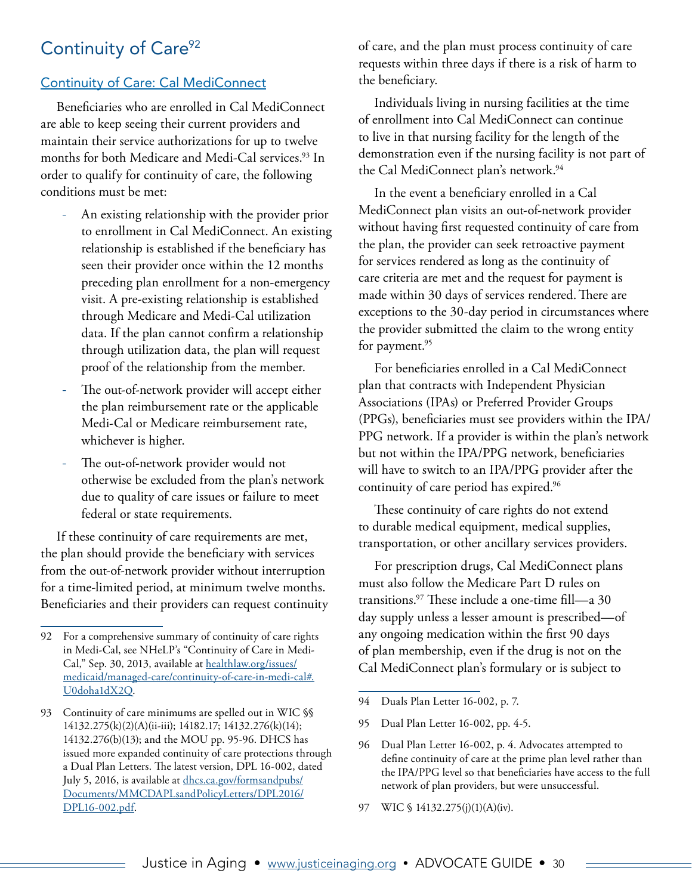## Continuity of Care[92]

### Continuity of Care: Cal MediConnect

Beneficiaries who are enrolled in Cal MediConnect are able to keep seeing their current providers and maintain their service authorizations for up to twelve months for both Medicare and Medi-Cal services.[93] In order to qualify for continuity of care, the following conditions must be met:

- An existing relationship with the provider prior to enrollment in Cal MediConnect. An existing relationship is established if the beneficiary has seen their provider once within the 12 months preceding plan enrollment for a non-emergency visit. A pre-existing relationship is established through Medicare and Medi-Cal utilization data. If the plan cannot confirm a relationship through utilization data, the plan will request proof of the relationship from the member.
- The out-of-network provider will accept either the plan reimbursement rate or the applicable Medi-Cal or Medicare reimbursement rate, whichever is higher.
- The out-of-network provider would not otherwise be excluded from the plan's network due to quality of care issues or failure to meet federal or state requirements.

If these continuity of care requirements are met, the plan should provide the beneficiary with services from the out-of-network provider without interruption for a time-limited period, at minimum twelve months. Beneficiaries and their providers can request continuity of care, and the plan must process continuity of care requests within three days if there is a risk of harm to the beneficiary.

Individuals living in nursing facilities at the time of enrollment into Cal MediConnect can continue to live in that nursing facility for the length of the demonstration even if the nursing facility is not part of the Cal MediConnect plan's network.[94]

In the event a beneficiary enrolled in a Cal MediConnect plan visits an out-of-network provider without having first requested continuity of care from the plan, the provider can seek retroactive payment for services rendered as long as the continuity of care criteria are met and the request for payment is made within 30 days of services rendered. There are exceptions to the 30-day period in circumstances where the provider submitted the claim to the wrong entity for payment.[95]

For beneficiaries enrolled in a Cal MediConnect plan that contracts with Independent Physician Associations (IPAs) or Preferred Provider Groups (PPGs), beneficiaries must see providers within the IPA/PPG network. If a provider is within the plan's network but not within the IPA/PPG network, beneficiaries will have to switch to an IPA/PPG provider after the continuity of care period has expired.[96]

These continuity of care rights do not extend to durable medical equipment, medical supplies, transportation, or other ancillary services providers.

For prescription drugs, Cal MediConnect plans must also follow the Medicare Part D rules on transitions.[97] These include a one-time fill—a 30 day supply unless a lesser amount is prescribed—of any ongoing medication within the first 90 days of plan membership, even if the drug is not on the Cal MediConnect plan's formulary or is subject to

---

92 For a comprehensive summary of continuity of care rights in Medi-Cal, see NHeLP's "Continuity of Care in Medi-Cal," Sep. 30, 2013, available at healthlaw.org/issues/medicaid/managed-care/continuity-of-care-in-medi-cal#.U0doha1dX2Q.

93 Continuity of care minimums are spelled out in WIC §§ 14132.275(k)(2)(A)(ii-iii); 14182.17; 14132.276(k)(14); 14132.276(b)(13); and the MOU pp. 95-96. DHCS has issued more expanded continuity of care protections through a Dual Plan Letters. The latest version, DPL 16-002, dated July 5, 2016, is available at dhcs.ca.gov/formsandpubs/Documents/MMCDAPLsandPolicyLetters/DPL2016/DPL16-002.pdf.

94 Duals Plan Letter 16-002, p. 7.

95 Dual Plan Letter 16-002, pp. 4-5.

96 Dual Plan Letter 16-002, p. 4. Advocates attempted to define continuity of care at the prime plan level rather than the IPA/PPG level so that beneficiaries have access to the full network of plan providers, but were unsuccessful.

97 WIC § 14132.275(j)(1)(A)(iv).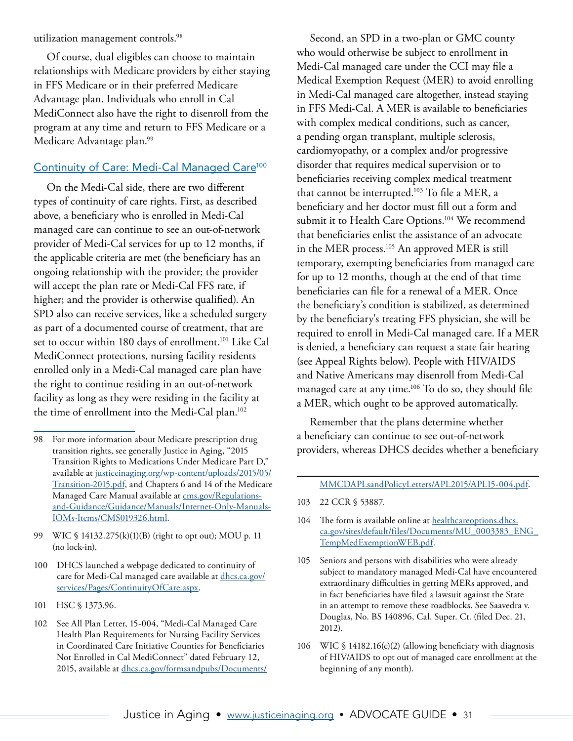utilization management controls.[98]

Of course, dual eligibles can choose to maintain relationships with Medicare providers by either staying in FFS Medicare or in their preferred Medicare Advantage plan. Individuals who enroll in Cal MediConnect also have the right to disenroll from the program at any time and return to FFS Medicare or a Medicare Advantage plan.[99]

## Continuity of Care: Medi-Cal Managed Care[100]

On the Medi-Cal side, there are two different types of continuity of care rights. First, as described above, a beneficiary who is enrolled in Medi-Cal managed care can continue to see an out-of-network provider of Medi-Cal services for up to 12 months, if the applicable criteria are met (the beneficiary has an ongoing relationship with the provider; the provider will accept the plan rate or Medi-Cal FFS rate, if higher; and the provider is otherwise qualified). An SPD also can receive services, like a scheduled surgery as part of a documented course of treatment, that are set to occur within 180 days of enrollment.[101] Like Cal MediConnect protections, nursing facility residents enrolled only in a Medi-Cal managed care plan have the right to continue residing in an out-of-network facility as long as they were residing in the facility at the time of enrollment into the Medi-Cal plan.[102]

Second, an SPD in a two-plan or GMC county who would otherwise be subject to enrollment in Medi-Cal managed care under the CCI may file a Medical Exemption Request (MER) to avoid enrolling in Medi-Cal managed care altogether, instead staying in FFS Medi-Cal. A MER is available to beneficiaries with complex medical conditions, such as cancer, a pending organ transplant, multiple sclerosis, cardiomyopathy, or a complex and/or progressive disorder that requires medical supervision or to beneficiaries receiving complex medical treatment that cannot be interrupted.[103] To file a MER, a beneficiary and her doctor must fill out a form and submit it to Health Care Options.[104] We recommend that beneficiaries enlist the assistance of an advocate in the MER process.[105] An approved MER is still temporary, exempting beneficiaries from managed care for up to 12 months, though at the end of that time beneficiaries can file for a renewal of a MER. Once the beneficiary's condition is stabilized, as determined by the beneficiary's treating FFS physician, she will be required to enroll in Medi-Cal managed care. If a MER is denied, a beneficiary can request a state fair hearing (see Appeal Rights below). People with HIV/AIDS and Native Americans may disenroll from Medi-Cal managed care at any time.[106] To do so, they should file a MER, which ought to be approved automatically.

Remember that the plans determine whether a beneficiary can continue to see out-of-network providers, whereas DHCS decides whether a beneficiary

---

98 For more information about Medicare prescription drug transition rights, see generally Justice in Aging, "2015 Transition Rights to Medications Under Medicare Part D," available at justiceinaging.org/wp-content/uploads/2015/05/Transition-2015.pdf, and Chapters 6 and 14 of the Medicare Managed Care Manual available at cms.gov/Regulations-and-Guidance/Guidance/Manuals/Internet-Only-Manuals-IOMs-Items/CMS019326.html.

99 WIC § 14132.275(k)(1)(B) (right to opt out); MOU p. 11 (no lock-in).

100 DHCS launched a webpage dedicated to continuity of care for Medi-Cal managed care available at dhcs.ca.gov/services/Pages/ContinuityOfCare.aspx.

101 HSC § 1373.96.

102 See All Plan Letter, 15-004, "Medi-Cal Managed Care Health Plan Requirements for Nursing Facility Services in Coordinated Care Initiative Counties for Beneficiaries Not Enrolled in Cal MediConnect" dated February 12, 2015, available at dhcs.ca.gov/formsandpubs/Documents/MMCDAPLsandPolicyLetters/APL2015/APL15-004.pdf.

103 22 CCR § 53887.

104 The form is available online at healthcareoptions.dhcs.ca.gov/sites/default/files/Documents/MU_0003383_ENG_TempMedExemptionWEB.pdf.

105 Seniors and persons with disabilities who were already subject to mandatory managed Medi-Cal have encountered extraordinary difficulties in getting MERs approved, and in fact beneficiaries have filed a lawsuit against the State in an attempt to remove these roadblocks. See Saavedra v. Douglas, No. BS 140896, Cal. Super. Ct. (filed Dec. 21, 2012).

106 WIC § 14182.16(c)(2) (allowing beneficiary with diagnosis of HIV/AIDS to opt out of managed care enrollment at the beginning of any month).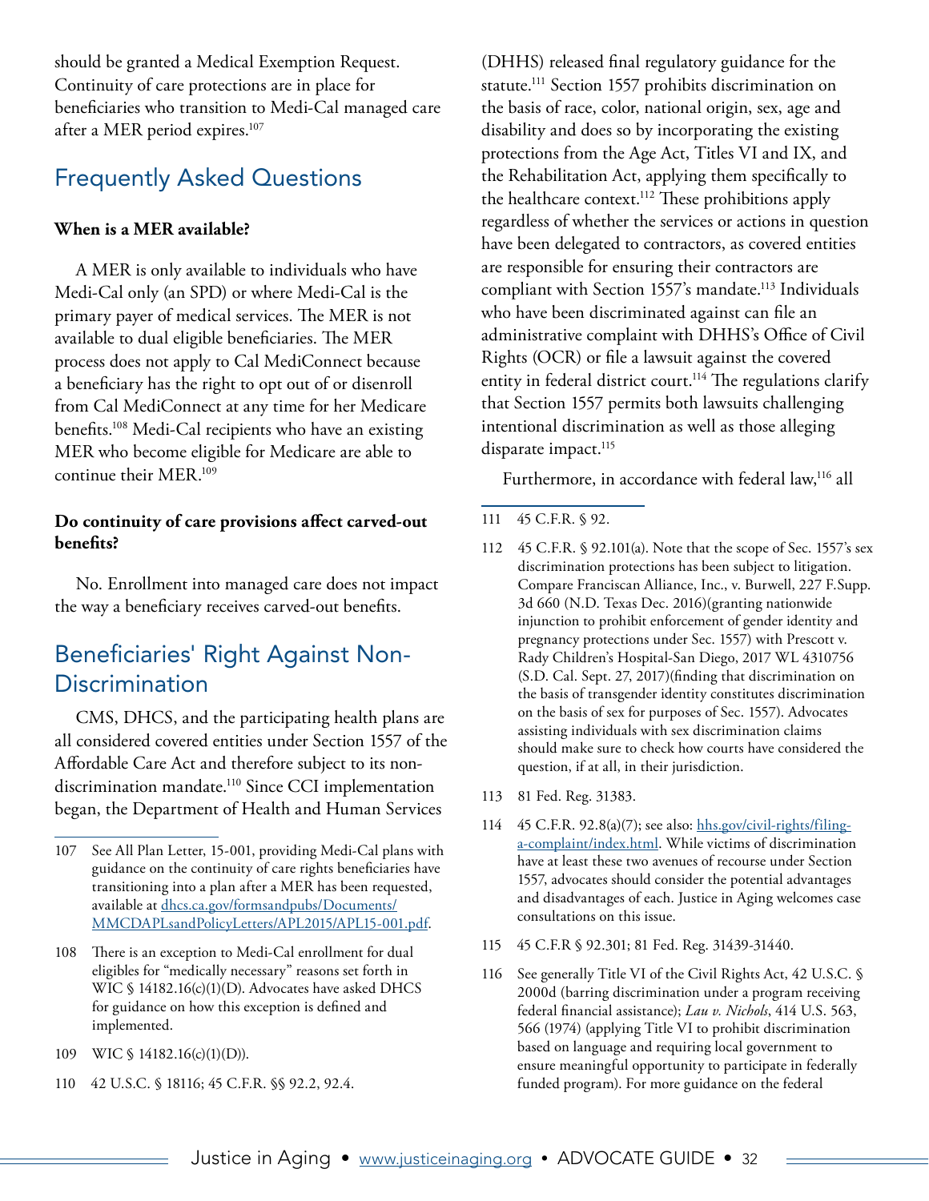should be granted a Medical Exemption Request. Continuity of care protections are in place for beneficiaries who transition to Medi-Cal managed care after a MER period expires.[107]

## Frequently Asked Questions

**When is a MER available?**

A MER is only available to individuals who have Medi-Cal only (an SPD) or where Medi-Cal is the primary payer of medical services. The MER is not available to dual eligible beneficiaries. The MER process does not apply to Cal MediConnect because a beneficiary has the right to opt out of or disenroll from Cal MediConnect at any time for her Medicare benefits.[108] Medi-Cal recipients who have an existing MER who become eligible for Medicare are able to continue their MER.[109]

**Do continuity of care provisions affect carved-out benefits?**

No. Enrollment into managed care does not impact the way a beneficiary receives carved-out benefits.

## Beneficiaries' Right Against Non-Discrimination

CMS, DHCS, and the participating health plans are all considered covered entities under Section 1557 of the Affordable Care Act and therefore subject to its non-discrimination mandate.[110] Since CCI implementation began, the Department of Health and Human Services (DHHS) released final regulatory guidance for the statute.[111] Section 1557 prohibits discrimination on the basis of race, color, national origin, sex, age and disability and does so by incorporating the existing protections from the Age Act, Titles VI and IX, and the Rehabilitation Act, applying them specifically to the healthcare context.[112] These prohibitions apply regardless of whether the services or actions in question have been delegated to contractors, as covered entities are responsible for ensuring their contractors are compliant with Section 1557's mandate.[113] Individuals who have been discriminated against can file an administrative complaint with DHHS's Office of Civil Rights (OCR) or file a lawsuit against the covered entity in federal district court.[114] The regulations clarify that Section 1557 permits both lawsuits challenging intentional discrimination as well as those alleging disparate impact.[115]

Furthermore, in accordance with federal law,[116] all

---

107 See All Plan Letter, 15-001, providing Medi-Cal plans with guidance on the continuity of care rights beneficiaries have transitioning into a plan after a MER has been requested, available at [dhcs.ca.gov/formsandpubs/Documents/MMCDAPLsandPolicyLetters/APL2015/APL15-001.pdf](dhcs.ca.gov/formsandpubs/Documents/MMCDAPLsandPolicyLetters/APL2015/APL15-001.pdf).

108 There is an exception to Medi-Cal enrollment for dual eligibles for "medically necessary" reasons set forth in WIC § 14182.16(c)(1)(D). Advocates have asked DHCS for guidance on how this exception is defined and implemented.

109 WIC § 14182.16(c)(1)(D)).

110 42 U.S.C. § 18116; 45 C.F.R. §§ 92.2, 92.4.

111 45 C.F.R. § 92.

112 45 C.F.R. § 92.101(a). Note that the scope of Sec. 1557's sex discrimination protections has been subject to litigation. Compare Franciscan Alliance, Inc., v. Burwell, 227 F.Supp. 3d 660 (N.D. Texas Dec. 2016)(granting nationwide injunction to prohibit enforcement of gender identity and pregnancy protections under Sec. 1557) with Prescott v. Rady Children's Hospital-San Diego, 2017 WL 4310756 (S.D. Cal. Sept. 27, 2017)(finding that discrimination on the basis of transgender identity constitutes discrimination on the basis of sex for purposes of Sec. 1557). Advocates assisting individuals with sex discrimination claims should make sure to check how courts have considered the question, if at all, in their jurisdiction.

113 81 Fed. Reg. 31383.

114 45 C.F.R. 92.8(a)(7); see also: [hhs.gov/civil-rights/filing-a-complaint/index.html](hhs.gov/civil-rights/filing-a-complaint/index.html). While victims of discrimination have at least these two avenues of recourse under Section 1557, advocates should consider the potential advantages and disadvantages of each. Justice in Aging welcomes case consultations on this issue.

115 45 C.F.R § 92.301; 81 Fed. Reg. 31439-31440.

116 See generally Title VI of the Civil Rights Act, 42 U.S.C. § 2000d (barring discrimination under a program receiving federal financial assistance); *Lau v. Nichols*, 414 U.S. 563, 566 (1974) (applying Title VI to prohibit discrimination based on language and requiring local government to ensure meaningful opportunity to participate in federally funded program). For more guidance on the federal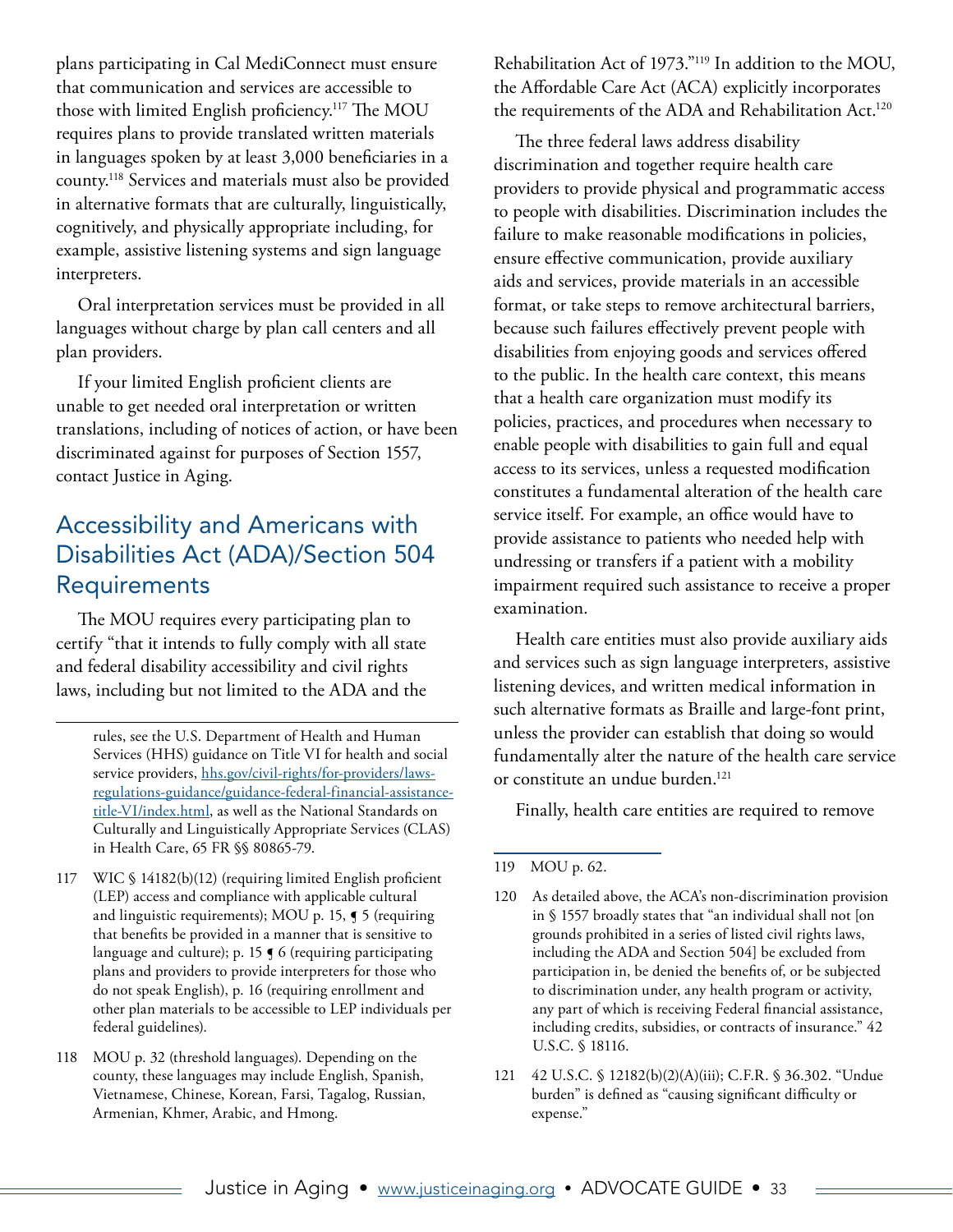plans participating in Cal MediConnect must ensure that communication and services are accessible to those with limited English proficiency.[117] The MOU requires plans to provide translated written materials in languages spoken by at least 3,000 beneficiaries in a county.[118] Services and materials must also be provided in alternative formats that are culturally, linguistically, cognitively, and physically appropriate including, for example, assistive listening systems and sign language interpreters.

Oral interpretation services must be provided in all languages without charge by plan call centers and all plan providers.

If your limited English proficient clients are unable to get needed oral interpretation or written translations, including of notices of action, or have been discriminated against for purposes of Section 1557, contact Justice in Aging.

## Accessibility and Americans with Disabilities Act (ADA)/Section 504 Requirements

The MOU requires every participating plan to certify "that it intends to fully comply with all state and federal disability accessibility and civil rights laws, including but not limited to the ADA and the Rehabilitation Act of 1973."[119] In addition to the MOU, the Affordable Care Act (ACA) explicitly incorporates the requirements of the ADA and Rehabilitation Act.[120]

The three federal laws address disability discrimination and together require health care providers to provide physical and programmatic access to people with disabilities. Discrimination includes the failure to make reasonable modifications in policies, ensure effective communication, provide auxiliary aids and services, provide materials in an accessible format, or take steps to remove architectural barriers, because such failures effectively prevent people with disabilities from enjoying goods and services offered to the public. In the health care context, this means that a health care organization must modify its policies, practices, and procedures when necessary to enable people with disabilities to gain full and equal access to its services, unless a requested modification constitutes a fundamental alteration of the health care service itself. For example, an office would have to provide assistance to patients who needed help with undressing or transfers if a patient with a mobility impairment required such assistance to receive a proper examination.

Health care entities must also provide auxiliary aids and services such as sign language interpreters, assistive listening devices, and written medical information in such alternative formats as Braille and large-font print, unless the provider can establish that doing so would fundamentally alter the nature of the health care service or constitute an undue burden.[121]

Finally, health care entities are required to remove

---

rules, see the U.S. Department of Health and Human Services (HHS) guidance on Title VI for health and social service providers, hhs.gov/civil-rights/for-providers/laws-regulations-guidance/guidance-federal-financial-assistance-title-VI/index.html, as well as the National Standards on Culturally and Linguistically Appropriate Services (CLAS) in Health Care, 65 FR §§ 80865-79.

117 WIC § 14182(b)(12) (requiring limited English proficient (LEP) access and compliance with applicable cultural and linguistic requirements); MOU p. 15, ¶ 5 (requiring that benefits be provided in a manner that is sensitive to language and culture); p. 15 ¶ 6 (requiring participating plans and providers to provide interpreters for those who do not speak English), p. 16 (requiring enrollment and other plan materials to be accessible to LEP individuals per federal guidelines).

118 MOU p. 32 (threshold languages). Depending on the county, these languages may include English, Spanish, Vietnamese, Chinese, Korean, Farsi, Tagalog, Russian, Armenian, Khmer, Arabic, and Hmong.

119 MOU p. 62.

120 As detailed above, the ACA's non-discrimination provision in § 1557 broadly states that "an individual shall not [on grounds prohibited in a series of listed civil rights laws, including the ADA and Section 504] be excluded from participation in, be denied the benefits of, or be subjected to discrimination under, any health program or activity, any part of which is receiving Federal financial assistance, including credits, subsidies, or contracts of insurance." 42 U.S.C. § 18116.

121 42 U.S.C. § 12182(b)(2)(A)(iii); C.F.R. § 36.302. "Undue burden" is defined as "causing significant difficulty or expense."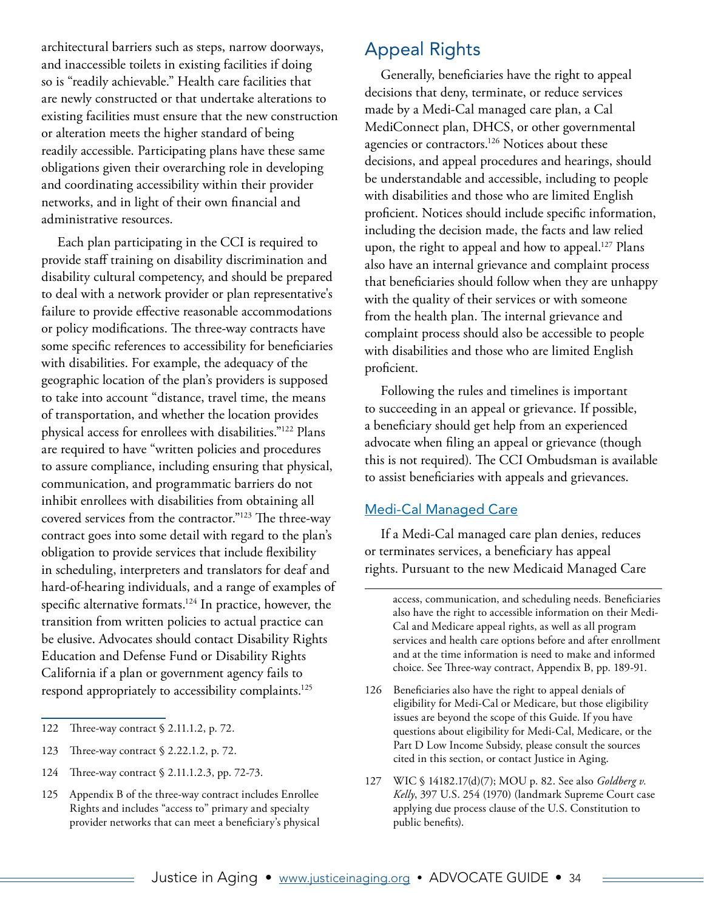architectural barriers such as steps, narrow doorways, and inaccessible toilets in existing facilities if doing so is "readily achievable." Health care facilities that are newly constructed or that undertake alterations to existing facilities must ensure that the new construction or alteration meets the higher standard of being readily accessible. Participating plans have these same obligations given their overarching role in developing and coordinating accessibility within their provider networks, and in light of their own financial and administrative resources.

Each plan participating in the CCI is required to provide staff training on disability discrimination and disability cultural competency, and should be prepared to deal with a network provider or plan representative's failure to provide effective reasonable accommodations or policy modifications. The three-way contracts have some specific references to accessibility for beneficiaries with disabilities. For example, the adequacy of the geographic location of the plan's providers is supposed to take into account "distance, travel time, the means of transportation, and whether the location provides physical access for enrollees with disabilities."[122] Plans are required to have "written policies and procedures to assure compliance, including ensuring that physical, communication, and programmatic barriers do not inhibit enrollees with disabilities from obtaining all covered services from the contractor."[123] The three-way contract goes into some detail with regard to the plan's obligation to provide services that include flexibility in scheduling, interpreters and translators for deaf and hard-of-hearing individuals, and a range of examples of specific alternative formats.[124] In practice, however, the transition from written policies to actual practice can be elusive. Advocates should contact Disability Rights Education and Defense Fund or Disability Rights California if a plan or government agency fails to respond appropriately to accessibility complaints.[125]

## Appeal Rights

Generally, beneficiaries have the right to appeal decisions that deny, terminate, or reduce services made by a Medi-Cal managed care plan, a Cal MediConnect plan, DHCS, or other governmental agencies or contractors.[126] Notices about these decisions, and appeal procedures and hearings, should be understandable and accessible, including to people with disabilities and those who are limited English proficient. Notices should include specific information, including the decision made, the facts and law relied upon, the right to appeal and how to appeal.[127] Plans also have an internal grievance and complaint process that beneficiaries should follow when they are unhappy with the quality of their services or with someone from the health plan. The internal grievance and complaint process should also be accessible to people with disabilities and those who are limited English proficient.

Following the rules and timelines is important to succeeding in an appeal or grievance. If possible, a beneficiary should get help from an experienced advocate when filing an appeal or grievance (though this is not required). The CCI Ombudsman is available to assist beneficiaries with appeals and grievances.

### Medi-Cal Managed Care

If a Medi-Cal managed care plan denies, reduces or terminates services, a beneficiary has appeal rights. Pursuant to the new Medicaid Managed Care

---

122 Three-way contract § 2.11.1.2, p. 72.

123 Three-way contract § 2.22.1.2, p. 72.

124 Three-way contract § 2.11.1.2.3, pp. 72-73.

125 Appendix B of the three-way contract includes Enrollee Rights and includes "access to" primary and specialty provider networks that can meet a beneficiary's physical access, communication, and scheduling needs. Beneficiaries also have the right to accessible information on their Medi-Cal and Medicare appeal rights, as well as all program services and health care options before and after enrollment and at the time information is need to make and informed choice. See Three-way contract, Appendix B, pp. 189-91.

126 Beneficiaries also have the right to appeal denials of eligibility for Medi-Cal or Medicare, but those eligibility issues are beyond the scope of this Guide. If you have questions about eligibility for Medi-Cal, Medicare, or the Part D Low Income Subsidy, please consult the sources cited in this section, or contact Justice in Aging.

127 WIC § 14182.17(d)(7); MOU p. 82. See also *Goldberg v. Kelly*, 397 U.S. 254 (1970) (landmark Supreme Court case applying due process clause of the U.S. Constitution to public benefits).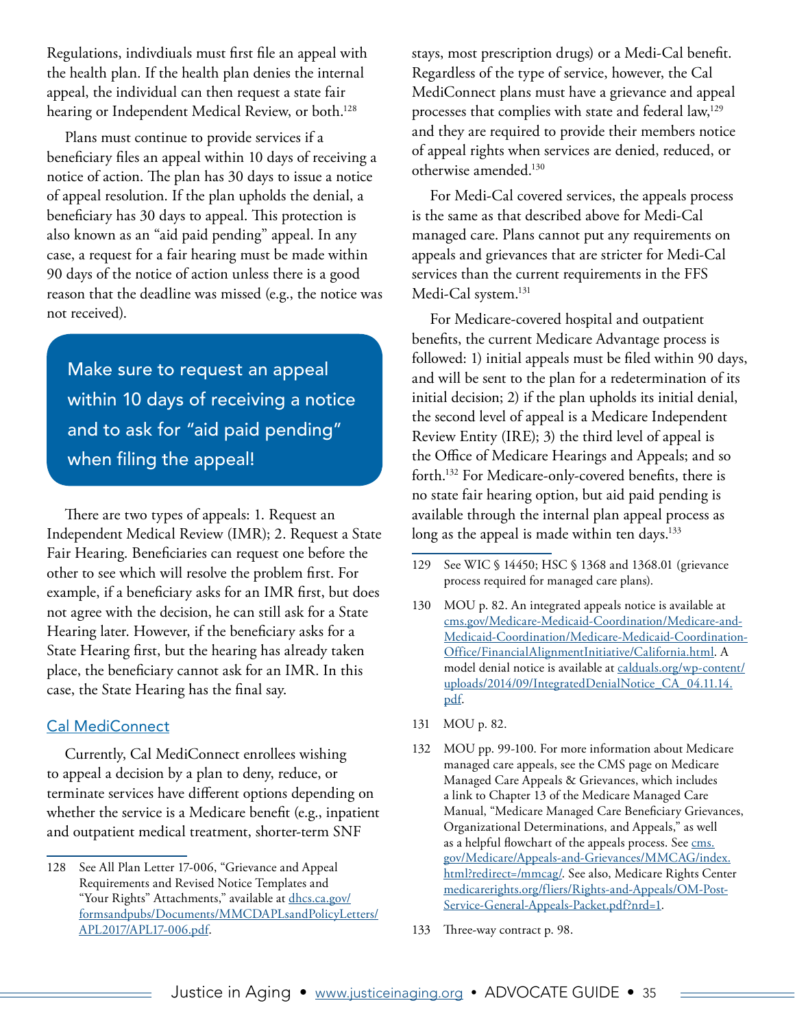Regulations, indivdiuals must first file an appeal with the health plan. If the health plan denies the internal appeal, the individual can then request a state fair hearing or Independent Medical Review, or both.[128]

Plans must continue to provide services if a beneficiary files an appeal within 10 days of receiving a notice of action. The plan has 30 days to issue a notice of appeal resolution. If the plan upholds the denial, a beneficiary has 30 days to appeal. This protection is also known as an "aid paid pending" appeal. In any case, a request for a fair hearing must be made within 90 days of the notice of action unless there is a good reason that the deadline was missed (e.g., the notice was not received).

> Make sure to request an appeal within 10 days of receiving a notice and to ask for "aid paid pending" when filing the appeal!

There are two types of appeals: 1. Request an Independent Medical Review (IMR); 2. Request a State Fair Hearing. Beneficiaries can request one before the other to see which will resolve the problem first. For example, if a beneficiary asks for an IMR first, but does not agree with the decision, he can still ask for a State Hearing later. However, if the beneficiary asks for a State Hearing first, but the hearing has already taken place, the beneficiary cannot ask for an IMR. In this case, the State Hearing has the final say.

### Cal MediConnect

Currently, Cal MediConnect enrollees wishing to appeal a decision by a plan to deny, reduce, or terminate services have different options depending on whether the service is a Medicare benefit (e.g., inpatient and outpatient medical treatment, shorter-term SNF stays, most prescription drugs) or a Medi-Cal benefit. Regardless of the type of service, however, the Cal MediConnect plans must have a grievance and appeal processes that complies with state and federal law,[129] and they are required to provide their members notice of appeal rights when services are denied, reduced, or otherwise amended.[130]

For Medi-Cal covered services, the appeals process is the same as that described above for Medi-Cal managed care. Plans cannot put any requirements on appeals and grievances that are stricter for Medi-Cal services than the current requirements in the FFS Medi-Cal system.[131]

For Medicare-covered hospital and outpatient benefits, the current Medicare Advantage process is followed: 1) initial appeals must be filed within 90 days, and will be sent to the plan for a redetermination of its initial decision; 2) if the plan upholds its initial denial, the second level of appeal is a Medicare Independent Review Entity (IRE); 3) the third level of appeal is the Office of Medicare Hearings and Appeals; and so forth.[132] For Medicare-only-covered benefits, there is no state fair hearing option, but aid paid pending is available through the internal plan appeal process as long as the appeal is made within ten days.[133]

---

128 See All Plan Letter 17-006, "Grievance and Appeal Requirements and Revised Notice Templates and "Your Rights" Attachments," available at dhcs.ca.gov/formsandpubs/Documents/MMCDAPLsandPolicyLetters/APL2017/APL17-006.pdf.

129 See WIC § 14450; HSC § 1368 and 1368.01 (grievance process required for managed care plans).

130 MOU p. 82. An integrated appeals notice is available at cms.gov/Medicare-Medicaid-Coordination/Medicare-and-Medicaid-Coordination/Medicare-Medicaid-Coordination-Office/FinancialAlignmentInitiative/California.html. A model denial notice is available at calduals.org/wp-content/uploads/2014/09/IntegratedDenialNotice_CA_04.11.14.pdf.

131 MOU p. 82.

132 MOU pp. 99-100. For more information about Medicare managed care appeals, see the CMS page on Medicare Managed Care Appeals & Grievances, which includes a link to Chapter 13 of the Medicare Managed Care Manual, "Medicare Managed Care Beneficiary Grievances, Organizational Determinations, and Appeals," as well as a helpful flowchart of the appeals process. See cms.gov/Medicare/Appeals-and-Grievances/MMCAG/index.html?redirect=/mmcag/. See also, Medicare Rights Center medicarerights.org/fliers/Rights-and-Appeals/OM-Post-Service-General-Appeals-Packet.pdf?nrd=1.

133 Three-way contract p. 98.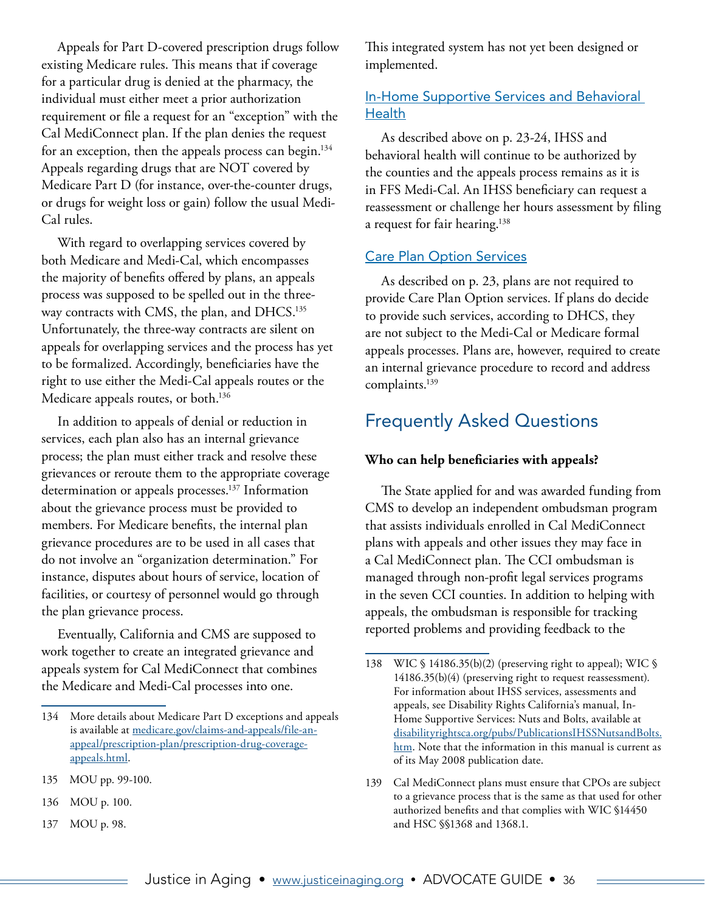Appeals for Part D-covered prescription drugs follow existing Medicare rules. This means that if coverage for a particular drug is denied at the pharmacy, the individual must either meet a prior authorization requirement or file a request for an "exception" with the Cal MediConnect plan. If the plan denies the request for an exception, then the appeals process can begin.[134] Appeals regarding drugs that are NOT covered by Medicare Part D (for instance, over-the-counter drugs, or drugs for weight loss or gain) follow the usual Medi-Cal rules.

With regard to overlapping services covered by both Medicare and Medi-Cal, which encompasses the majority of benefits offered by plans, an appeals process was supposed to be spelled out in the three-way contracts with CMS, the plan, and DHCS.[135] Unfortunately, the three-way contracts are silent on appeals for overlapping services and the process has yet to be formalized. Accordingly, beneficiaries have the right to use either the Medi-Cal appeals routes or the Medicare appeals routes, or both.[136]

In addition to appeals of denial or reduction in services, each plan also has an internal grievance process; the plan must either track and resolve these grievances or reroute them to the appropriate coverage determination or appeals processes.[137] Information about the grievance process must be provided to members. For Medicare benefits, the internal plan grievance procedures are to be used in all cases that do not involve an "organization determination." For instance, disputes about hours of service, location of facilities, or courtesy of personnel would go through the plan grievance process.

Eventually, California and CMS are supposed to work together to create an integrated grievance and appeals system for Cal MediConnect that combines the Medicare and Medi-Cal processes into one. This integrated system has not yet been designed or implemented.

### In-Home Supportive Services and Behavioral Health

As described above on p. 23-24, IHSS and behavioral health will continue to be authorized by the counties and the appeals process remains as it is in FFS Medi-Cal. An IHSS beneficiary can request a reassessment or challenge her hours assessment by filing a request for fair hearing.[138]

### Care Plan Option Services

As described on p. 23, plans are not required to provide Care Plan Option services. If plans do decide to provide such services, according to DHCS, they are not subject to the Medi-Cal or Medicare formal appeals processes. Plans are, however, required to create an internal grievance procedure to record and address complaints.[139]

## Frequently Asked Questions

**Who can help beneficiaries with appeals?**

The State applied for and was awarded funding from CMS to develop an independent ombudsman program that assists individuals enrolled in Cal MediConnect plans with appeals and other issues they may face in a Cal MediConnect plan. The CCI ombudsman is managed through non-profit legal services programs in the seven CCI counties. In addition to helping with appeals, the ombudsman is responsible for tracking reported problems and providing feedback to the

---

134 More details about Medicare Part D exceptions and appeals is available at medicare.gov/claims-and-appeals/file-an-appeal/prescription-plan/prescription-drug-coverage-appeals.html.

135 MOU pp. 99-100.

136 MOU p. 100.

137 MOU p. 98.

138 WIC § 14186.35(b)(2) (preserving right to appeal); WIC § 14186.35(b)(4) (preserving right to request reassessment). For information about IHSS services, assessments and appeals, see Disability Rights California's manual, In-Home Supportive Services: Nuts and Bolts, available at disabilityrightsca.org/pubs/PublicationsIHSSNutsandBolts.htm. Note that the information in this manual is current as of its May 2008 publication date.

139 Cal MediConnect plans must ensure that CPOs are subject to a grievance process that is the same as that used for other authorized benefits and that complies with WIC §14450 and HSC §§1368 and 1368.1.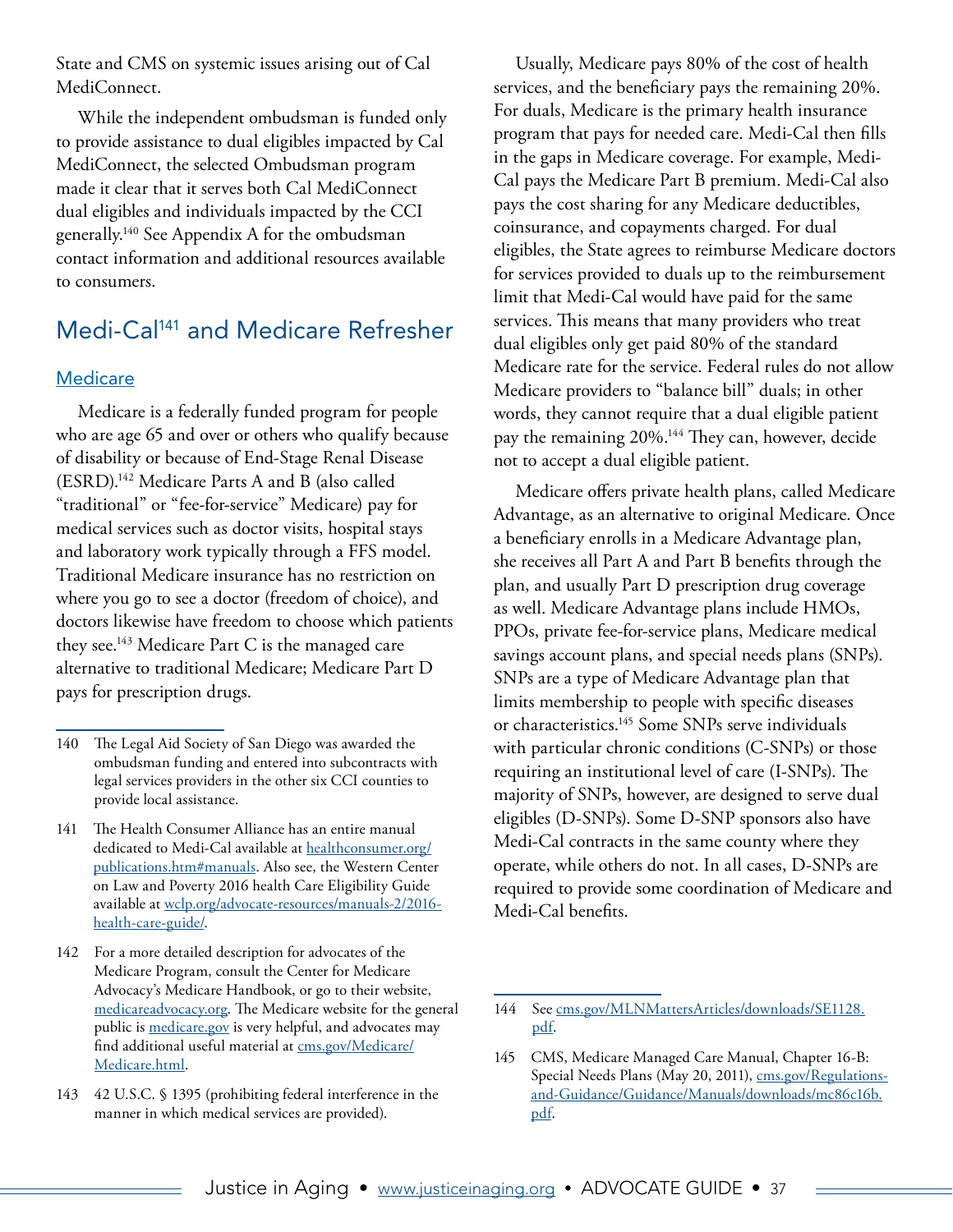State and CMS on systemic issues arising out of Cal MediConnect.

While the independent ombudsman is funded only to provide assistance to dual eligibles impacted by Cal MediConnect, the selected Ombudsman program made it clear that it serves both Cal MediConnect dual eligibles and individuals impacted by the CCI generally.[140] See Appendix A for the ombudsman contact information and additional resources available to consumers.

## Medi-Cal[141] and Medicare Refresher

### Medicare

Medicare is a federally funded program for people who are age 65 and over or others who qualify because of disability or because of End-Stage Renal Disease (ESRD).[142] Medicare Parts A and B (also called "traditional" or "fee-for-service" Medicare) pay for medical services such as doctor visits, hospital stays and laboratory work typically through a FFS model. Traditional Medicare insurance has no restriction on where you go to see a doctor (freedom of choice), and doctors likewise have freedom to choose which patients they see.[143] Medicare Part C is the managed care alternative to traditional Medicare; Medicare Part D pays for prescription drugs.

Usually, Medicare pays 80% of the cost of health services, and the beneficiary pays the remaining 20%. For duals, Medicare is the primary health insurance program that pays for needed care. Medi-Cal then fills in the gaps in Medicare coverage. For example, Medi-Cal pays the Medicare Part B premium. Medi-Cal also pays the cost sharing for any Medicare deductibles, coinsurance, and copayments charged. For dual eligibles, the State agrees to reimburse Medicare doctors for services provided to duals up to the reimbursement limit that Medi-Cal would have paid for the same services. This means that many providers who treat dual eligibles only get paid 80% of the standard Medicare rate for the service. Federal rules do not allow Medicare providers to "balance bill" duals; in other words, they cannot require that a dual eligible patient pay the remaining 20%.[144] They can, however, decide not to accept a dual eligible patient.

Medicare offers private health plans, called Medicare Advantage, as an alternative to original Medicare. Once a beneficiary enrolls in a Medicare Advantage plan, she receives all Part A and Part B benefits through the plan, and usually Part D prescription drug coverage as well. Medicare Advantage plans include HMOs, PPOs, private fee-for-service plans, Medicare medical savings account plans, and special needs plans (SNPs). SNPs are a type of Medicare Advantage plan that limits membership to people with specific diseases or characteristics.[145] Some SNPs serve individuals with particular chronic conditions (C-SNPs) or those requiring an institutional level of care (I-SNPs). The majority of SNPs, however, are designed to serve dual eligibles (D-SNPs). Some D-SNP sponsors also have Medi-Cal contracts in the same county where they operate, while others do not. In all cases, D-SNPs are required to provide some coordination of Medicare and Medi-Cal benefits.

---

140 The Legal Aid Society of San Diego was awarded the ombudsman funding and entered into subcontracts with legal services providers in the other six CCI counties to provide local assistance.

141 The Health Consumer Alliance has an entire manual dedicated to Medi-Cal available at healthconsumer.org/publications.htm#manuals. Also see, the Western Center on Law and Poverty 2016 health Care Eligibility Guide available at wclp.org/advocate-resources/manuals-2/2016-health-care-guide/.

142 For a more detailed description for advocates of the Medicare Program, consult the Center for Medicare Advocacy's Medicare Handbook, or go to their website, medicareadvocacy.org. The Medicare website for the general public is medicare.gov is very helpful, and advocates may find additional useful material at cms.gov/Medicare/Medicare.html.

143 42 U.S.C. § 1395 (prohibiting federal interference in the manner in which medical services are provided).

144 See cms.gov/MLNMattersArticles/downloads/SE1128.pdf.

145 CMS, Medicare Managed Care Manual, Chapter 16-B: Special Needs Plans (May 20, 2011), cms.gov/Regulations-and-Guidance/Guidance/Manuals/downloads/mc86c16b.pdf.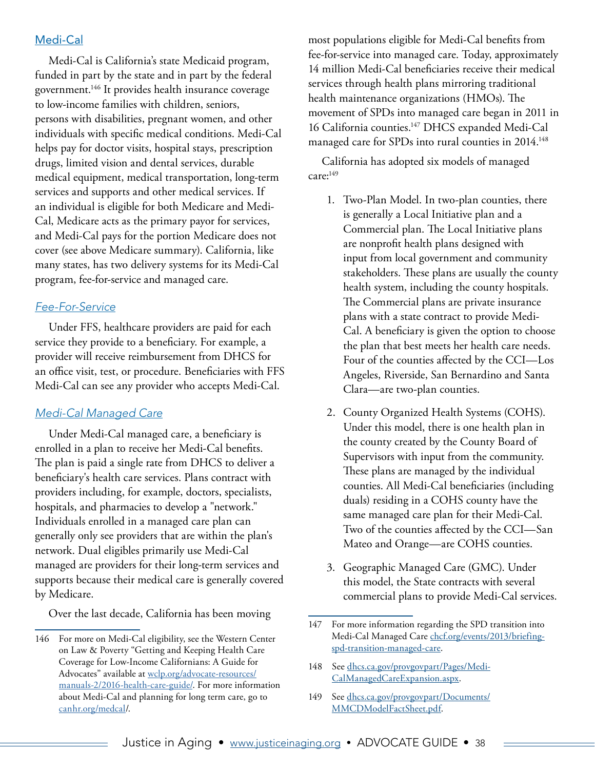## Medi-Cal

Medi-Cal is California's state Medicaid program, funded in part by the state and in part by the federal government.[146] It provides health insurance coverage to low-income families with children, seniors, persons with disabilities, pregnant women, and other individuals with specific medical conditions. Medi-Cal helps pay for doctor visits, hospital stays, prescription drugs, limited vision and dental services, durable medical equipment, medical transportation, long-term services and supports and other medical services. If an individual is eligible for both Medicare and Medi-Cal, Medicare acts as the primary payor for services, and Medi-Cal pays for the portion Medicare does not cover (see above Medicare summary). California, like many states, has two delivery systems for its Medi-Cal program, fee-for-service and managed care.

### *Fee-For-Service*

Under FFS, healthcare providers are paid for each service they provide to a beneficiary. For example, a provider will receive reimbursement from DHCS for an office visit, test, or procedure. Beneficiaries with FFS Medi-Cal can see any provider who accepts Medi-Cal.

### *Medi-Cal Managed Care*

Under Medi-Cal managed care, a beneficiary is enrolled in a plan to receive her Medi-Cal benefits. The plan is paid a single rate from DHCS to deliver a beneficiary's health care services. Plans contract with providers including, for example, doctors, specialists, hospitals, and pharmacies to develop a "network." Individuals enrolled in a managed care plan can generally only see providers that are within the plan's network. Dual eligibles primarily use Medi-Cal managed are providers for their long-term services and supports because their medical care is generally covered by Medicare.

Over the last decade, California has been moving most populations eligible for Medi-Cal benefits from fee-for-service into managed care. Today, approximately 14 million Medi-Cal beneficiaries receive their medical services through health plans mirroring traditional health maintenance organizations (HMOs). The movement of SPDs into managed care began in 2011 in 16 California counties.[147] DHCS expanded Medi-Cal managed care for SPDs into rural counties in 2014.[148]

California has adopted six models of managed care:[149]

1. Two-Plan Model. In two-plan counties, there is generally a Local Initiative plan and a Commercial plan. The Local Initiative plans are nonprofit health plans designed with input from local government and community stakeholders. These plans are usually the county health system, including the county hospitals. The Commercial plans are private insurance plans with a state contract to provide Medi-Cal. A beneficiary is given the option to choose the plan that best meets her health care needs. Four of the counties affected by the CCI—Los Angeles, Riverside, San Bernardino and Santa Clara—are two-plan counties.

2. County Organized Health Systems (COHS). Under this model, there is one health plan in the county created by the County Board of Supervisors with input from the community. These plans are managed by the individual counties. All Medi-Cal beneficiaries (including duals) residing in a COHS county have the same managed care plan for their Medi-Cal. Two of the counties affected by the CCI—San Mateo and Orange—are COHS counties.

3. Geographic Managed Care (GMC). Under this model, the State contracts with several commercial plans to provide Medi-Cal services.

---

146 For more on Medi-Cal eligibility, see the Western Center on Law & Poverty "Getting and Keeping Health Care Coverage for Low-Income Californians: A Guide for Advocates" available at wclp.org/advocate-resources/manuals-2/2016-health-care-guide/. For more information about Medi-Cal and planning for long term care, go to canhr.org/medcal/.

147 For more information regarding the SPD transition into Medi-Cal Managed Care chcf.org/events/2013/briefing-spd-transition-managed-care.

148 See dhcs.ca.gov/provgovpart/Pages/Medi-CalManagedCareExpansion.aspx.

149 See dhcs.ca.gov/provgovpart/Documents/MMCDModelFactSheet.pdf.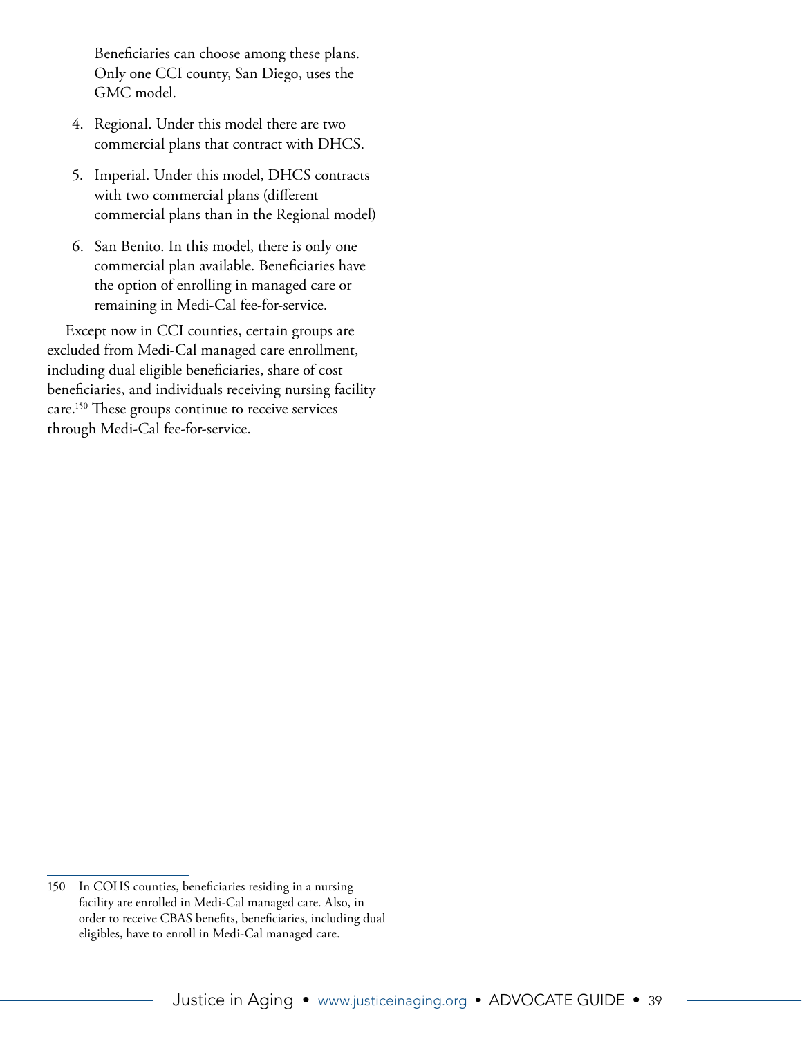Beneficiaries can choose among these plans. Only one CCI county, San Diego, uses the GMC model.

4. Regional. Under this model there are two commercial plans that contract with DHCS.
5. Imperial. Under this model, DHCS contracts with two commercial plans (different commercial plans than in the Regional model)
6. San Benito. In this model, there is only one commercial plan available. Beneficiaries have the option of enrolling in managed care or remaining in Medi-Cal fee-for-service.

Except now in CCI counties, certain groups are excluded from Medi-Cal managed care enrollment, including dual eligible beneficiaries, share of cost beneficiaries, and individuals receiving nursing facility care.[150] These groups continue to receive services through Medi-Cal fee-for-service.

150 In COHS counties, beneficiaries residing in a nursing facility are enrolled in Medi-Cal managed care. Also, in order to receive CBAS benefits, beneficiaries, including dual eligibles, have to enroll in Medi-Cal managed care.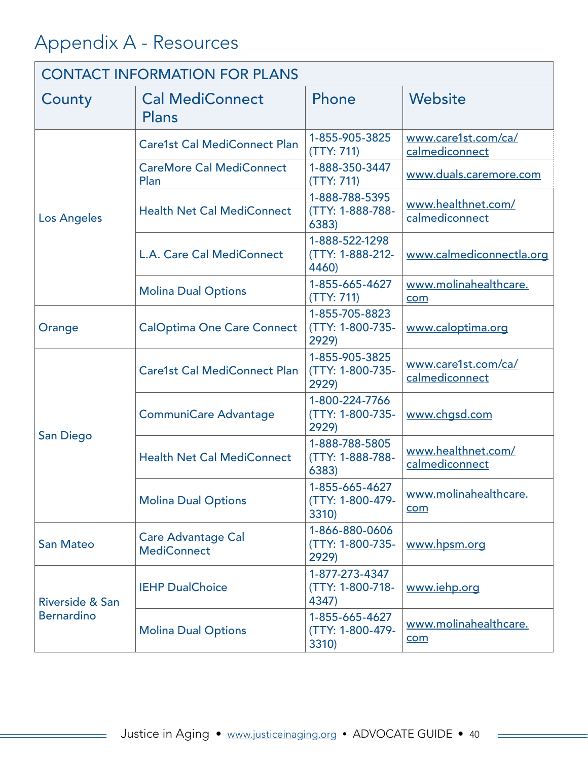# Appendix A - Resources

| CONTACT INFORMATION FOR PLANS | | | |
|---|---|---|---|
| **County** | **Cal MediConnect Plans** | **Phone** | **Website** |
| Los Angeles | Care1st Cal MediConnect Plan | 1-855-905-3825 (TTY: 711) | www.care1st.com/ca/calmediconnect |
| | CareMore Cal MediConnect Plan | 1-888-350-3447 (TTY: 711) | www.duals.caremore.com |
| | Health Net Cal MediConnect | 1-888-788-5395 (TTY: 1-888-788-6383) | www.healthnet.com/calmediconnect |
| | L.A. Care Cal MediConnect | 1-888-522-1298 (TTY: 1-888-212-4460) | www.calmediconnectla.org |
| | Molina Dual Options | 1-855-665-4627 (TTY: 711) | www.molinahealthcare.com |
| Orange | CalOptima One Care Connect | 1-855-705-8823 (TTY: 1-800-735-2929) | www.caloptima.org |
| San Diego | Care1st Cal MediConnect Plan | 1-855-905-3825 (TTY: 1-800-735-2929) | www.care1st.com/ca/calmediconnect |
| | CommuniCare Advantage | 1-800-224-7766 (TTY: 1-800-735-2929) | www.chgsd.com |
| | Health Net Cal MediConnect | 1-888-788-5805 (TTY: 1-888-788-6383) | www.healthnet.com/calmediconnect |
| | Molina Dual Options | 1-855-665-4627 (TTY: 1-800-479-3310) | www.molinahealthcare.com |
| San Mateo | Care Advantage Cal MediConnect | 1-866-880-0606 (TTY: 1-800-735-2929) | www.hpsm.org |
| Riverside & San Bernardino | IEHP DualChoice | 1-877-273-4347 (TTY: 1-800-718-4347) | www.iehp.org |
| | Molina Dual Options | 1-855-665-4627 (TTY: 1-800-479-3310) | www.molinahealthcare.com |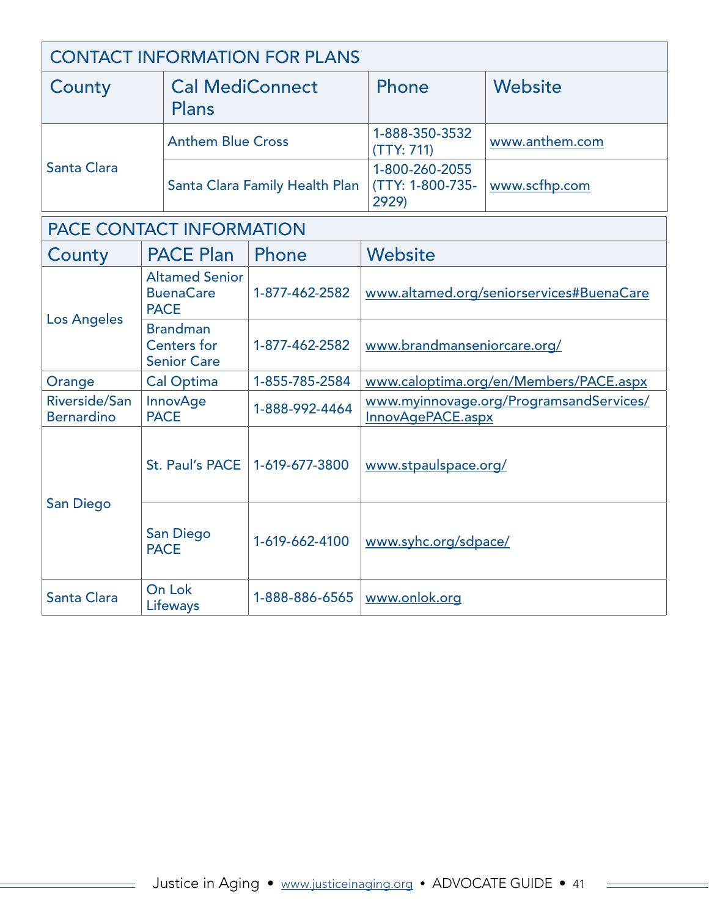| CONTACT INFORMATION FOR PLANS | | | |
|---|---|---|---|
| **County** | **Cal MediConnect Plans** | **Phone** | **Website** |
| Santa Clara | Anthem Blue Cross | 1-888-350-3532 (TTY: 711) | www.anthem.com |
| | Santa Clara Family Health Plan | 1-800-260-2055 (TTY: 1-800-735-2929) | www.scfhp.com |

| PACE CONTACT INFORMATION | | | |
|---|---|---|---|
| **County** | **PACE Plan** | **Phone** | **Website** |
| Los Angeles | Altamed Senior BuenaCare PACE | 1-877-462-2582 | www.altamed.org/seniorservices#BuenaCare |
| | Brandman Centers for Senior Care | 1-877-462-2582 | www.brandmanseniorcare.org/ |
| Orange | Cal Optima | 1-855-785-2584 | www.caloptima.org/en/Members/PACE.aspx |
| Riverside/San Bernardino | InnovAge PACE | 1-888-992-4464 | www.myinnovage.org/ProgramsandServices/InnovAgePACE.aspx |
| San Diego | St. Paul's PACE | 1-619-677-3800 | www.stpaulspace.org/ |
| | San Diego PACE | 1-619-662-4100 | www.syhc.org/sdpace/ |
| Santa Clara | On Lok Lifeways | 1-888-886-6565 | www.onlok.org |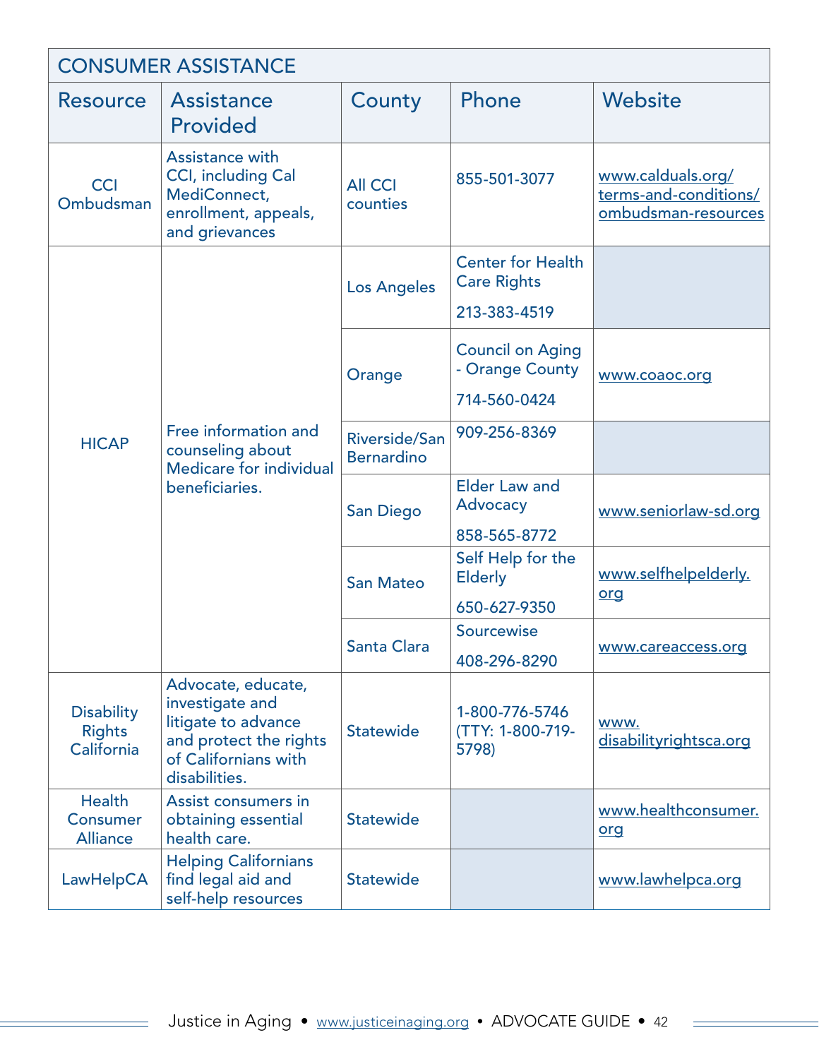| CONSUMER ASSISTANCE | | | | |
|---|---|---|---|---|
| Resource | Assistance Provided | County | Phone | Website |
| CCI Ombudsman | Assistance with CCI, including Cal MediConnect, enrollment, appeals, and grievances | All CCI counties | 855-501-3077 | www.calduals.org/terms-and-conditions/ombudsman-resources |
| HICAP | Free information and counseling about Medicare for individual beneficiaries. | Los Angeles | Center for Health Care Rights 213-383-4519 | |
| | | Orange | Council on Aging - Orange County 714-560-0424 | www.coaoc.org |
| | | Riverside/San Bernardino | 909-256-8369 | |
| | | San Diego | Elder Law and Advocacy 858-565-8772 | www.seniorlaw-sd.org |
| | | San Mateo | Self Help for the Elderly 650-627-9350 | www.selfhelpelderly.org |
| | | Santa Clara | Sourcewise 408-296-8290 | www.careaccess.org |
| Disability Rights California | Advocate, educate, investigate and litigate to advance and protect the rights of Californians with disabilities. | Statewide | 1-800-776-5746 (TTY: 1-800-719-5798) | www.disabilityrightsca.org |
| Health Consumer Alliance | Assist consumers in obtaining essential health care. | Statewide | | www.healthconsumer.org |
| LawHelpCA | Helping Californians find legal aid and self-help resources | Statewide | | www.lawhelpca.org |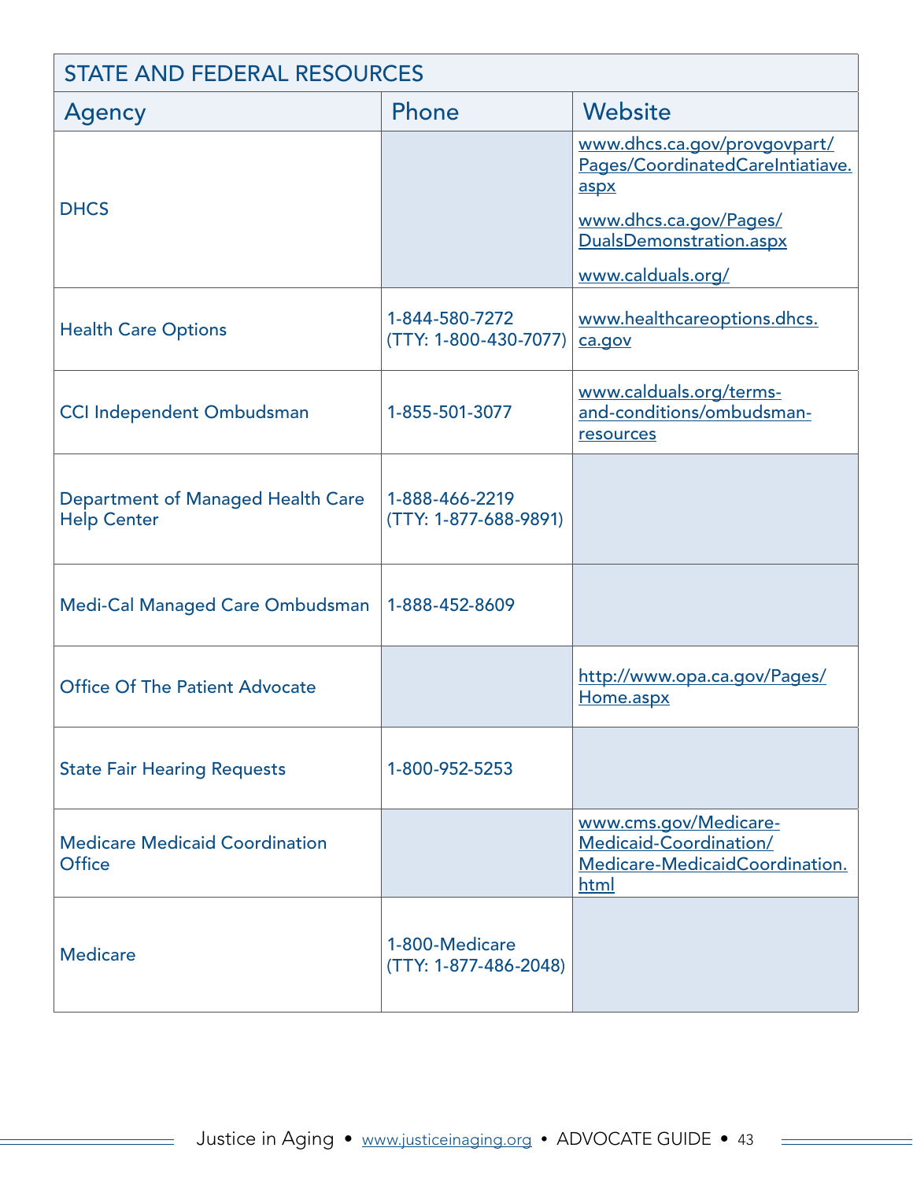| STATE AND FEDERAL RESOURCES | | |
|---|---|---|
| **Agency** | **Phone** | **Website** |
| DHCS | | www.dhcs.ca.gov/provgovpart/Pages/CoordinatedCareIntiatiave.aspx<br>www.dhcs.ca.gov/Pages/DualsDemonstration.aspx<br>www.calduals.org/ |
| Health Care Options | 1-844-580-7272 (TTY: 1-800-430-7077) | www.healthcareoptions.dhcs.ca.gov |
| CCI Independent Ombudsman | 1-855-501-3077 | www.calduals.org/terms-and-conditions/ombudsman-resources |
| Department of Managed Health Care Help Center | 1-888-466-2219 (TTY: 1-877-688-9891) | |
| Medi-Cal Managed Care Ombudsman | 1-888-452-8609 | |
| Office Of The Patient Advocate | | http://www.opa.ca.gov/Pages/Home.aspx |
| State Fair Hearing Requests | 1-800-952-5253 | |
| Medicare Medicaid Coordination Office | | www.cms.gov/Medicare-Medicaid-Coordination/Medicare-MedicaidCoordination.html |
| Medicare | 1-800-Medicare (TTY: 1-877-486-2048) | |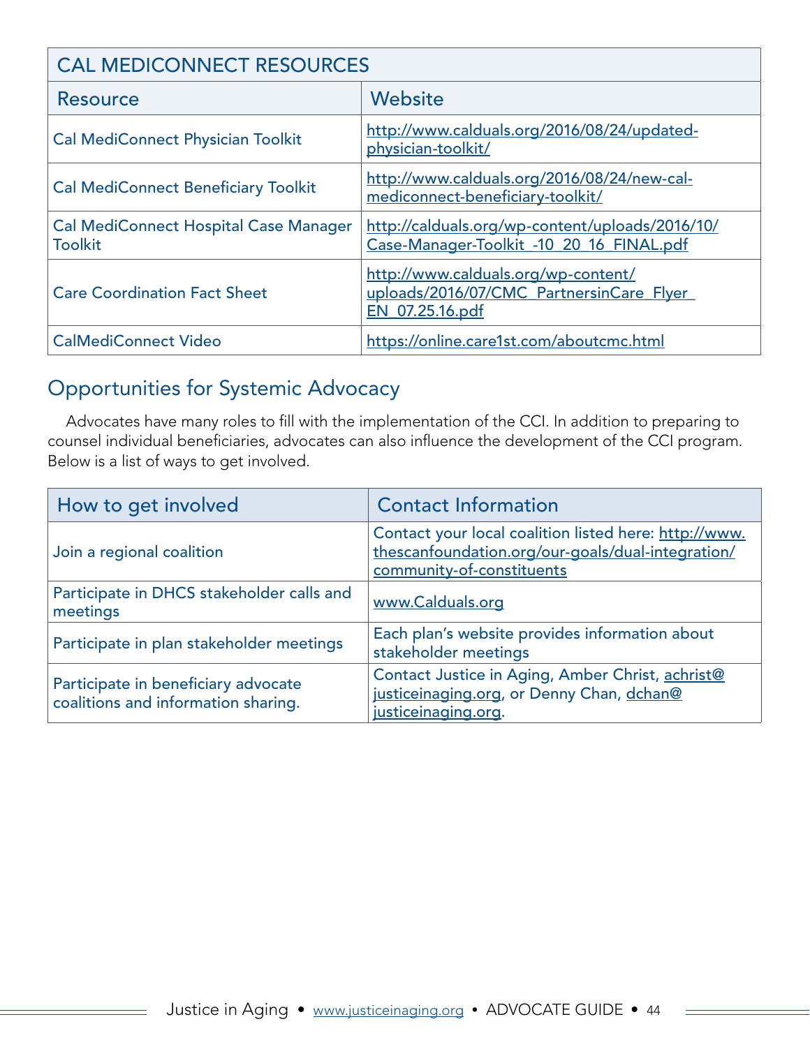| CAL MEDICONNECT RESOURCES | |
|---|---|
| **Resource** | **Website** |
| Cal MediConnect Physician Toolkit | http://www.calduals.org/2016/08/24/updated-physician-toolkit/ |
| Cal MediConnect Beneficiary Toolkit | http://www.calduals.org/2016/08/24/new-cal-mediconnect-beneficiary-toolkit/ |
| Cal MediConnect Hospital Case Manager Toolkit | http://calduals.org/wp-content/uploads/2016/10/Case-Manager-Toolkit_-10_20_16_FINAL.pdf |
| Care Coordination Fact Sheet | http://www.calduals.org/wp-content/uploads/2016/07/CMC_PartnersinCare_Flyer_EN_07.25.16.pdf |
| CalMediConnect Video | https://online.care1st.com/aboutcmc.html |

## Opportunities for Systemic Advocacy

Advocates have many roles to fill with the implementation of the CCI. In addition to preparing to counsel individual beneficiaries, advocates can also influence the development of the CCI program. Below is a list of ways to get involved.

| How to get involved | Contact Information |
|---|---|
| Join a regional coalition | Contact your local coalition listed here: http://www.thescanfoundation.org/our-goals/dual-integration/community-of-constituents |
| Participate in DHCS stakeholder calls and meetings | www.Calduals.org |
| Participate in plan stakeholder meetings | Each plan's website provides information about stakeholder meetings |
| Participate in beneficiary advocate coalitions and information sharing. | Contact Justice in Aging, Amber Christ, achrist@justiceinaging.org, or Denny Chan, dchan@justiceinaging.org. |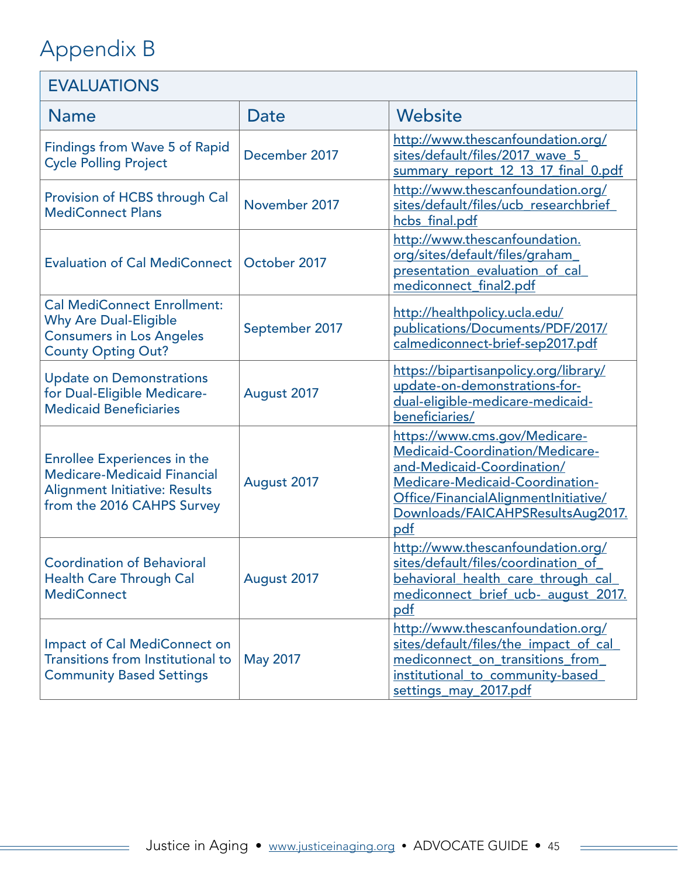# Appendix B

| EVALUATIONS | | |
|---|---|---|
| **Name** | **Date** | **Website** |
| Findings from Wave 5 of Rapid Cycle Polling Project | December 2017 | http://www.thescanfoundation.org/sites/default/files/2017_wave_5_summary_report_12_13_17_final_0.pdf |
| Provision of HCBS through Cal MediConnect Plans | November 2017 | http://www.thescanfoundation.org/sites/default/files/ucb_researchbrief_hcbs_final.pdf |
| Evaluation of Cal MediConnect | October 2017 | http://www.thescanfoundation.org/sites/default/files/graham_presentation_evaluation_of_cal_mediconnect_final2.pdf |
| Cal MediConnect Enrollment: Why Are Dual-Eligible Consumers in Los Angeles County Opting Out? | September 2017 | http://healthpolicy.ucla.edu/publications/Documents/PDF/2017/calmediconnect-brief-sep2017.pdf |
| Update on Demonstrations for Dual-Eligible Medicare-Medicaid Beneficiaries | August 2017 | https://bipartisanpolicy.org/library/update-on-demonstrations-for-dual-eligible-medicare-medicaid-beneficiaries/ |
| Enrollee Experiences in the Medicare-Medicaid Financial Alignment Initiative: Results from the 2016 CAHPS Survey | August 2017 | https://www.cms.gov/Medicare-Medicaid-Coordination/Medicare-and-Medicaid-Coordination/Medicare-Medicaid-Coordination-Office/FinancialAlignmentInitiative/Downloads/FAICAHPSResultsAug2017.pdf |
| Coordination of Behavioral Health Care Through Cal MediConnect | August 2017 | http://www.thescanfoundation.org/sites/default/files/coordination_of_behavioral_health_care_through_cal_mediconnect_brief_ucb-_august_2017.pdf |
| Impact of Cal MediConnect on Transitions from Institutional to Community Based Settings | May 2017 | http://www.thescanfoundation.org/sites/default/files/the_impact_of_cal_mediconnect_on_transitions_from_institutional_to_community-based_settings_may_2017.pdf |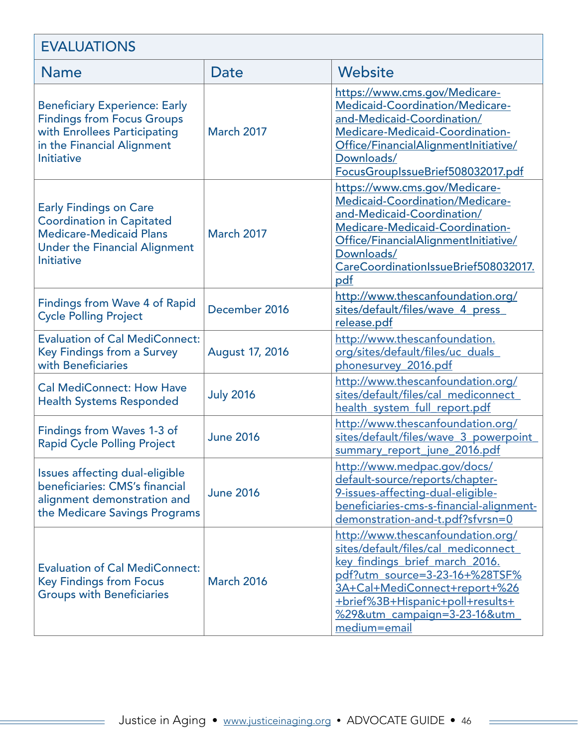| EVALUATIONS | | |
|---|---|---|
| **Name** | **Date** | **Website** |
| Beneficiary Experience: Early Findings from Focus Groups with Enrollees Participating in the Financial Alignment Initiative | March 2017 | https://www.cms.gov/Medicare-Medicaid-Coordination/Medicare-and-Medicaid-Coordination/Medicare-Medicaid-Coordination-Office/FinancialAlignmentInitiative/Downloads/FocusGroupIssueBrief508032017.pdf |
| Early Findings on Care Coordination in Capitated Medicare-Medicaid Plans Under the Financial Alignment Initiative | March 2017 | https://www.cms.gov/Medicare-Medicaid-Coordination/Medicare-and-Medicaid-Coordination/Medicare-Medicaid-Coordination-Office/FinancialAlignmentInitiative/Downloads/CareCoordinationIssueBrief508032017.pdf |
| Findings from Wave 4 of Rapid Cycle Polling Project | December 2016 | http://www.thescanfoundation.org/sites/default/files/wave_4_press_release.pdf |
| Evaluation of Cal MediConnect: Key Findings from a Survey with Beneficiaries | August 17, 2016 | http://www.thescanfoundation.org/sites/default/files/uc_duals_phonesurvey_2016.pdf |
| Cal MediConnect: How Have Health Systems Responded | July 2016 | http://www.thescanfoundation.org/sites/default/files/cal_mediconnect_health_system_full_report.pdf |
| Findings from Waves 1-3 of Rapid Cycle Polling Project | June 2016 | http://www.thescanfoundation.org/sites/default/files/wave_3_powerpoint_summary_report_june_2016.pdf |
| Issues affecting dual-eligible beneficiaries: CMS's financial alignment demonstration and the Medicare Savings Programs | June 2016 | http://www.medpac.gov/docs/default-source/reports/chapter-9-issues-affecting-dual-eligible-beneficiaries-cms-s-financial-alignment-demonstration-and-t.pdf?sfvrsn=0 |
| Evaluation of Cal MediConnect: Key Findings from Focus Groups with Beneficiaries | March 2016 | http://www.thescanfoundation.org/sites/default/files/cal_mediconnect_key_findings_brief_march_2016.pdf?utm_source=3-23-16+%28TSF%3A+Cal+MediConnect+report+%26+brief%3B+Hispanic+poll+results+%29&utm_campaign=3-23-16&utm_medium=email |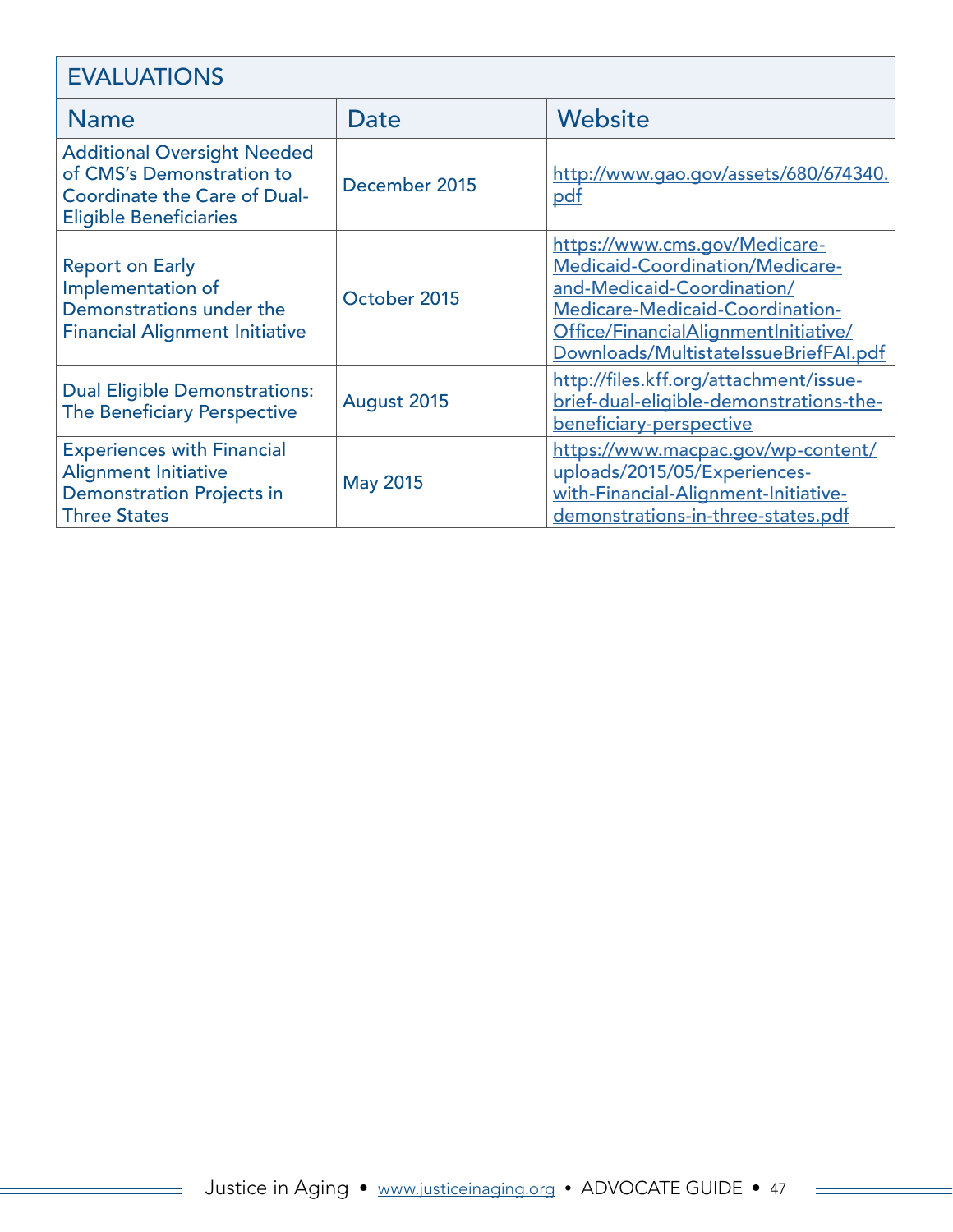| EVALUATIONS | | |
| --- | --- | --- |
| **Name** | **Date** | **Website** |
| Additional Oversight Needed of CMS's Demonstration to Coordinate the Care of Dual-Eligible Beneficiaries | December 2015 | http://www.gao.gov/assets/680/674340.pdf |
| Report on Early Implementation of Demonstrations under the Financial Alignment Initiative | October 2015 | https://www.cms.gov/Medicare-Medicaid-Coordination/Medicare-and-Medicaid-Coordination/Medicare-Medicaid-Coordination-Office/FinancialAlignmentInitiative/Downloads/MultistateIssueBriefFAI.pdf |
| Dual Eligible Demonstrations: The Beneficiary Perspective | August 2015 | http://files.kff.org/attachment/issue-brief-dual-eligible-demonstrations-the-beneficiary-perspective |
| Experiences with Financial Alignment Initiative Demonstration Projects in Three States | May 2015 | https://www.macpac.gov/wp-content/uploads/2015/05/Experiences-with-Financial-Alignment-Initiative-demonstrations-in-three-states.pdf |